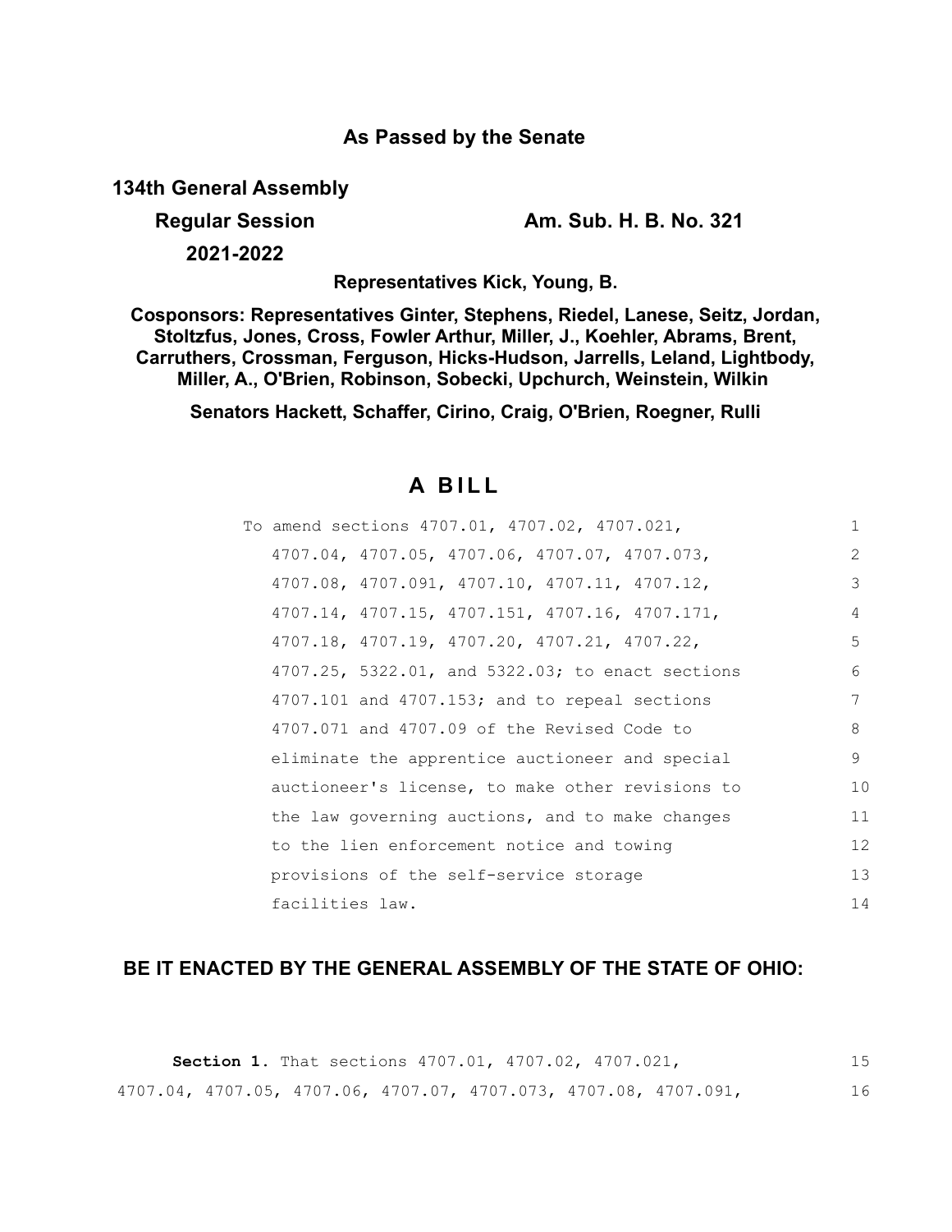## As Passed by the Senate

**134th General Assembly**

**Regular Session** **Am. Sub. H. B. No. 321**

**2021-2022**

**Representatives Kick, Young, B.**

**Cosponsors: Representatives Ginter, Stephens, Riedel, Lanese, Seitz, Jordan, Stoltzfus, Jones, Cross, Fowler Arthur, Miller, J., Koehler, Abrams, Brent, Carruthers, Crossman, Ferguson, Hicks-Hudson, Jarrells, Leland, Lightbody, Miller, A., O'Brien, Robinson, Sobecki, Upchurch, Weinstein, Wilkin**

**Senators Hackett, Schaffer, Cirino, Craig, O'Brien, Roegner, Rulli**

# A BILL

To amend sections 4707.01, 4707.02, 4707.021, 4707.04, 4707.05, 4707.06, 4707.07, 4707.073, 4707.08, 4707.091, 4707.10, 4707.11, 4707.12, 4707.14, 4707.15, 4707.151, 4707.16, 4707.171, 4707.18, 4707.19, 4707.20, 4707.21, 4707.22, 4707.25, 5322.01, and 5322.03; to enact sections 4707.101 and 4707.153; and to repeal sections 4707.071 and 4707.09 of the Revised Code to eliminate the apprentice auctioneer and special auctioneer's license, to make other revisions to the law governing auctions, and to make changes to the lien enforcement notice and towing provisions of the self-service storage facilities law.

**BE IT ENACTED BY THE GENERAL ASSEMBLY OF THE STATE OF OHIO:**

**Section 1.** That sections 4707.01, 4707.02, 4707.021, 4707.04, 4707.05, 4707.06, 4707.07, 4707.073, 4707.08, 4707.091,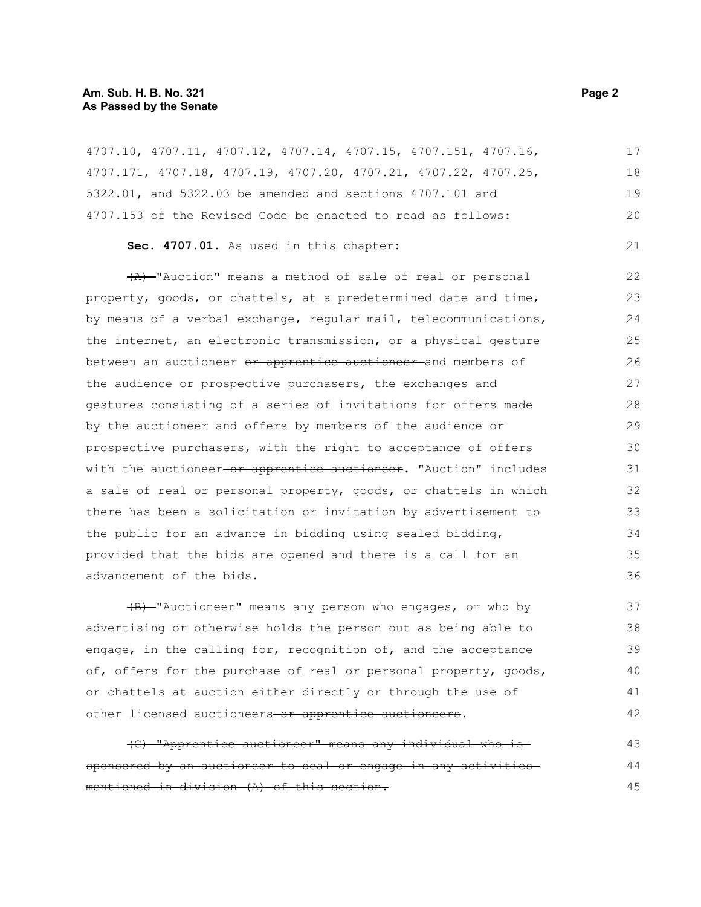4707.10, 4707.11, 4707.12, 4707.14, 4707.15, 4707.151, 4707.16, 4707.171, 4707.18, 4707.19, 4707.20, 4707.21, 4707.22, 4707.25, 5322.01, and 5322.03 be amended and sections 4707.101 and 4707.153 of the Revised Code be enacted to read as follows:

**Sec. 4707.01.** As used in this chapter:

~~(A)~~ "Auction" means a method of sale of real or personal property, goods, or chattels, at a predetermined date and time, by means of a verbal exchange, regular mail, telecommunications, the internet, an electronic transmission, or a physical gesture between an auctioneer ~~or apprentice auctioneer~~ and members of the audience or prospective purchasers, the exchanges and gestures consisting of a series of invitations for offers made by the auctioneer and offers by members of the audience or prospective purchasers, with the right to acceptance of offers with the auctioneer ~~or apprentice auctioneer~~. "Auction" includes a sale of real or personal property, goods, or chattels in which there has been a solicitation or invitation by advertisement to the public for an advance in bidding using sealed bidding, provided that the bids are opened and there is a call for an advancement of the bids.

~~(B)~~ "Auctioneer" means any person who engages, or who by advertising or otherwise holds the person out as being able to engage, in the calling for, recognition of, and the acceptance of, offers for the purchase of real or personal property, goods, or chattels at auction either directly or through the use of other licensed auctioneers ~~or apprentice auctioneers~~.

~~(C) "Apprentice auctioneer" means any individual who is sponsored by an auctioneer to deal or engage in any activities mentioned in division (A) of this section.~~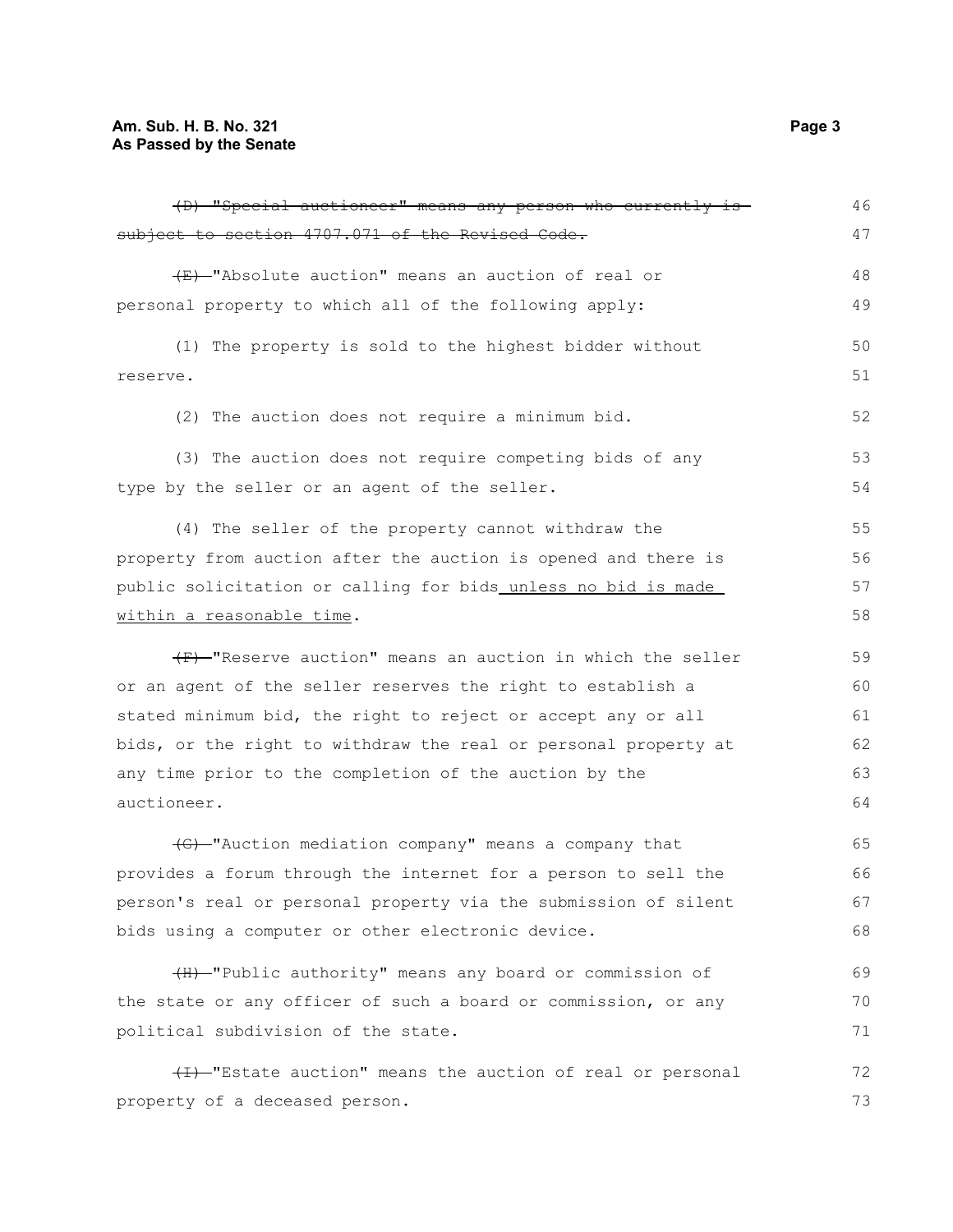~~(D) "Special auctioneer" means any person who currently is subject to section 4707.071 of the Revised Code.~~

~~(E)~~ "Absolute auction" means an auction of real or personal property to which all of the following apply:

(1) The property is sold to the highest bidder without reserve.

(2) The auction does not require a minimum bid.

(3) The auction does not require competing bids of any type by the seller or an agent of the seller.

(4) The seller of the property cannot withdraw the property from auction after the auction is opened and there is public solicitation or calling for bids unless no bid is made within a reasonable time.

~~(F)~~ "Reserve auction" means an auction in which the seller or an agent of the seller reserves the right to establish a stated minimum bid, the right to reject or accept any or all bids, or the right to withdraw the real or personal property at any time prior to the completion of the auction by the auctioneer.

~~(G)~~ "Auction mediation company" means a company that provides a forum through the internet for a person to sell the person's real or personal property via the submission of silent bids using a computer or other electronic device.

~~(H)~~ "Public authority" means any board or commission of the state or any officer of such a board or commission, or any political subdivision of the state.

~~(I)~~ "Estate auction" means the auction of real or personal property of a deceased person.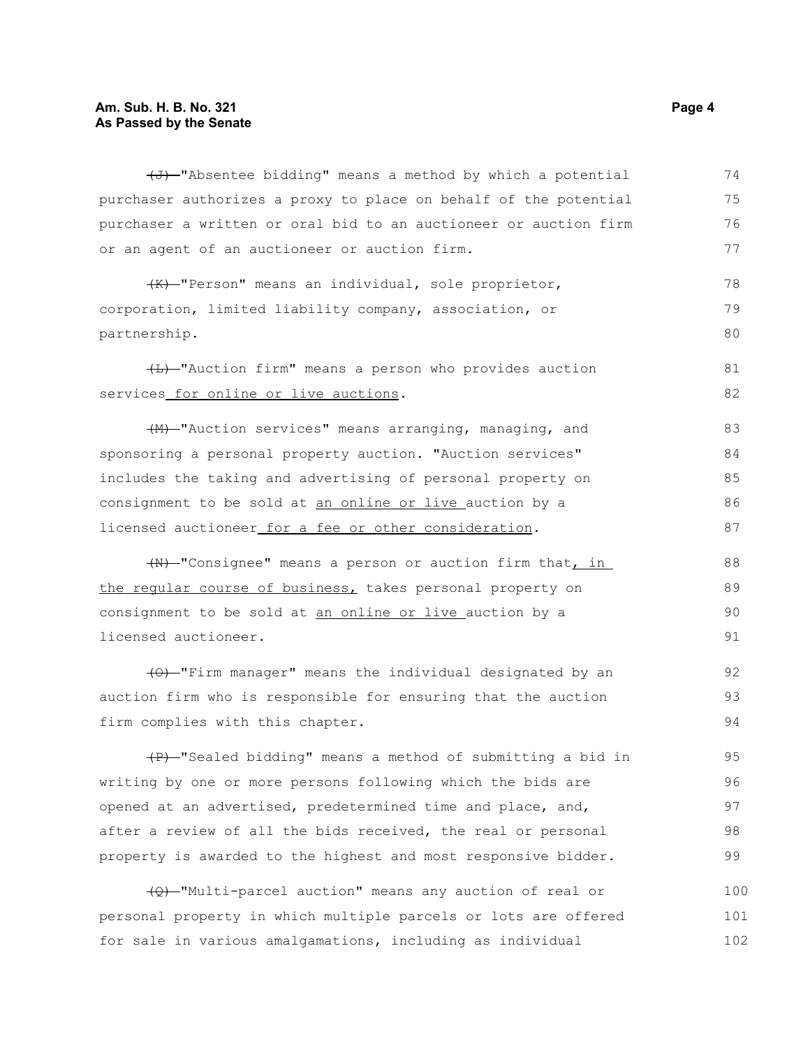~~(J)~~ "Absentee bidding" means a method by which a potential purchaser authorizes a proxy to place on behalf of the potential purchaser a written or oral bid to an auctioneer or auction firm or an agent of an auctioneer or auction firm.

~~(K)~~ "Person" means an individual, sole proprietor, corporation, limited liability company, association, or partnership.

~~(L)~~ "Auction firm" means a person who provides auction services <u>for online or live auctions</u>.

~~(M)~~ "Auction services" means arranging, managing, and sponsoring a personal property auction. "Auction services" includes the taking and advertising of personal property on consignment to be sold at <u>an online or live</u> auction by a licensed auctioneer <u>for a fee or other consideration</u>.

~~(N)~~ "Consignee" means a person or auction firm that<u>, in the regular course of business,</u> takes personal property on consignment to be sold at <u>an online or live</u> auction by a licensed auctioneer.

~~(O)~~ "Firm manager" means the individual designated by an auction firm who is responsible for ensuring that the auction firm complies with this chapter.

~~(P)~~ "Sealed bidding" means a method of submitting a bid in writing by one or more persons following which the bids are opened at an advertised, predetermined time and place, and, after a review of all the bids received, the real or personal property is awarded to the highest and most responsive bidder.

~~(Q)~~ "Multi-parcel auction" means any auction of real or personal property in which multiple parcels or lots are offered for sale in various amalgamations, including as individual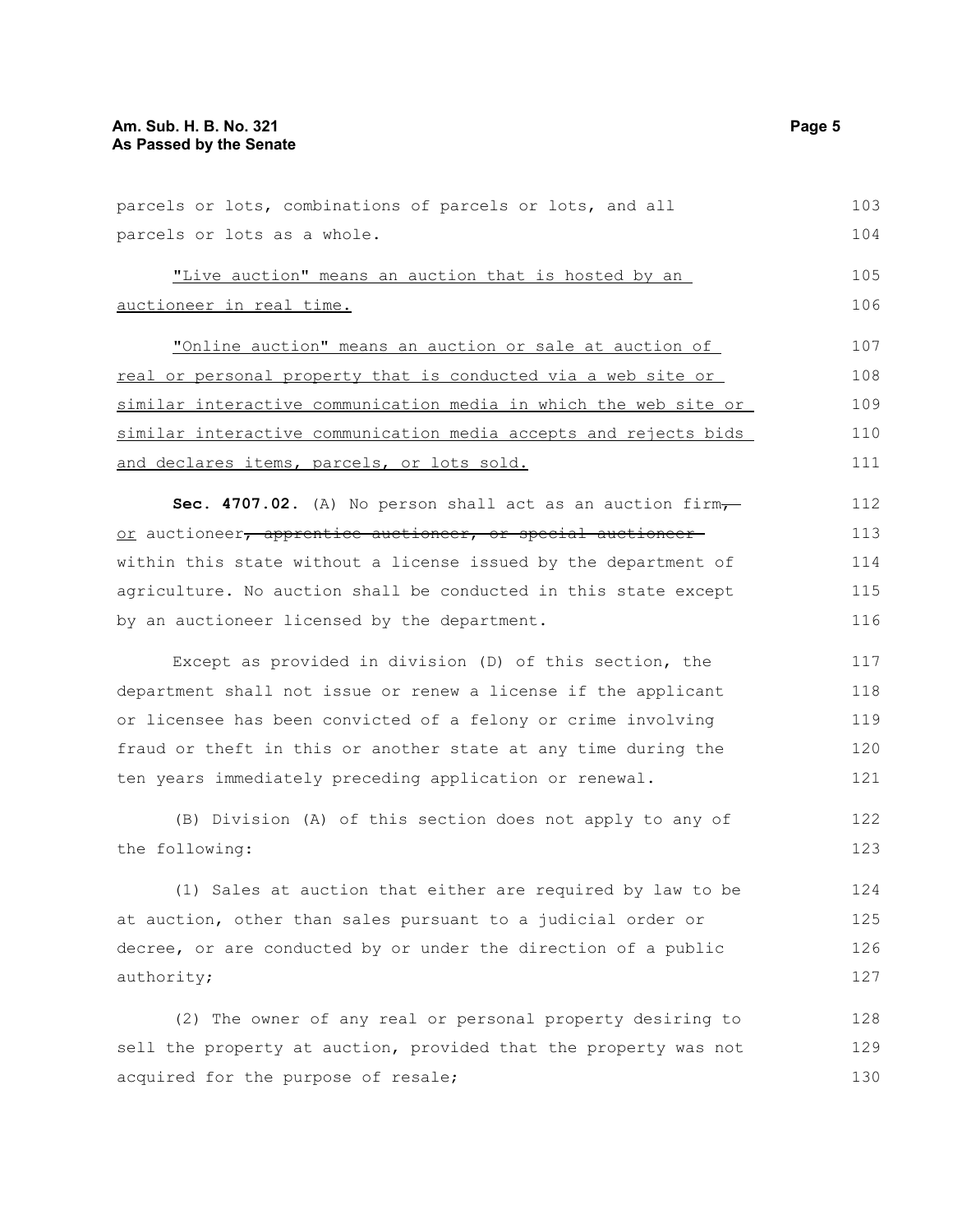parcels or lots, combinations of parcels or lots, and all parcels or lots as a whole.

"Live auction" means an auction that is hosted by an auctioneer in real time.

"Online auction" means an auction or sale at auction of real or personal property that is conducted via a web site or similar interactive communication media in which the web site or similar interactive communication media accepts and rejects bids and declares items, parcels, or lots sold.

**Sec. 4707.02.** (A) No person shall act as an auction firm, or auctioneer, apprentice auctioneer, or special auctioneer within this state without a license issued by the department of agriculture. No auction shall be conducted in this state except by an auctioneer licensed by the department.

Except as provided in division (D) of this section, the department shall not issue or renew a license if the applicant or licensee has been convicted of a felony or crime involving fraud or theft in this or another state at any time during the ten years immediately preceding application or renewal.

(B) Division (A) of this section does not apply to any of the following:

(1) Sales at auction that either are required by law to be at auction, other than sales pursuant to a judicial order or decree, or are conducted by or under the direction of a public authority;

(2) The owner of any real or personal property desiring to sell the property at auction, provided that the property was not acquired for the purpose of resale;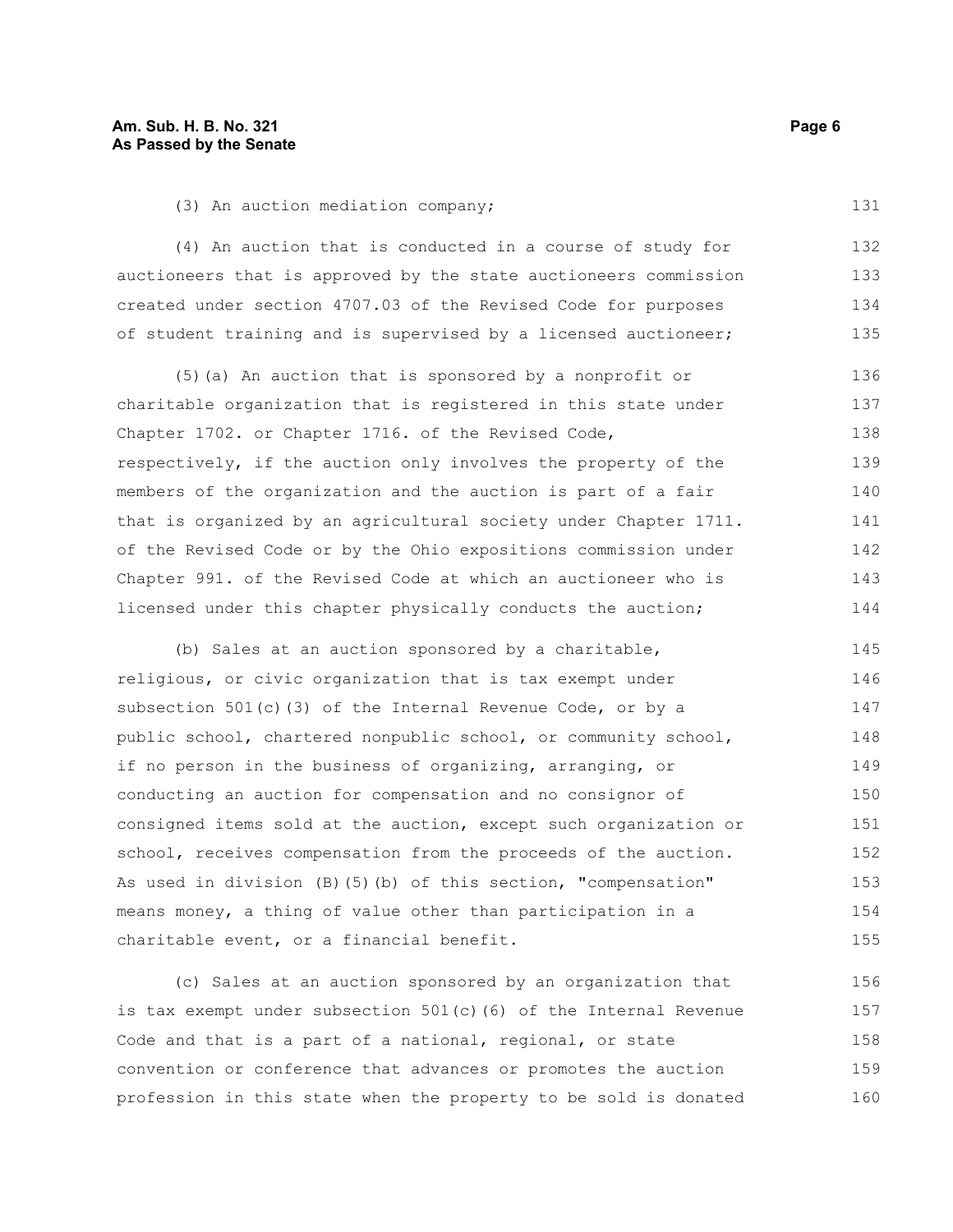(3) An auction mediation company;

(4) An auction that is conducted in a course of study for auctioneers that is approved by the state auctioneers commission created under section 4707.03 of the Revised Code for purposes of student training and is supervised by a licensed auctioneer;

(5)(a) An auction that is sponsored by a nonprofit or charitable organization that is registered in this state under Chapter 1702. or Chapter 1716. of the Revised Code, respectively, if the auction only involves the property of the members of the organization and the auction is part of a fair that is organized by an agricultural society under Chapter 1711. of the Revised Code or by the Ohio expositions commission under Chapter 991. of the Revised Code at which an auctioneer who is licensed under this chapter physically conducts the auction;

(b) Sales at an auction sponsored by a charitable, religious, or civic organization that is tax exempt under subsection 501(c)(3) of the Internal Revenue Code, or by a public school, chartered nonpublic school, or community school, if no person in the business of organizing, arranging, or conducting an auction for compensation and no consignor of consigned items sold at the auction, except such organization or school, receives compensation from the proceeds of the auction. As used in division (B)(5)(b) of this section, "compensation" means money, a thing of value other than participation in a charitable event, or a financial benefit.

(c) Sales at an auction sponsored by an organization that is tax exempt under subsection 501(c)(6) of the Internal Revenue Code and that is a part of a national, regional, or state convention or conference that advances or promotes the auction profession in this state when the property to be sold is donated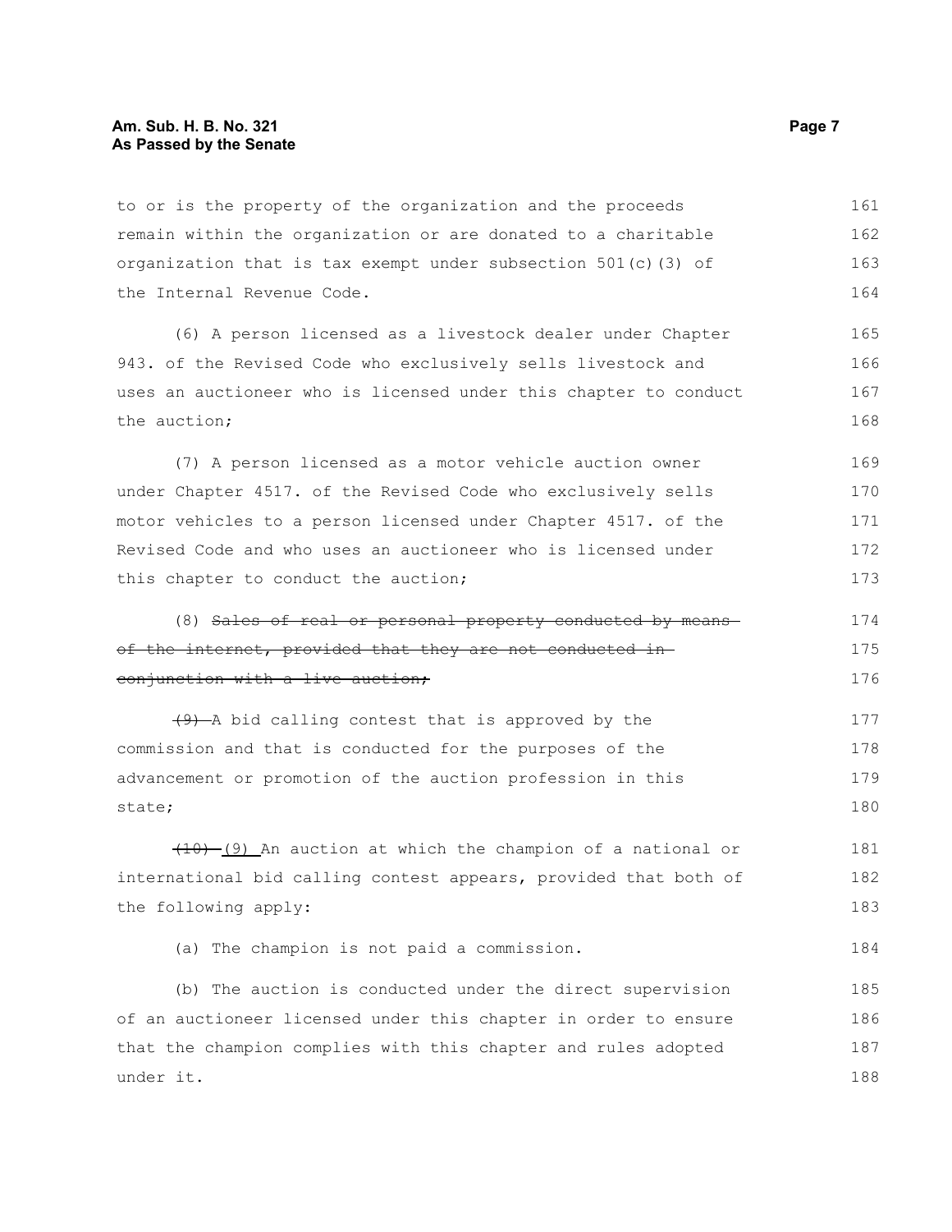to or is the property of the organization and the proceeds remain within the organization or are donated to a charitable organization that is tax exempt under subsection 501(c)(3) of the Internal Revenue Code.

(6) A person licensed as a livestock dealer under Chapter 943. of the Revised Code who exclusively sells livestock and uses an auctioneer who is licensed under this chapter to conduct the auction;

(7) A person licensed as a motor vehicle auction owner under Chapter 4517. of the Revised Code who exclusively sells motor vehicles to a person licensed under Chapter 4517. of the Revised Code and who uses an auctioneer who is licensed under this chapter to conduct the auction;

(8) ~~Sales of real or personal property conducted by means of the internet, provided that they are not conducted in conjunction with a live auction;~~

~~(9)~~ A bid calling contest that is approved by the commission and that is conducted for the purposes of the advancement or promotion of the auction profession in this state;

~~(10)~~ (9) An auction at which the champion of a national or international bid calling contest appears, provided that both of the following apply:

(a) The champion is not paid a commission.

(b) The auction is conducted under the direct supervision of an auctioneer licensed under this chapter in order to ensure that the champion complies with this chapter and rules adopted under it.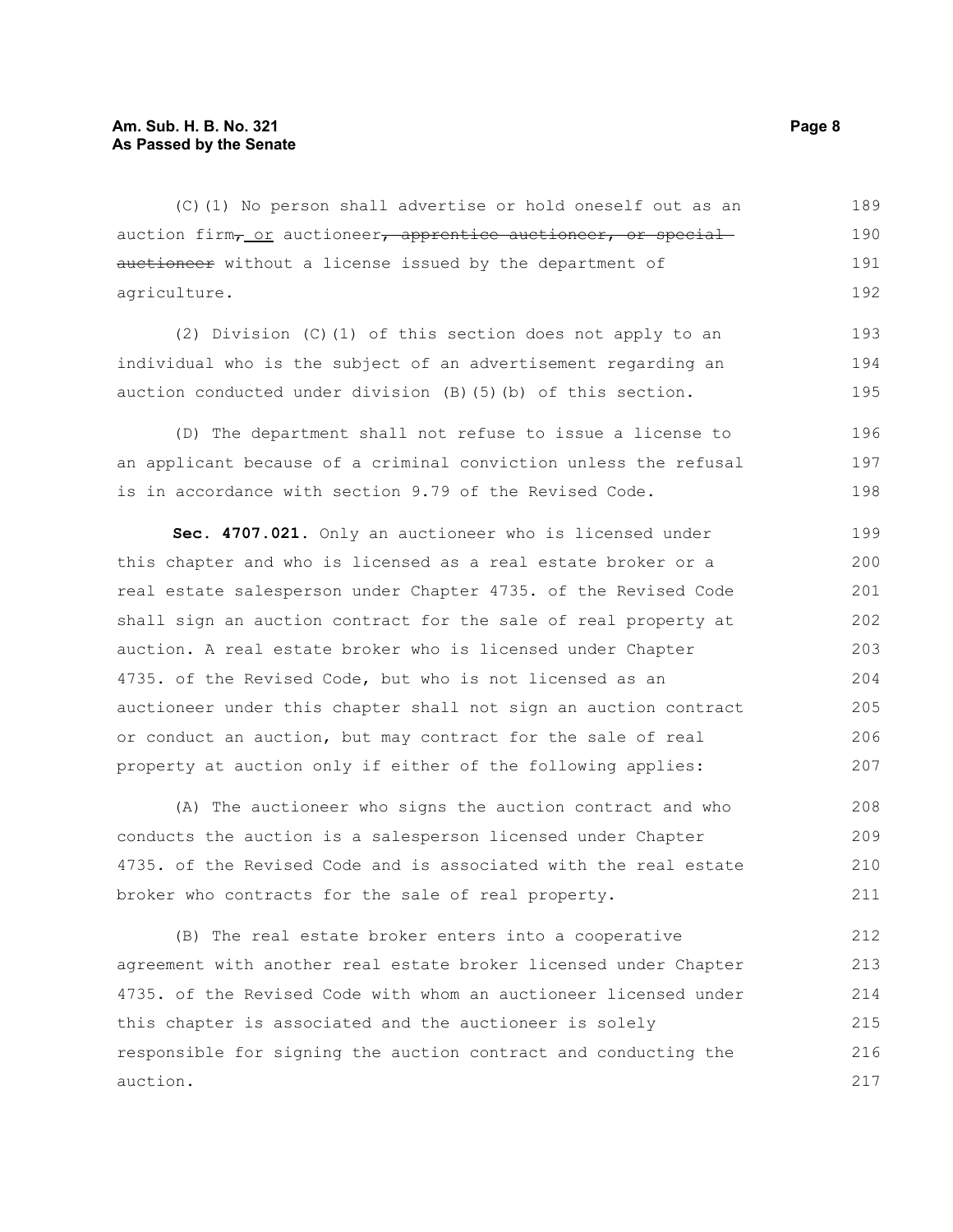(C)(1) No person shall advertise or hold oneself out as an auction firm~~,~~ or auctioneer~~, apprentice auctioneer, or special auctioneer~~ without a license issued by the department of agriculture.

(2) Division (C)(1) of this section does not apply to an individual who is the subject of an advertisement regarding an auction conducted under division (B)(5)(b) of this section.

(D) The department shall not refuse to issue a license to an applicant because of a criminal conviction unless the refusal is in accordance with section 9.79 of the Revised Code.

**Sec. 4707.021.** Only an auctioneer who is licensed under this chapter and who is licensed as a real estate broker or a real estate salesperson under Chapter 4735. of the Revised Code shall sign an auction contract for the sale of real property at auction. A real estate broker who is licensed under Chapter 4735. of the Revised Code, but who is not licensed as an auctioneer under this chapter shall not sign an auction contract or conduct an auction, but may contract for the sale of real property at auction only if either of the following applies:

(A) The auctioneer who signs the auction contract and who conducts the auction is a salesperson licensed under Chapter 4735. of the Revised Code and is associated with the real estate broker who contracts for the sale of real property.

(B) The real estate broker enters into a cooperative agreement with another real estate broker licensed under Chapter 4735. of the Revised Code with whom an auctioneer licensed under this chapter is associated and the auctioneer is solely responsible for signing the auction contract and conducting the auction.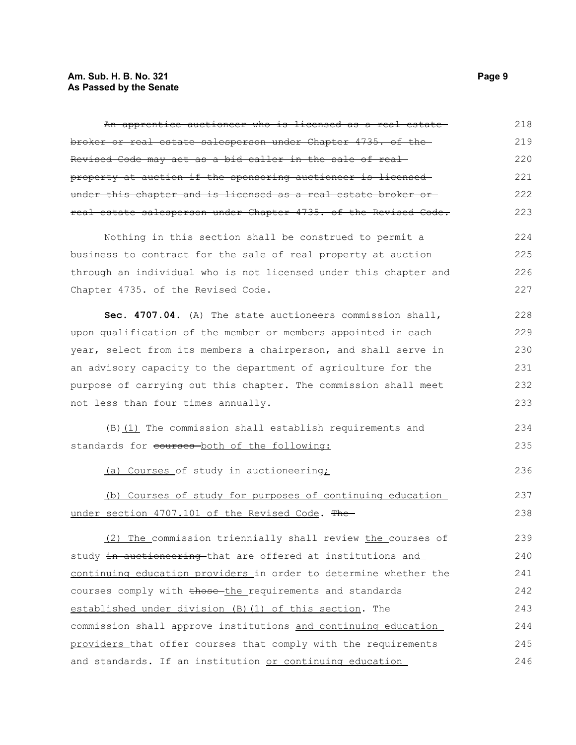~~An apprentice auctioneer who is licensed as a real estate broker or real estate salesperson under Chapter 4735. of the Revised Code may act as a bid caller in the sale of real property at auction if the sponsoring auctioneer is licensed under this chapter and is licensed as a real estate broker or real estate salesperson under Chapter 4735. of the Revised Code.~~

Nothing in this section shall be construed to permit a business to contract for the sale of real property at auction through an individual who is not licensed under this chapter and Chapter 4735. of the Revised Code.

**Sec. 4707.04.** (A) The state auctioneers commission shall, upon qualification of the member or members appointed in each year, select from its members a chairperson, and shall serve in an advisory capacity to the department of agriculture for the purpose of carrying out this chapter. The commission shall meet not less than four times annually.

(B) <u>(1)</u> The commission shall establish requirements and standards for ~~courses~~ <u>both of the following:</u>

<u>(a) Courses</u> of study in auctioneering<u>;</u>

<u>(b) Courses of study for purposes of continuing education under section 4707.101 of the Revised Code</u>. ~~The~~

<u>(2) The</u> commission triennially shall review <u>the</u> courses of study ~~in auctioneering~~ that are offered at institutions <u>and continuing education providers</u> in order to determine whether the courses comply with ~~those~~ <u>the</u> requirements and standards <u>established under division (B)(1) of this section</u>. The commission shall approve institutions <u>and continuing education providers</u> that offer courses that comply with the requirements and standards. If an institution <u>or continuing education</u>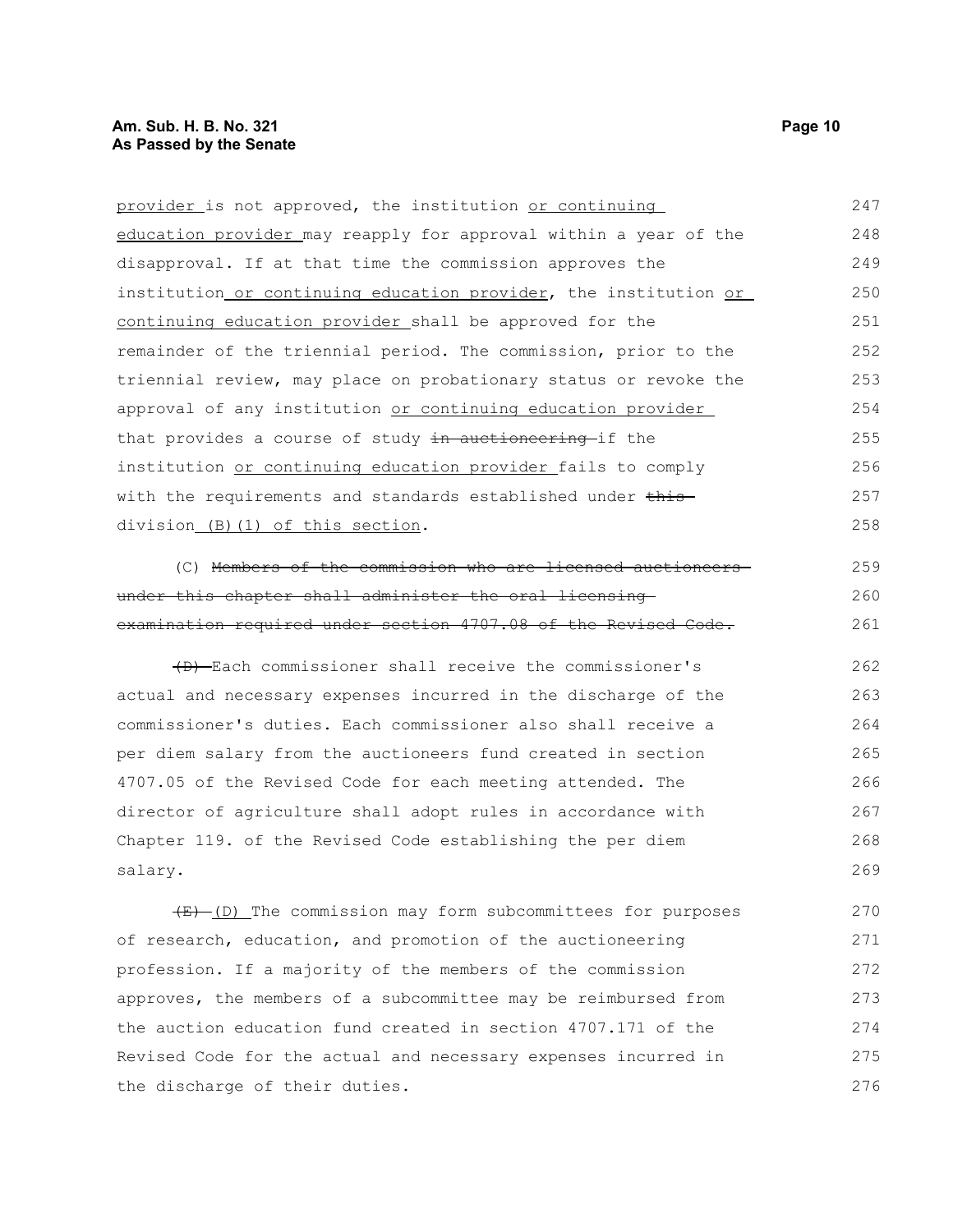provider is not approved, the institution or continuing education provider may reapply for approval within a year of the disapproval. If at that time the commission approves the institution or continuing education provider, the institution or continuing education provider shall be approved for the remainder of the triennial period. The commission, prior to the triennial review, may place on probationary status or revoke the approval of any institution or continuing education provider that provides a course of study ~~in auctioneering~~ if the institution or continuing education provider fails to comply with the requirements and standards established under ~~this~~ division (B)(1) of this section.

(C) ~~Members of the commission who are licensed auctioneers under this chapter shall administer the oral licensing examination required under section 4707.08 of the Revised Code.~~

~~(D)~~ Each commissioner shall receive the commissioner's actual and necessary expenses incurred in the discharge of the commissioner's duties. Each commissioner also shall receive a per diem salary from the auctioneers fund created in section 4707.05 of the Revised Code for each meeting attended. The director of agriculture shall adopt rules in accordance with Chapter 119. of the Revised Code establishing the per diem salary.

~~(E)~~ (D) The commission may form subcommittees for purposes of research, education, and promotion of the auctioneering profession. If a majority of the members of the commission approves, the members of a subcommittee may be reimbursed from the auction education fund created in section 4707.171 of the Revised Code for the actual and necessary expenses incurred in the discharge of their duties.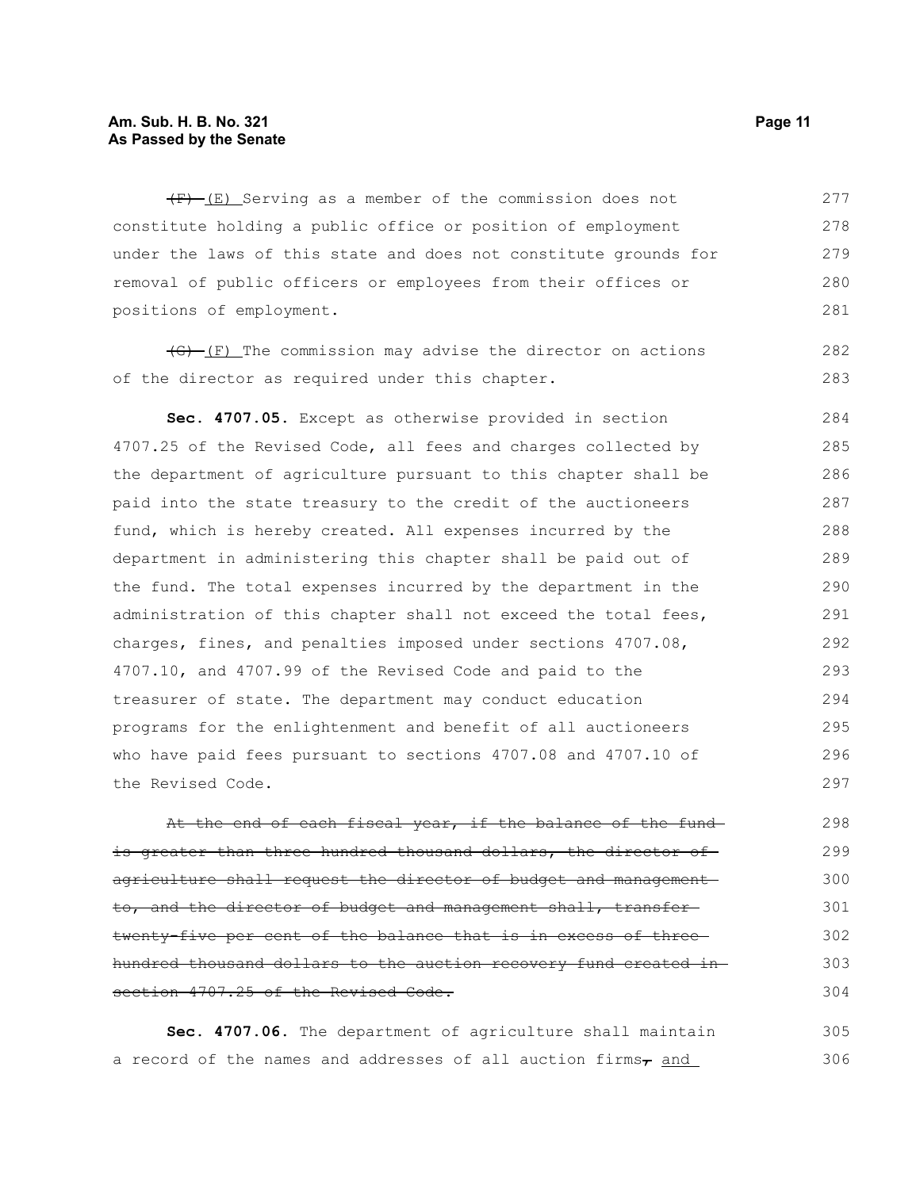(F) (E) Serving as a member of the commission does not constitute holding a public office or position of employment under the laws of this state and does not constitute grounds for removal of public officers or employees from their offices or positions of employment.

(G) (F) The commission may advise the director on actions of the director as required under this chapter.

**Sec. 4707.05.** Except as otherwise provided in section 4707.25 of the Revised Code, all fees and charges collected by the department of agriculture pursuant to this chapter shall be paid into the state treasury to the credit of the auctioneers fund, which is hereby created. All expenses incurred by the department in administering this chapter shall be paid out of the fund. The total expenses incurred by the department in the administration of this chapter shall not exceed the total fees, charges, fines, and penalties imposed under sections 4707.08, 4707.10, and 4707.99 of the Revised Code and paid to the treasurer of state. The department may conduct education programs for the enlightenment and benefit of all auctioneers who have paid fees pursuant to sections 4707.08 and 4707.10 of the Revised Code.

~~At the end of each fiscal year, if the balance of the fund is greater than three hundred thousand dollars, the director of agriculture shall request the director of budget and management to, and the director of budget and management shall, transfer twenty-five per cent of the balance that is in excess of three hundred thousand dollars to the auction recovery fund created in section 4707.25 of the Revised Code.~~

**Sec. 4707.06.** The department of agriculture shall maintain a record of the names and addresses of all auction firms, and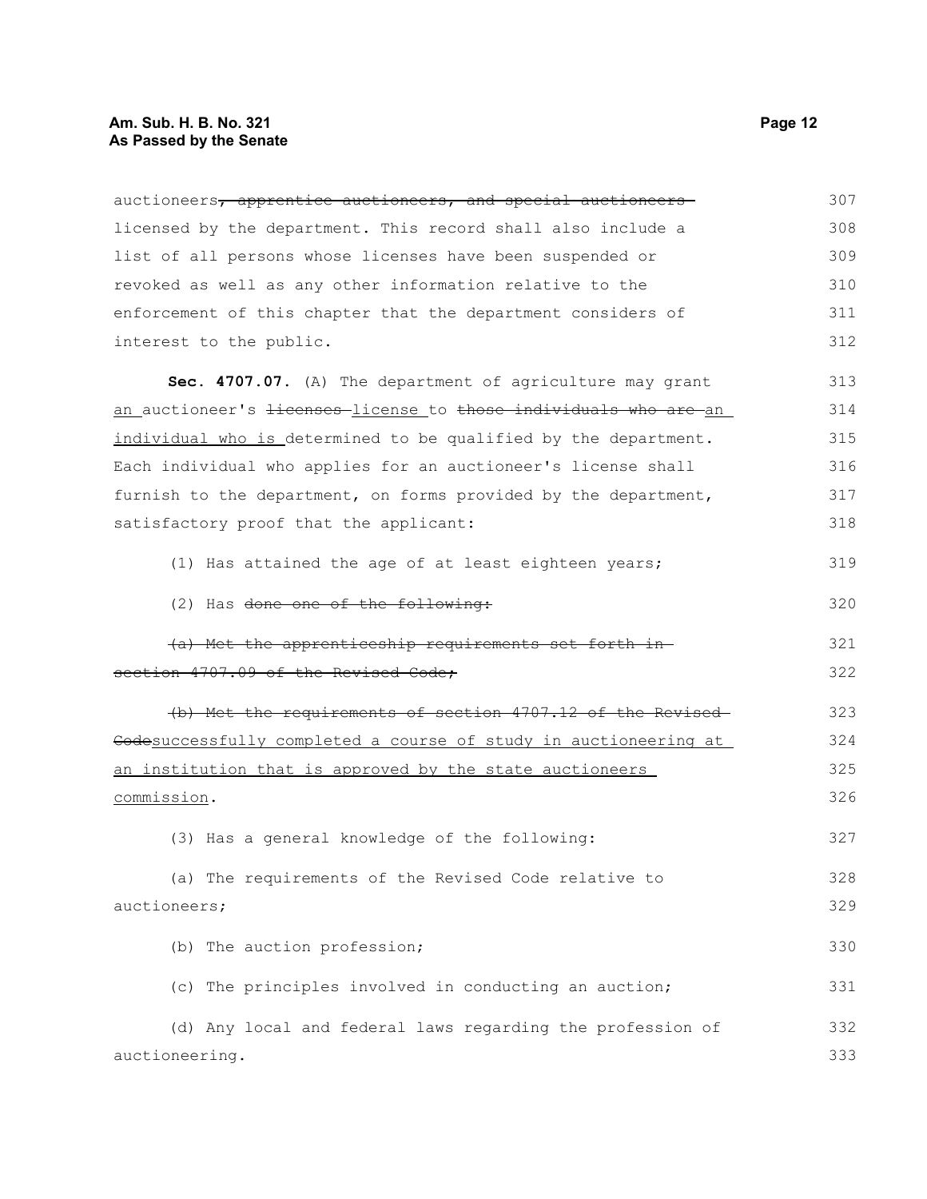auctioneers~~, apprentice auctioneers, and special auctioneers~~ licensed by the department. This record shall also include a list of all persons whose licenses have been suspended or revoked as well as any other information relative to the enforcement of this chapter that the department considers of interest to the public.

**Sec. 4707.07.** (A) The department of agriculture may grant <u>an</u> auctioneer's ~~licenses~~ <u>license</u> to ~~those individuals who are~~ <u>an individual who is</u> determined to be qualified by the department. Each individual who applies for an auctioneer's license shall furnish to the department, on forms provided by the department, satisfactory proof that the applicant:

(1) Has attained the age of at least eighteen years;

(2) Has ~~done one of the following:~~

~~(a) Met the apprenticeship requirements set forth in section 4707.09 of the Revised Code;~~

~~(b) Met the requirements of section 4707.12 of the Revised Code~~<u>successfully completed a course of study in auctioneering at an institution that is approved by the state auctioneers commission</u>.

(3) Has a general knowledge of the following:

(a) The requirements of the Revised Code relative to auctioneers;

(b) The auction profession;

(c) The principles involved in conducting an auction;

(d) Any local and federal laws regarding the profession of auctioneering.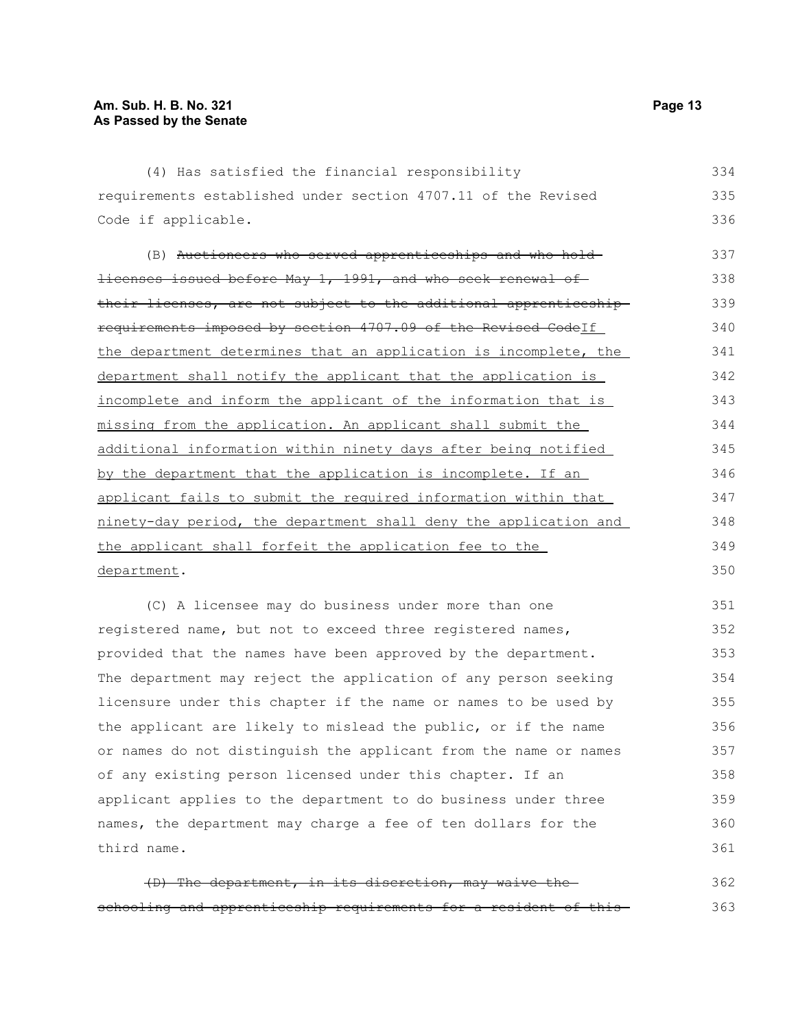(4) Has satisfied the financial responsibility requirements established under section 4707.11 of the Revised Code if applicable.

(B) ~~Auctioneers who served apprenticeships and who hold licenses issued before May 1, 1991, and who seek renewal of their licenses, are not subject to the additional apprenticeship requirements imposed by section 4707.09 of the Revised Code~~<u>If the department determines that an application is incomplete, the department shall notify the applicant that the application is incomplete and inform the applicant of the information that is missing from the application. An applicant shall submit the additional information within ninety days after being notified by the department that the application is incomplete. If an applicant fails to submit the required information within that ninety-day period, the department shall deny the application and the applicant shall forfeit the application fee to the department</u>.

(C) A licensee may do business under more than one registered name, but not to exceed three registered names, provided that the names have been approved by the department. The department may reject the application of any person seeking licensure under this chapter if the name or names to be used by the applicant are likely to mislead the public, or if the name or names do not distinguish the applicant from the name or names of any existing person licensed under this chapter. If an applicant applies to the department to do business under three names, the department may charge a fee of ten dollars for the third name.

~~(D) The department, in its discretion, may waive the schooling and apprenticeship requirements for a resident of this~~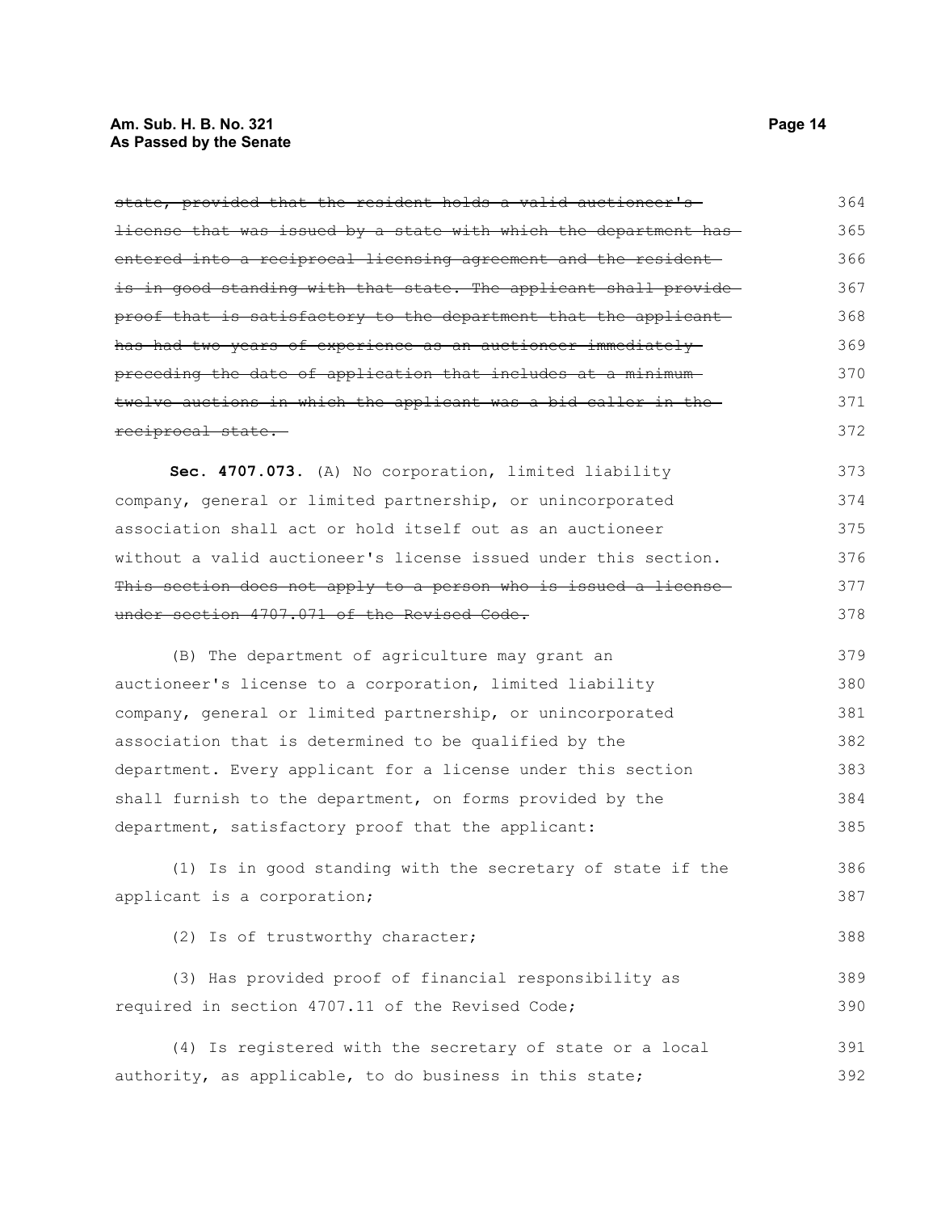~~state, provided that the resident holds a valid auctioneer's license that was issued by a state with which the department has entered into a reciprocal licensing agreement and the resident is in good standing with that state. The applicant shall provide proof that is satisfactory to the department that the applicant has had two years of experience as an auctioneer immediately preceding the date of application that includes at a minimum twelve auctions in which the applicant was a bid caller in the reciprocal state.~~

**Sec. 4707.073.** (A) No corporation, limited liability company, general or limited partnership, or unincorporated association shall act or hold itself out as an auctioneer without a valid auctioneer's license issued under this section. ~~This section does not apply to a person who is issued a license under section 4707.071 of the Revised Code.~~

(B) The department of agriculture may grant an auctioneer's license to a corporation, limited liability company, general or limited partnership, or unincorporated association that is determined to be qualified by the department. Every applicant for a license under this section shall furnish to the department, on forms provided by the department, satisfactory proof that the applicant:

(1) Is in good standing with the secretary of state if the applicant is a corporation;

(2) Is of trustworthy character;

(3) Has provided proof of financial responsibility as required in section 4707.11 of the Revised Code;

(4) Is registered with the secretary of state or a local authority, as applicable, to do business in this state;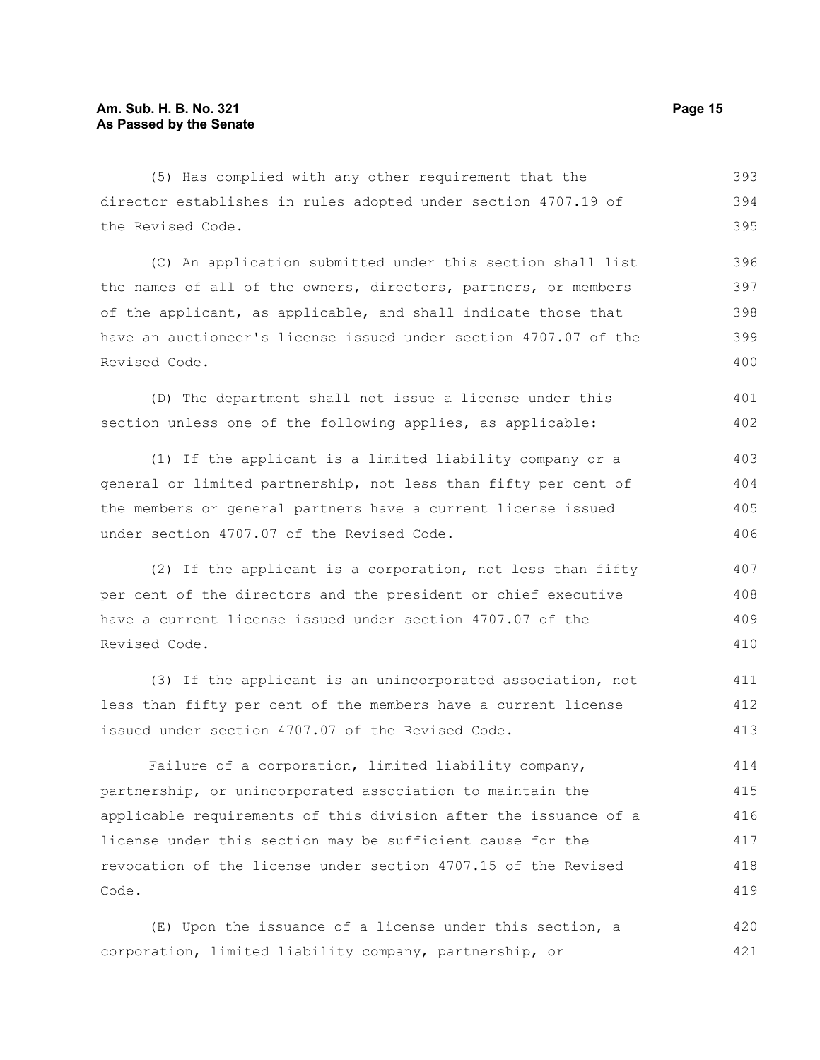(5) Has complied with any other requirement that the director establishes in rules adopted under section 4707.19 of the Revised Code.

(C) An application submitted under this section shall list the names of all of the owners, directors, partners, or members of the applicant, as applicable, and shall indicate those that have an auctioneer's license issued under section 4707.07 of the Revised Code.

(D) The department shall not issue a license under this section unless one of the following applies, as applicable:

(1) If the applicant is a limited liability company or a general or limited partnership, not less than fifty per cent of the members or general partners have a current license issued under section 4707.07 of the Revised Code.

(2) If the applicant is a corporation, not less than fifty per cent of the directors and the president or chief executive have a current license issued under section 4707.07 of the Revised Code.

(3) If the applicant is an unincorporated association, not less than fifty per cent of the members have a current license issued under section 4707.07 of the Revised Code.

Failure of a corporation, limited liability company, partnership, or unincorporated association to maintain the applicable requirements of this division after the issuance of a license under this section may be sufficient cause for the revocation of the license under section 4707.15 of the Revised Code.

(E) Upon the issuance of a license under this section, a corporation, limited liability company, partnership, or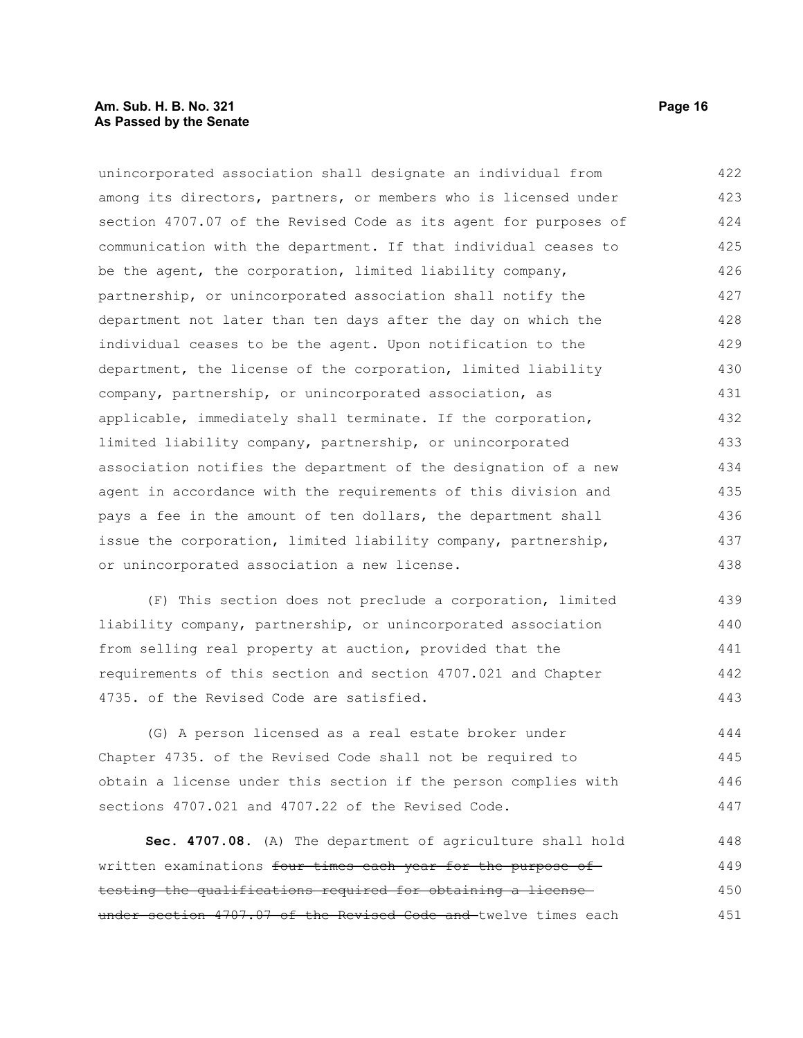unincorporated association shall designate an individual from among its directors, partners, or members who is licensed under section 4707.07 of the Revised Code as its agent for purposes of communication with the department. If that individual ceases to be the agent, the corporation, limited liability company, partnership, or unincorporated association shall notify the department not later than ten days after the day on which the individual ceases to be the agent. Upon notification to the department, the license of the corporation, limited liability company, partnership, or unincorporated association, as applicable, immediately shall terminate. If the corporation, limited liability company, partnership, or unincorporated association notifies the department of the designation of a new agent in accordance with the requirements of this division and pays a fee in the amount of ten dollars, the department shall issue the corporation, limited liability company, partnership, or unincorporated association a new license.

(F) This section does not preclude a corporation, limited liability company, partnership, or unincorporated association from selling real property at auction, provided that the requirements of this section and section 4707.021 and Chapter 4735. of the Revised Code are satisfied.

(G) A person licensed as a real estate broker under Chapter 4735. of the Revised Code shall not be required to obtain a license under this section if the person complies with sections 4707.021 and 4707.22 of the Revised Code.

**Sec. 4707.08.** (A) The department of agriculture shall hold written examinations ~~four times each year for the purpose of testing the qualifications required for obtaining a license under section 4707.07 of the Revised Code and~~ twelve times each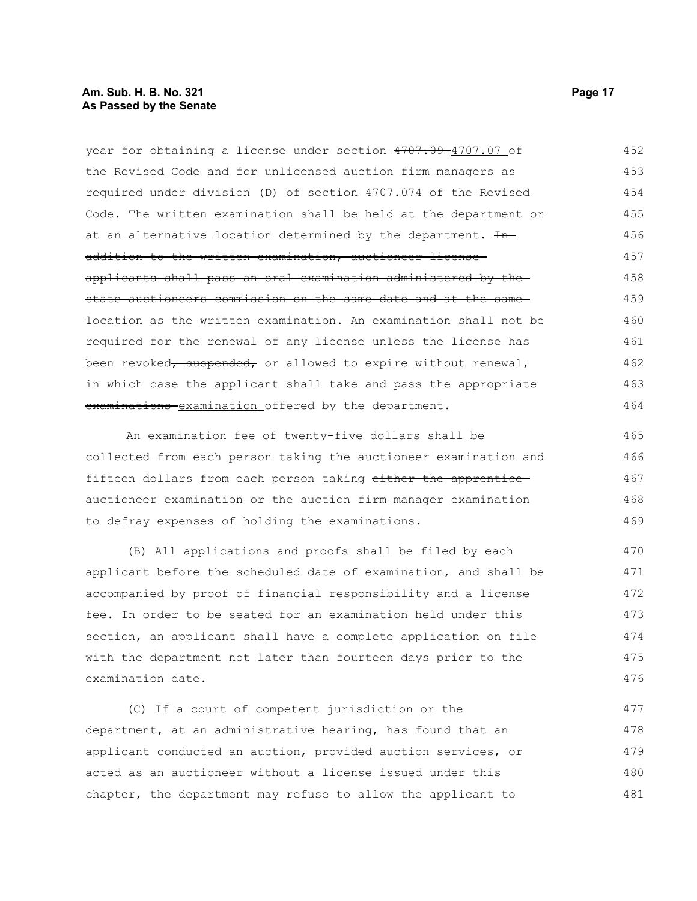year for obtaining a license under section ~~4707.09~~ 4707.07 of the Revised Code and for unlicensed auction firm managers as required under division (D) of section 4707.074 of the Revised Code. The written examination shall be held at the department or at an alternative location determined by the department. ~~In addition to the written examination, auctioneer license applicants shall pass an oral examination administered by the state auctioneers commission on the same date and at the same location as the written examination.~~ An examination shall not be required for the renewal of any license unless the license has been revoked~~, suspended,~~ or allowed to expire without renewal, in which case the applicant shall take and pass the appropriate ~~examinations~~ examination offered by the department.

An examination fee of twenty-five dollars shall be collected from each person taking the auctioneer examination and fifteen dollars from each person taking ~~either the apprentice auctioneer examination or~~ the auction firm manager examination to defray expenses of holding the examinations.

(B) All applications and proofs shall be filed by each applicant before the scheduled date of examination, and shall be accompanied by proof of financial responsibility and a license fee. In order to be seated for an examination held under this section, an applicant shall have a complete application on file with the department not later than fourteen days prior to the examination date.

(C) If a court of competent jurisdiction or the department, at an administrative hearing, has found that an applicant conducted an auction, provided auction services, or acted as an auctioneer without a license issued under this chapter, the department may refuse to allow the applicant to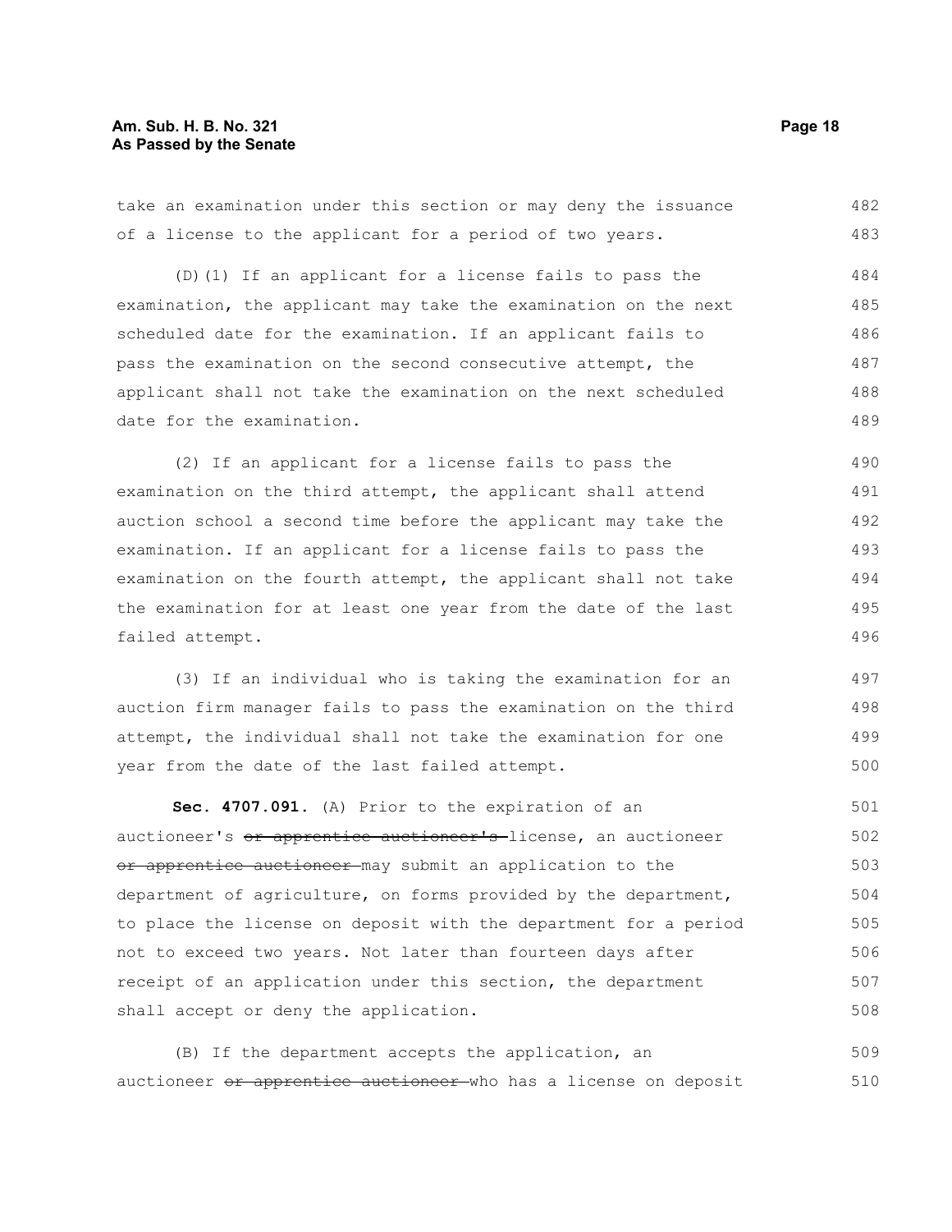take an examination under this section or may deny the issuance of a license to the applicant for a period of two years.

(D)(1) If an applicant for a license fails to pass the examination, the applicant may take the examination on the next scheduled date for the examination. If an applicant fails to pass the examination on the second consecutive attempt, the applicant shall not take the examination on the next scheduled date for the examination.

(2) If an applicant for a license fails to pass the examination on the third attempt, the applicant shall attend auction school a second time before the applicant may take the examination. If an applicant for a license fails to pass the examination on the fourth attempt, the applicant shall not take the examination for at least one year from the date of the last failed attempt.

(3) If an individual who is taking the examination for an auction firm manager fails to pass the examination on the third attempt, the individual shall not take the examination for one year from the date of the last failed attempt.

**Sec. 4707.091.** (A) Prior to the expiration of an auctioneer's ~~or apprentice auctioneer's~~ license, an auctioneer ~~or apprentice auctioneer~~ may submit an application to the department of agriculture, on forms provided by the department, to place the license on deposit with the department for a period not to exceed two years. Not later than fourteen days after receipt of an application under this section, the department shall accept or deny the application.

(B) If the department accepts the application, an auctioneer ~~or apprentice auctioneer~~ who has a license on deposit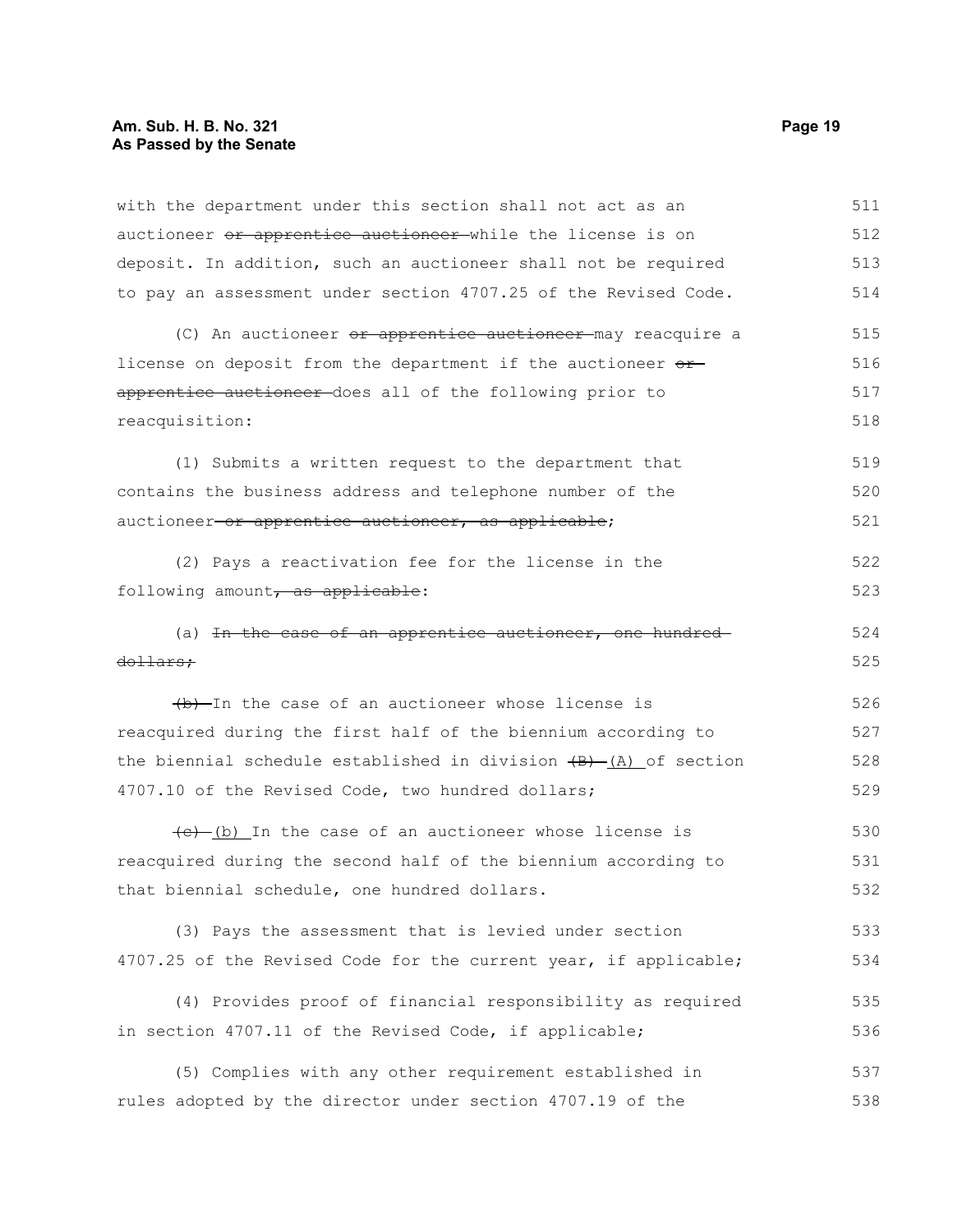with the department under this section shall not act as an auctioneer ~~or apprentice auctioneer~~ while the license is on deposit. In addition, such an auctioneer shall not be required to pay an assessment under section 4707.25 of the Revised Code.

(C) An auctioneer ~~or apprentice auctioneer~~ may reacquire a license on deposit from the department if the auctioneer ~~or apprentice auctioneer~~ does all of the following prior to reacquisition:

(1) Submits a written request to the department that contains the business address and telephone number of the auctioneer ~~or apprentice auctioneer, as applicable~~;

(2) Pays a reactivation fee for the license in the following amount~~, as applicable~~:

(a) ~~In the case of an apprentice auctioneer, one hundred dollars;~~

~~(b)~~ In the case of an auctioneer whose license is reacquired during the first half of the biennium according to the biennial schedule established in division ~~(B)~~ (A) of section 4707.10 of the Revised Code, two hundred dollars;

~~(c)~~ (b) In the case of an auctioneer whose license is reacquired during the second half of the biennium according to that biennial schedule, one hundred dollars.

(3) Pays the assessment that is levied under section 4707.25 of the Revised Code for the current year, if applicable;

(4) Provides proof of financial responsibility as required in section 4707.11 of the Revised Code, if applicable;

(5) Complies with any other requirement established in rules adopted by the director under section 4707.19 of the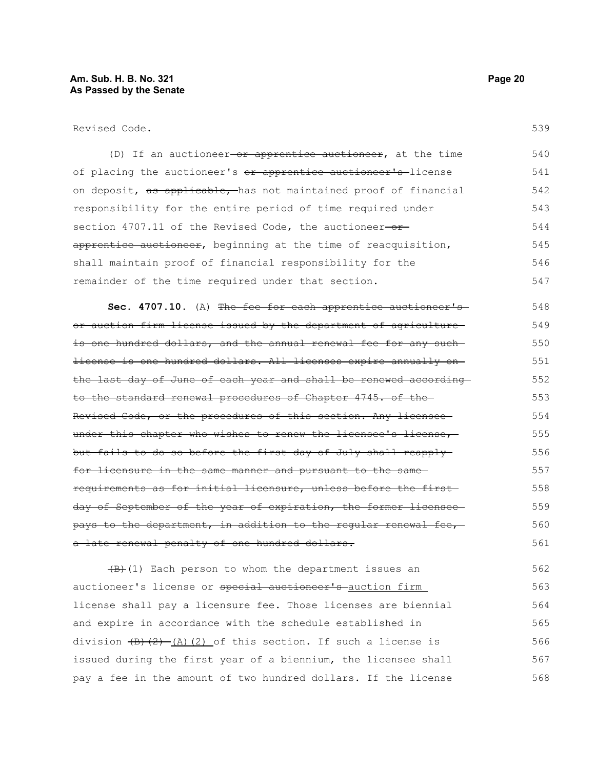Revised Code.

(D) If an auctioneer ~~or apprentice auctioneer~~, at the time of placing the auctioneer's ~~or apprentice auctioneer's~~ license on deposit, ~~as applicable,~~ has not maintained proof of financial responsibility for the entire period of time required under section 4707.11 of the Revised Code, the auctioneer ~~or apprentice auctioneer~~, beginning at the time of reacquisition, shall maintain proof of financial responsibility for the remainder of the time required under that section.

**Sec. 4707.10.** (A) ~~The fee for each apprentice auctioneer's or auction firm license issued by the department of agriculture is one hundred dollars, and the annual renewal fee for any such license is one hundred dollars. All licenses expire annually on the last day of June of each year and shall be renewed according to the standard renewal procedures of Chapter 4745. of the Revised Code, or the procedures of this section. Any licensee under this chapter who wishes to renew the licensee's license, but fails to do so before the first day of July shall reapply for licensure in the same manner and pursuant to the same requirements as for initial licensure, unless before the first day of September of the year of expiration, the former licensee pays to the department, in addition to the regular renewal fee, a late renewal penalty of one hundred dollars.~~

~~(B)~~(1) Each person to whom the department issues an auctioneer's license or ~~special auctioneer's~~ auction firm license shall pay a licensure fee. Those licenses are biennial and expire in accordance with the schedule established in division ~~(B)(2)~~ (A)(2) of this section. If such a license is issued during the first year of a biennium, the licensee shall pay a fee in the amount of two hundred dollars. If the license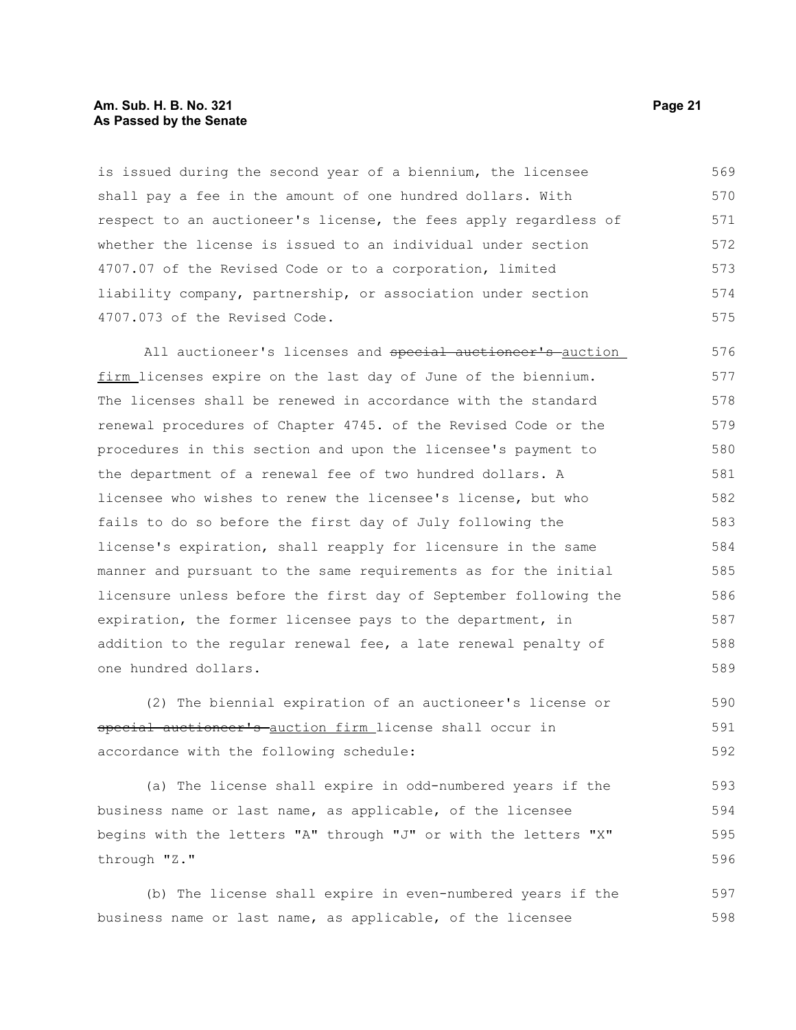is issued during the second year of a biennium, the licensee shall pay a fee in the amount of one hundred dollars. With respect to an auctioneer's license, the fees apply regardless of whether the license is issued to an individual under section 4707.07 of the Revised Code or to a corporation, limited liability company, partnership, or association under section 4707.073 of the Revised Code.

All auctioneer's licenses and ~~special auctioneer's~~ auction firm licenses expire on the last day of June of the biennium. The licenses shall be renewed in accordance with the standard renewal procedures of Chapter 4745. of the Revised Code or the procedures in this section and upon the licensee's payment to the department of a renewal fee of two hundred dollars. A licensee who wishes to renew the licensee's license, but who fails to do so before the first day of July following the license's expiration, shall reapply for licensure in the same manner and pursuant to the same requirements as for the initial licensure unless before the first day of September following the expiration, the former licensee pays to the department, in addition to the regular renewal fee, a late renewal penalty of one hundred dollars.

(2) The biennial expiration of an auctioneer's license or ~~special auctioneer's~~ auction firm license shall occur in accordance with the following schedule:

(a) The license shall expire in odd-numbered years if the business name or last name, as applicable, of the licensee begins with the letters "A" through "J" or with the letters "X" through "Z."

(b) The license shall expire in even-numbered years if the business name or last name, as applicable, of the licensee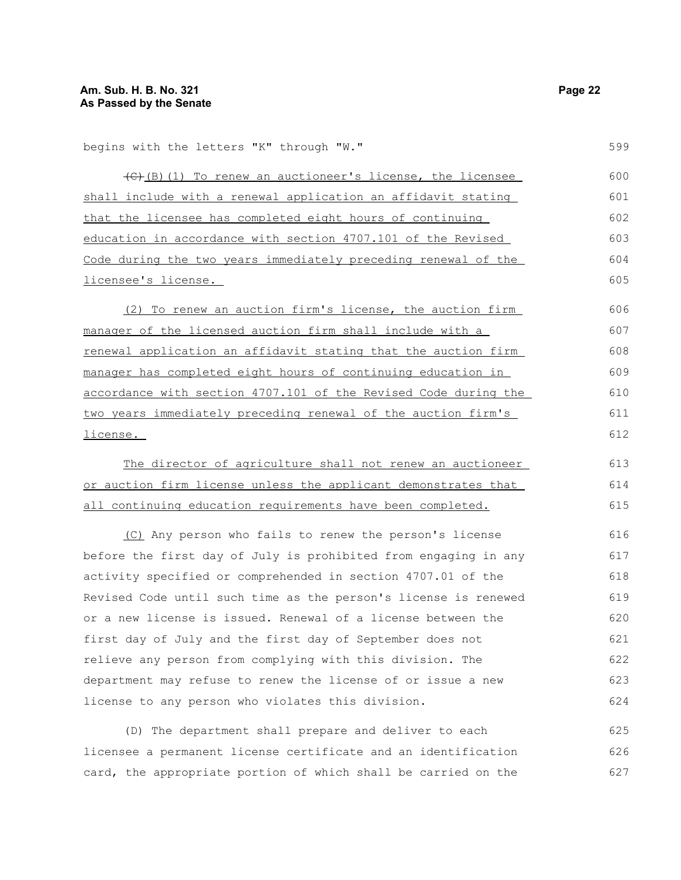begins with the letters "K" through "W."

~~(C)~~ (B)(1) To renew an auctioneer's license, the licensee shall include with a renewal application an affidavit stating that the licensee has completed eight hours of continuing education in accordance with section 4707.101 of the Revised Code during the two years immediately preceding renewal of the licensee's license.

(2) To renew an auction firm's license, the auction firm manager of the licensed auction firm shall include with a renewal application an affidavit stating that the auction firm manager has completed eight hours of continuing education in accordance with section 4707.101 of the Revised Code during the two years immediately preceding renewal of the auction firm's license.

The director of agriculture shall not renew an auctioneer or auction firm license unless the applicant demonstrates that all continuing education requirements have been completed.

(C) Any person who fails to renew the person's license before the first day of July is prohibited from engaging in any activity specified or comprehended in section 4707.01 of the Revised Code until such time as the person's license is renewed or a new license is issued. Renewal of a license between the first day of July and the first day of September does not relieve any person from complying with this division. The department may refuse to renew the license of or issue a new license to any person who violates this division.

(D) The department shall prepare and deliver to each licensee a permanent license certificate and an identification card, the appropriate portion of which shall be carried on the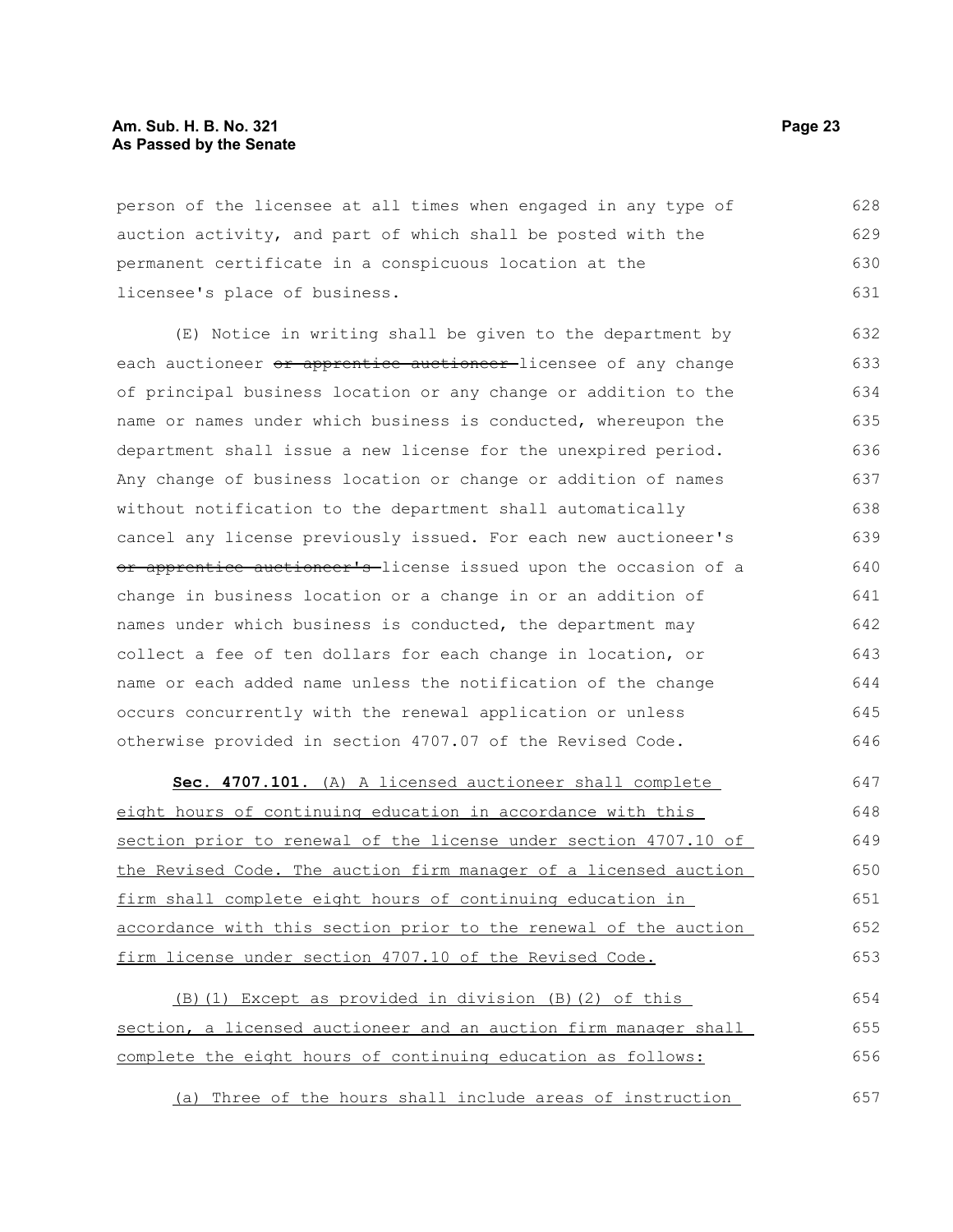person of the licensee at all times when engaged in any type of auction activity, and part of which shall be posted with the permanent certificate in a conspicuous location at the licensee's place of business.

(E) Notice in writing shall be given to the department by each auctioneer ~~or apprentice auctioneer~~ licensee of any change of principal business location or any change or addition to the name or names under which business is conducted, whereupon the department shall issue a new license for the unexpired period. Any change of business location or change or addition of names without notification to the department shall automatically cancel any license previously issued. For each new auctioneer's ~~or apprentice auctioneer's~~ license issued upon the occasion of a change in business location or a change in or an addition of names under which business is conducted, the department may collect a fee of ten dollars for each change in location, or name or each added name unless the notification of the change occurs concurrently with the renewal application or unless otherwise provided in section 4707.07 of the Revised Code.

**Sec. 4707.101.** <u>(A) A licensed auctioneer shall complete eight hours of continuing education in accordance with this section prior to renewal of the license under section 4707.10 of the Revised Code. The auction firm manager of a licensed auction firm shall complete eight hours of continuing education in accordance with this section prior to the renewal of the auction firm license under section 4707.10 of the Revised Code.</u>

<u>(B)(1) Except as provided in division (B)(2) of this section, a licensed auctioneer and an auction firm manager shall complete the eight hours of continuing education as follows:</u>

<u>(a) Three of the hours shall include areas of instruction</u>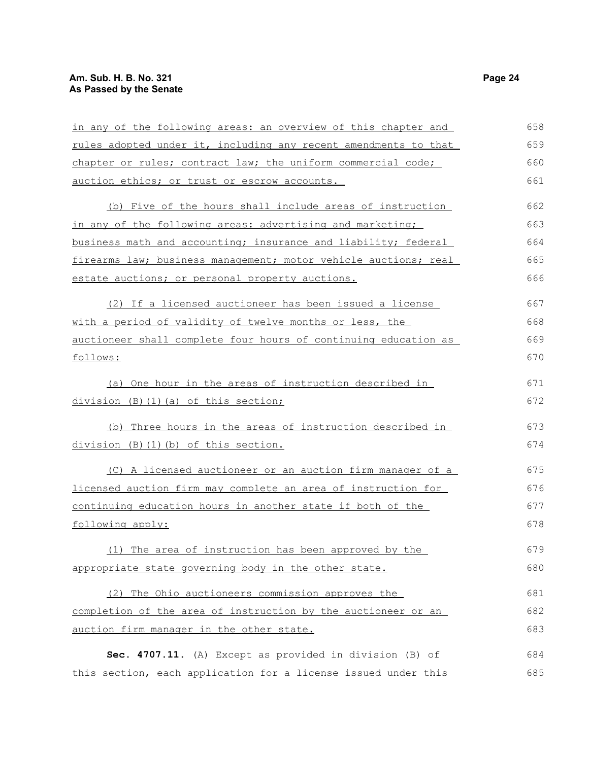in any of the following areas: an overview of this chapter and rules adopted under it, including any recent amendments to that chapter or rules; contract law; the uniform commercial code; auction ethics; or trust or escrow accounts.

(b) Five of the hours shall include areas of instruction in any of the following areas: advertising and marketing; business math and accounting; insurance and liability; federal firearms law; business management; motor vehicle auctions; real estate auctions; or personal property auctions.

(2) If a licensed auctioneer has been issued a license with a period of validity of twelve months or less, the auctioneer shall complete four hours of continuing education as follows:

(a) One hour in the areas of instruction described in division (B)(1)(a) of this section;

(b) Three hours in the areas of instruction described in division (B)(1)(b) of this section.

(C) A licensed auctioneer or an auction firm manager of a licensed auction firm may complete an area of instruction for continuing education hours in another state if both of the following apply:

(1) The area of instruction has been approved by the appropriate state governing body in the other state.

(2) The Ohio auctioneers commission approves the completion of the area of instruction by the auctioneer or an auction firm manager in the other state.

**Sec. 4707.11.** (A) Except as provided in division (B) of this section, each application for a license issued under this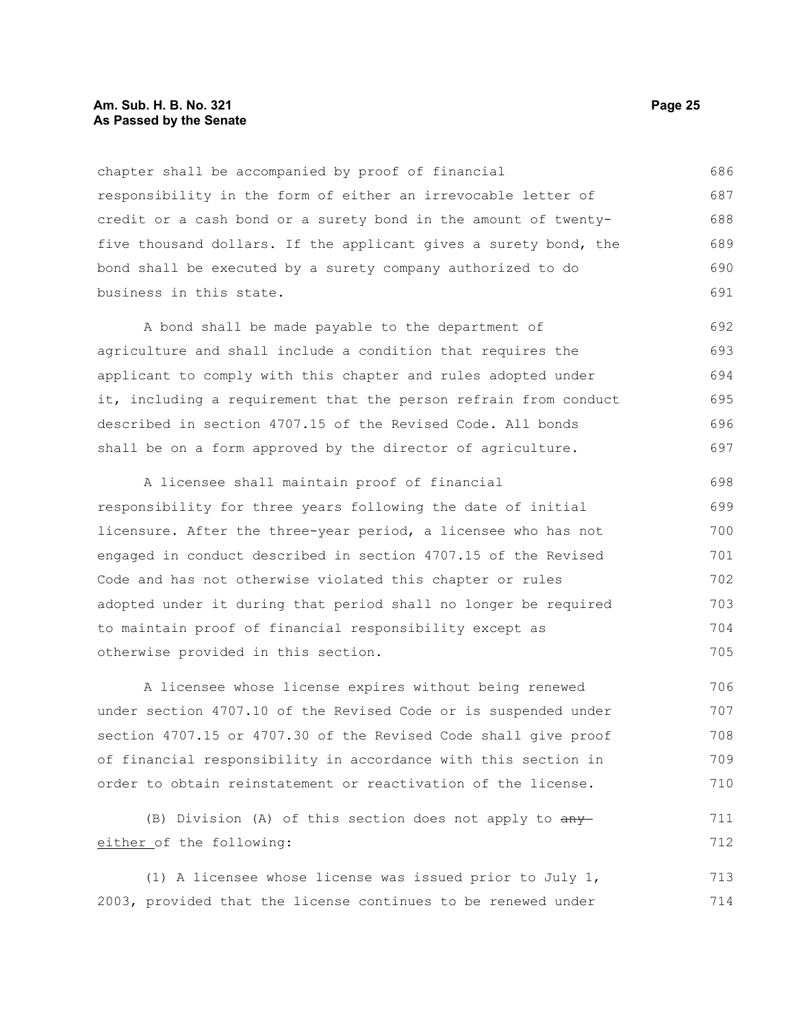chapter shall be accompanied by proof of financial responsibility in the form of either an irrevocable letter of credit or a cash bond or a surety bond in the amount of twenty-five thousand dollars. If the applicant gives a surety bond, the bond shall be executed by a surety company authorized to do business in this state.

A bond shall be made payable to the department of agriculture and shall include a condition that requires the applicant to comply with this chapter and rules adopted under it, including a requirement that the person refrain from conduct described in section 4707.15 of the Revised Code. All bonds shall be on a form approved by the director of agriculture.

A licensee shall maintain proof of financial responsibility for three years following the date of initial licensure. After the three-year period, a licensee who has not engaged in conduct described in section 4707.15 of the Revised Code and has not otherwise violated this chapter or rules adopted under it during that period shall no longer be required to maintain proof of financial responsibility except as otherwise provided in this section.

A licensee whose license expires without being renewed under section 4707.10 of the Revised Code or is suspended under section 4707.15 or 4707.30 of the Revised Code shall give proof of financial responsibility in accordance with this section in order to obtain reinstatement or reactivation of the license.

(B) Division (A) of this section does not apply to ~~any~~ either of the following:

(1) A licensee whose license was issued prior to July 1, 2003, provided that the license continues to be renewed under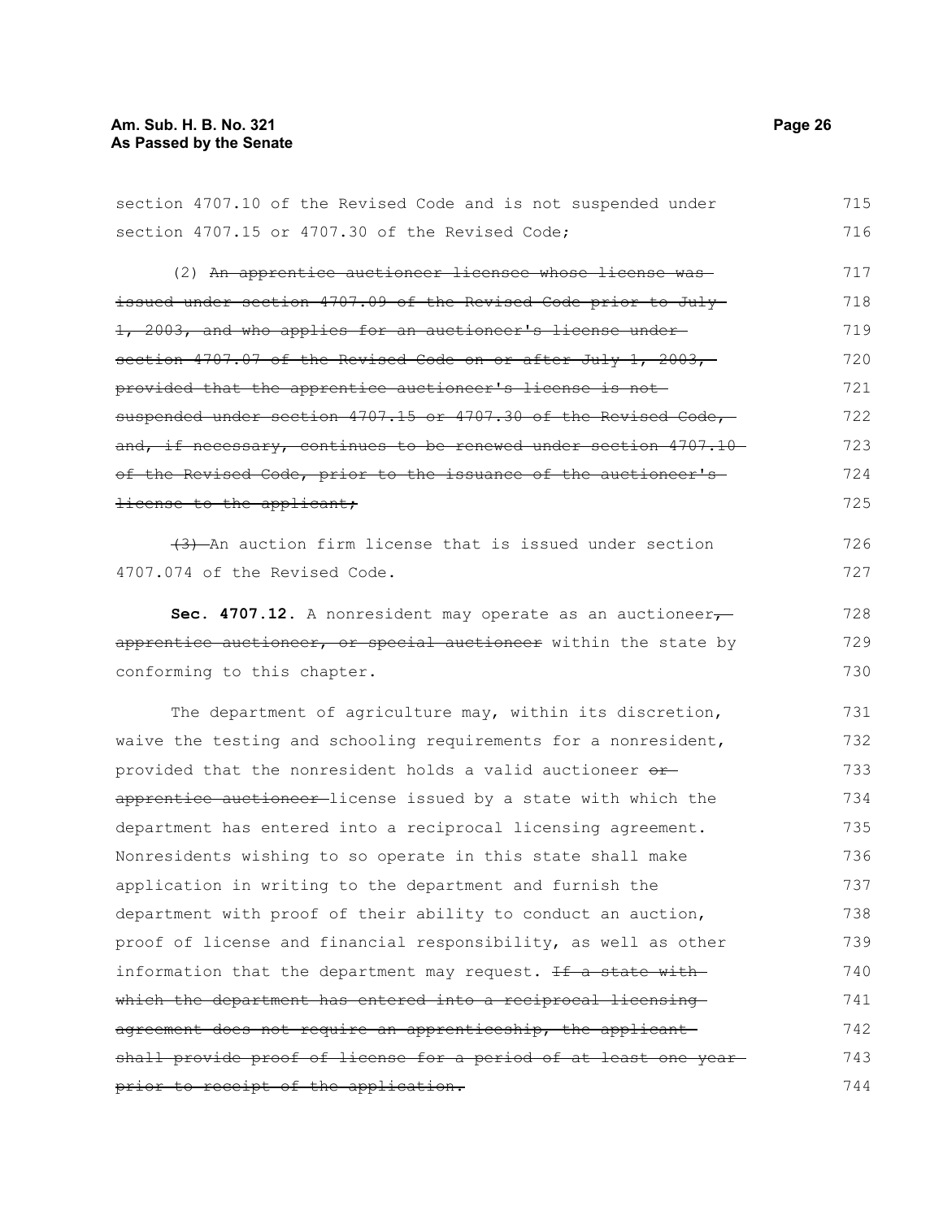section 4707.10 of the Revised Code and is not suspended under section 4707.15 or 4707.30 of the Revised Code;

(2) ~~An apprentice auctioneer licensee whose license was issued under section 4707.09 of the Revised Code prior to July 1, 2003, and who applies for an auctioneer's license under section 4707.07 of the Revised Code on or after July 1, 2003, provided that the apprentice auctioneer's license is not suspended under section 4707.15 or 4707.30 of the Revised Code, and, if necessary, continues to be renewed under section 4707.10 of the Revised Code, prior to the issuance of the auctioneer's license to the applicant;~~

~~(3)~~ An auction firm license that is issued under section 4707.074 of the Revised Code.

**Sec. 4707.12.** A nonresident may operate as an auctioneer~~, apprentice auctioneer, or special auctioneer~~ within the state by conforming to this chapter.

The department of agriculture may, within its discretion, waive the testing and schooling requirements for a nonresident, provided that the nonresident holds a valid auctioneer ~~or apprentice auctioneer~~ license issued by a state with which the department has entered into a reciprocal licensing agreement. Nonresidents wishing to so operate in this state shall make application in writing to the department and furnish the department with proof of their ability to conduct an auction, proof of license and financial responsibility, as well as other information that the department may request. ~~If a state with which the department has entered into a reciprocal licensing agreement does not require an apprenticeship, the applicant shall provide proof of license for a period of at least one year prior to receipt of the application.~~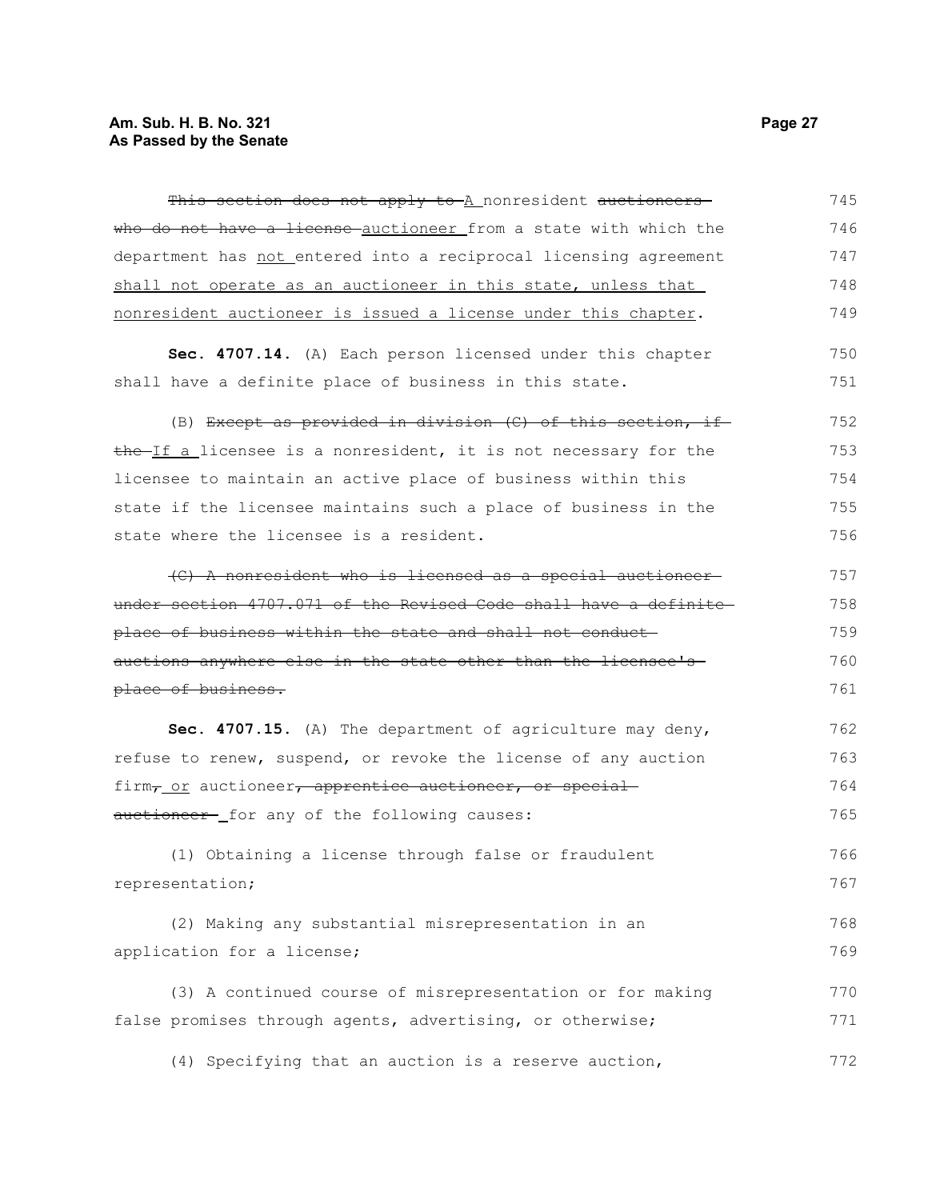~~This section does not apply to~~ A nonresident ~~auctioneers who do not have a license~~ auctioneer from a state with which the department has not entered into a reciprocal licensing agreement shall not operate as an auctioneer in this state, unless that nonresident auctioneer is issued a license under this chapter.

**Sec. 4707.14.** (A) Each person licensed under this chapter shall have a definite place of business in this state.

(B) ~~Except as provided in division (C) of this section, if the~~ If a licensee is a nonresident, it is not necessary for the licensee to maintain an active place of business within this state if the licensee maintains such a place of business in the state where the licensee is a resident.

~~(C) A nonresident who is licensed as a special auctioneer under section 4707.071 of the Revised Code shall have a definite place of business within the state and shall not conduct auctions anywhere else in the state other than the licensee's place of business.~~

**Sec. 4707.15.** (A) The department of agriculture may deny, refuse to renew, suspend, or revoke the license of any auction firm~~,~~ or auctioneer~~, apprentice auctioneer, or special auctioneer~~ for any of the following causes:

(1) Obtaining a license through false or fraudulent representation;

(2) Making any substantial misrepresentation in an application for a license;

(3) A continued course of misrepresentation or for making false promises through agents, advertising, or otherwise;

(4) Specifying that an auction is a reserve auction,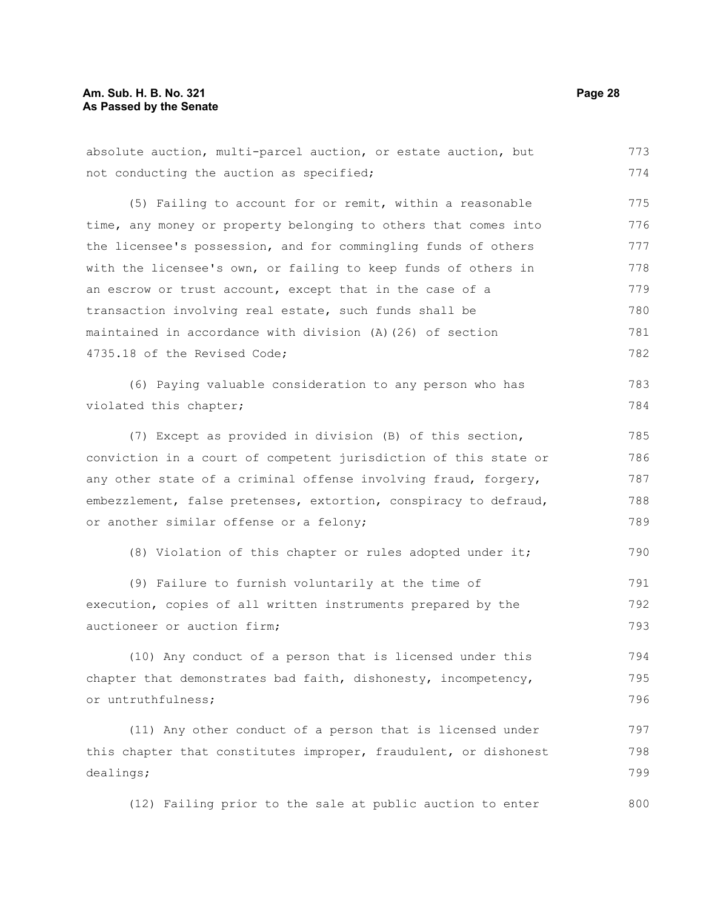absolute auction, multi-parcel auction, or estate auction, but not conducting the auction as specified;

(5) Failing to account for or remit, within a reasonable time, any money or property belonging to others that comes into the licensee's possession, and for commingling funds of others with the licensee's own, or failing to keep funds of others in an escrow or trust account, except that in the case of a transaction involving real estate, such funds shall be maintained in accordance with division (A)(26) of section 4735.18 of the Revised Code;

(6) Paying valuable consideration to any person who has violated this chapter;

(7) Except as provided in division (B) of this section, conviction in a court of competent jurisdiction of this state or any other state of a criminal offense involving fraud, forgery, embezzlement, false pretenses, extortion, conspiracy to defraud, or another similar offense or a felony;

(8) Violation of this chapter or rules adopted under it;

(9) Failure to furnish voluntarily at the time of execution, copies of all written instruments prepared by the auctioneer or auction firm;

(10) Any conduct of a person that is licensed under this chapter that demonstrates bad faith, dishonesty, incompetency, or untruthfulness;

(11) Any other conduct of a person that is licensed under this chapter that constitutes improper, fraudulent, or dishonest dealings;

(12) Failing prior to the sale at public auction to enter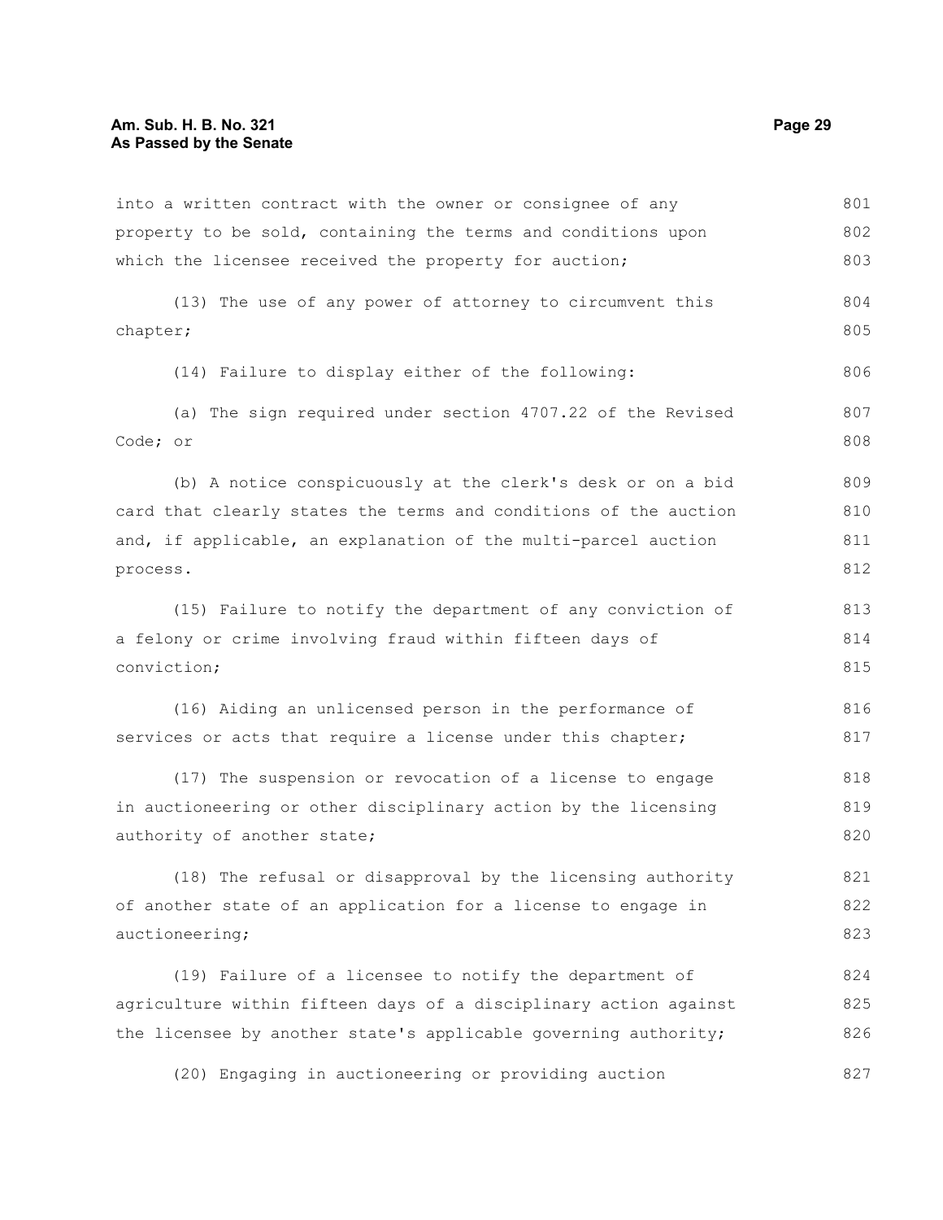into a written contract with the owner or consignee of any property to be sold, containing the terms and conditions upon which the licensee received the property for auction;

(13) The use of any power of attorney to circumvent this chapter;

(14) Failure to display either of the following:

(a) The sign required under section 4707.22 of the Revised Code; or

(b) A notice conspicuously at the clerk's desk or on a bid card that clearly states the terms and conditions of the auction and, if applicable, an explanation of the multi-parcel auction process.

(15) Failure to notify the department of any conviction of a felony or crime involving fraud within fifteen days of conviction;

(16) Aiding an unlicensed person in the performance of services or acts that require a license under this chapter;

(17) The suspension or revocation of a license to engage in auctioneering or other disciplinary action by the licensing authority of another state;

(18) The refusal or disapproval by the licensing authority of another state of an application for a license to engage in auctioneering;

(19) Failure of a licensee to notify the department of agriculture within fifteen days of a disciplinary action against the licensee by another state's applicable governing authority;

(20) Engaging in auctioneering or providing auction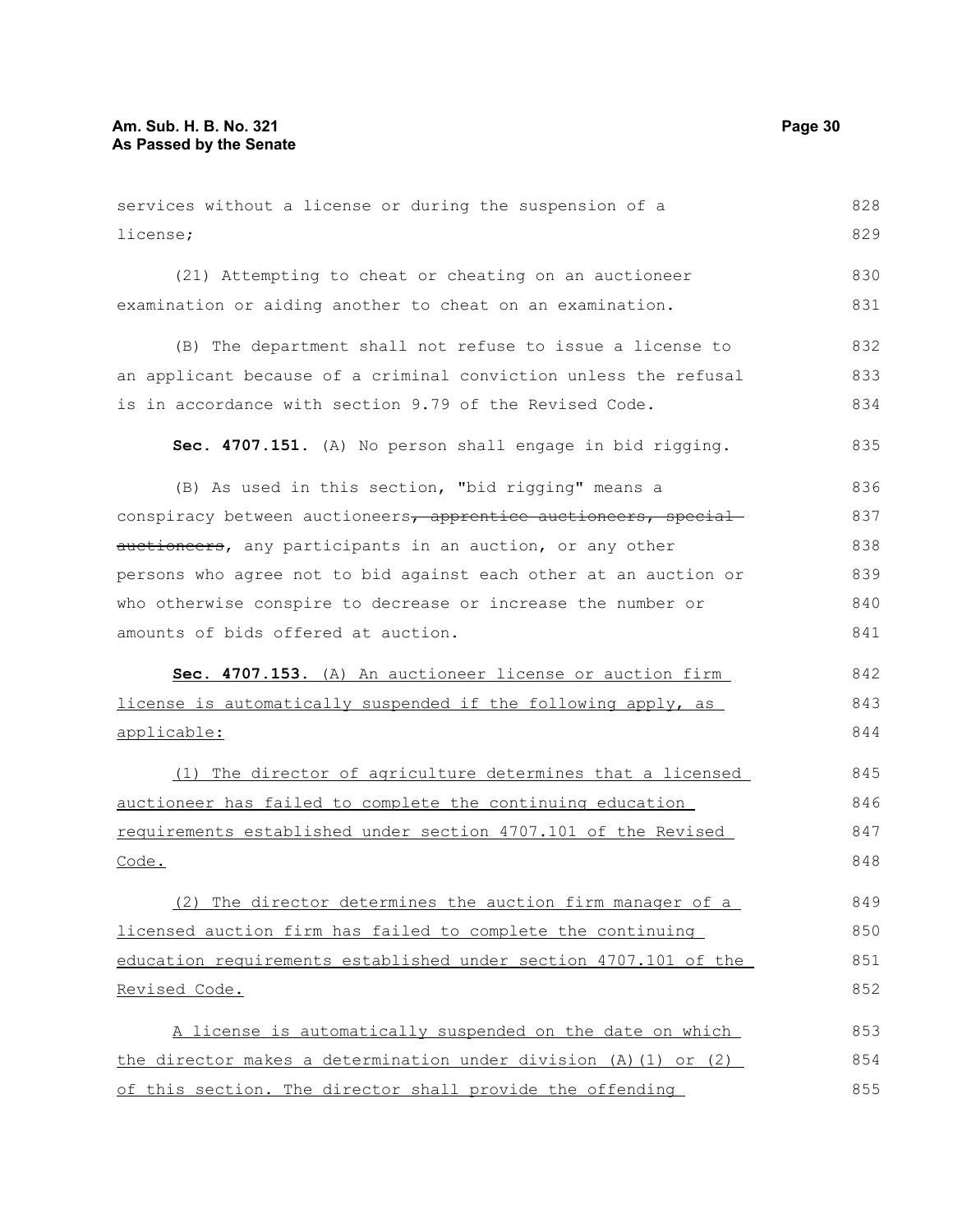services without a license or during the suspension of a license;

(21) Attempting to cheat or cheating on an auctioneer examination or aiding another to cheat on an examination.

(B) The department shall not refuse to issue a license to an applicant because of a criminal conviction unless the refusal is in accordance with section 9.79 of the Revised Code.

**Sec. 4707.151.** (A) No person shall engage in bid rigging.

(B) As used in this section, "bid rigging" means a conspiracy between auctioneers~~, apprentice auctioneers, special auctioneers~~, any participants in an auction, or any other persons who agree not to bid against each other at an auction or who otherwise conspire to decrease or increase the number or amounts of bids offered at auction.

**Sec. 4707.153.** <u>(A) An auctioneer license or auction firm license is automatically suspended if the following apply, as applicable:</u>

<u>(1) The director of agriculture determines that a licensed auctioneer has failed to complete the continuing education requirements established under section 4707.101 of the Revised Code.</u>

<u>(2) The director determines the auction firm manager of a licensed auction firm has failed to complete the continuing education requirements established under section 4707.101 of the Revised Code.</u>

<u>A license is automatically suspended on the date on which the director makes a determination under division (A)(1) or (2) of this section. The director shall provide the offending</u>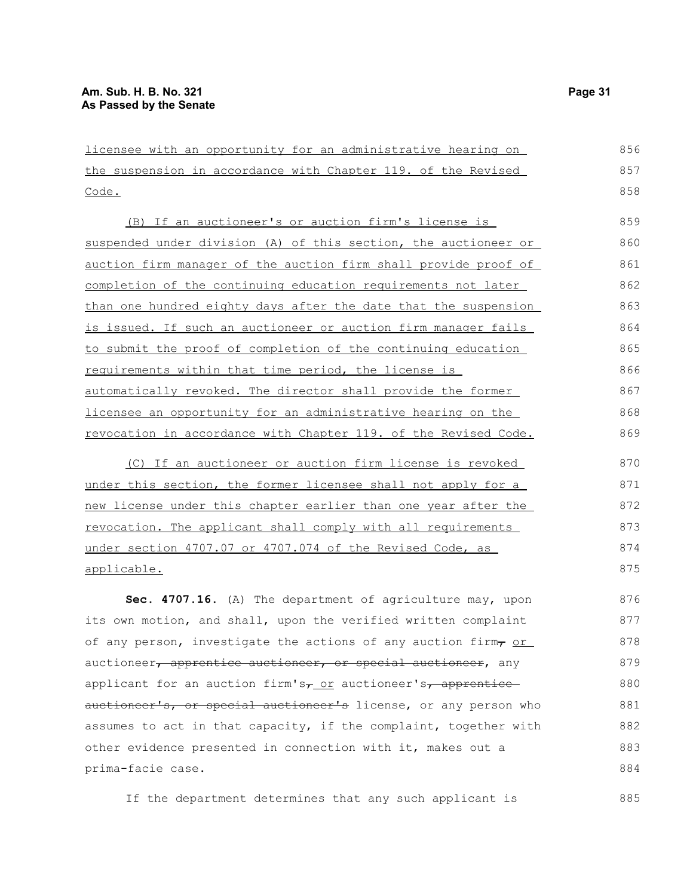licensee with an opportunity for an administrative hearing on the suspension in accordance with Chapter 119. of the Revised Code.

(B) If an auctioneer's or auction firm's license is suspended under division (A) of this section, the auctioneer or auction firm manager of the auction firm shall provide proof of completion of the continuing education requirements not later than one hundred eighty days after the date that the suspension is issued. If such an auctioneer or auction firm manager fails to submit the proof of completion of the continuing education requirements within that time period, the license is automatically revoked. The director shall provide the former licensee an opportunity for an administrative hearing on the revocation in accordance with Chapter 119. of the Revised Code.

(C) If an auctioneer or auction firm license is revoked under this section, the former licensee shall not apply for a new license under this chapter earlier than one year after the revocation. The applicant shall comply with all requirements under section 4707.07 or 4707.074 of the Revised Code, as applicable.

**Sec. 4707.16.** (A) The department of agriculture may, upon its own motion, and shall, upon the verified written complaint of any person, investigate the actions of any auction firm~~,~~ or auctioneer~~, apprentice auctioneer, or special auctioneer~~, any applicant for an auction firm's~~,~~ or auctioneer's~~, apprentice auctioneer's, or special auctioneer's~~ license, or any person who assumes to act in that capacity, if the complaint, together with other evidence presented in connection with it, makes out a prima-facie case.

If the department determines that any such applicant is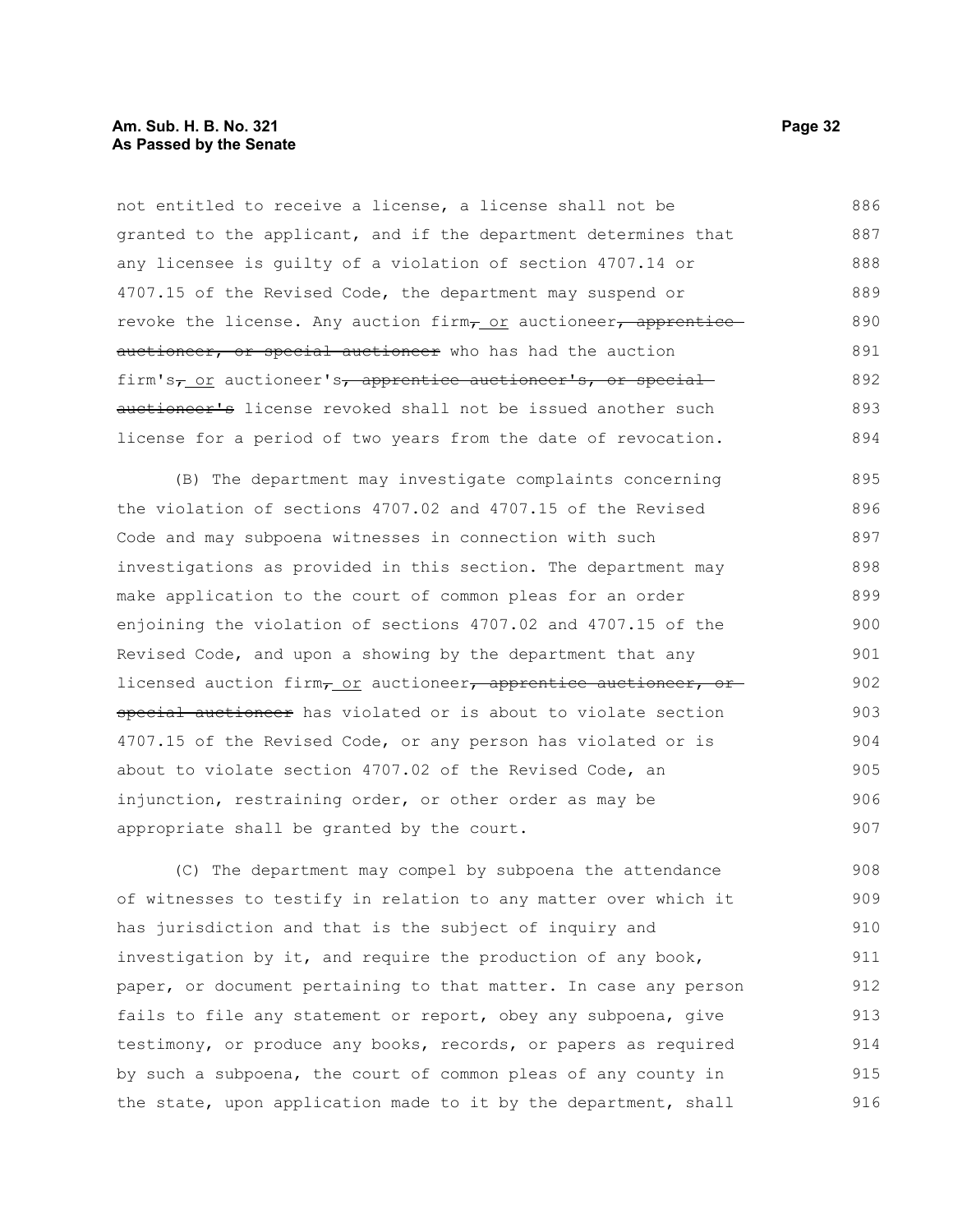not entitled to receive a license, a license shall not be granted to the applicant, and if the department determines that any licensee is guilty of a violation of section 4707.14 or 4707.15 of the Revised Code, the department may suspend or revoke the license. Any auction firm, or auctioneer, apprentice auctioneer, or special auctioneer who has had the auction firm's, or auctioneer's, apprentice auctioneer's, or special auctioneer's license revoked shall not be issued another such license for a period of two years from the date of revocation.

(B) The department may investigate complaints concerning the violation of sections 4707.02 and 4707.15 of the Revised Code and may subpoena witnesses in connection with such investigations as provided in this section. The department may make application to the court of common pleas for an order enjoining the violation of sections 4707.02 and 4707.15 of the Revised Code, and upon a showing by the department that any licensed auction firm, or auctioneer, apprentice auctioneer, or special auctioneer has violated or is about to violate section 4707.15 of the Revised Code, or any person has violated or is about to violate section 4707.02 of the Revised Code, an injunction, restraining order, or other order as may be appropriate shall be granted by the court.

(C) The department may compel by subpoena the attendance of witnesses to testify in relation to any matter over which it has jurisdiction and that is the subject of inquiry and investigation by it, and require the production of any book, paper, or document pertaining to that matter. In case any person fails to file any statement or report, obey any subpoena, give testimony, or produce any books, records, or papers as required by such a subpoena, the court of common pleas of any county in the state, upon application made to it by the department, shall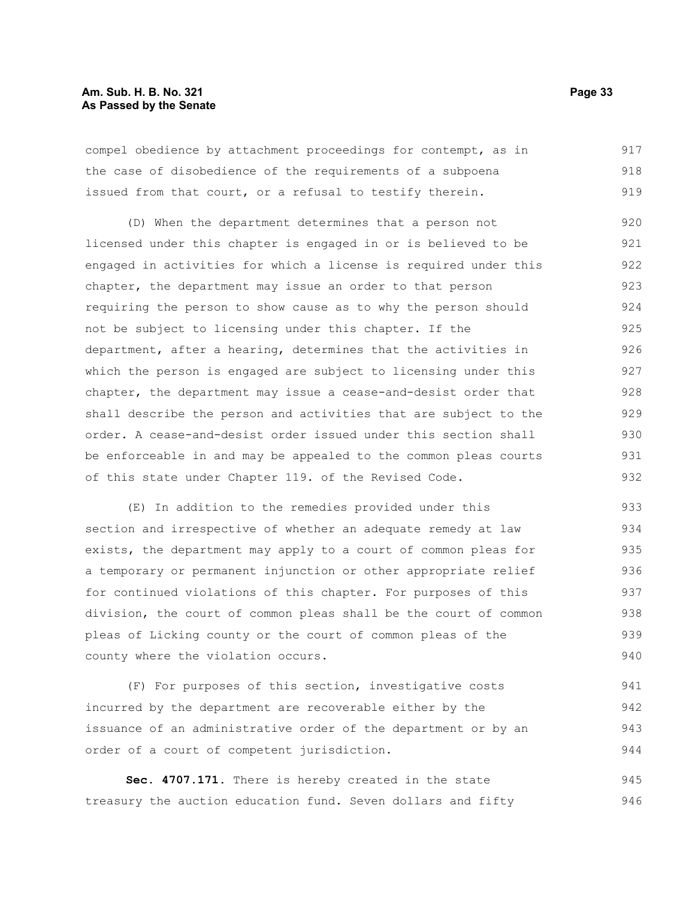compel obedience by attachment proceedings for contempt, as in the case of disobedience of the requirements of a subpoena issued from that court, or a refusal to testify therein.

(D) When the department determines that a person not licensed under this chapter is engaged in or is believed to be engaged in activities for which a license is required under this chapter, the department may issue an order to that person requiring the person to show cause as to why the person should not be subject to licensing under this chapter. If the department, after a hearing, determines that the activities in which the person is engaged are subject to licensing under this chapter, the department may issue a cease-and-desist order that shall describe the person and activities that are subject to the order. A cease-and-desist order issued under this section shall be enforceable in and may be appealed to the common pleas courts of this state under Chapter 119. of the Revised Code.

(E) In addition to the remedies provided under this section and irrespective of whether an adequate remedy at law exists, the department may apply to a court of common pleas for a temporary or permanent injunction or other appropriate relief for continued violations of this chapter. For purposes of this division, the court of common pleas shall be the court of common pleas of Licking county or the court of common pleas of the county where the violation occurs.

(F) For purposes of this section, investigative costs incurred by the department are recoverable either by the issuance of an administrative order of the department or by an order of a court of competent jurisdiction.

**Sec. 4707.171.** There is hereby created in the state treasury the auction education fund. Seven dollars and fifty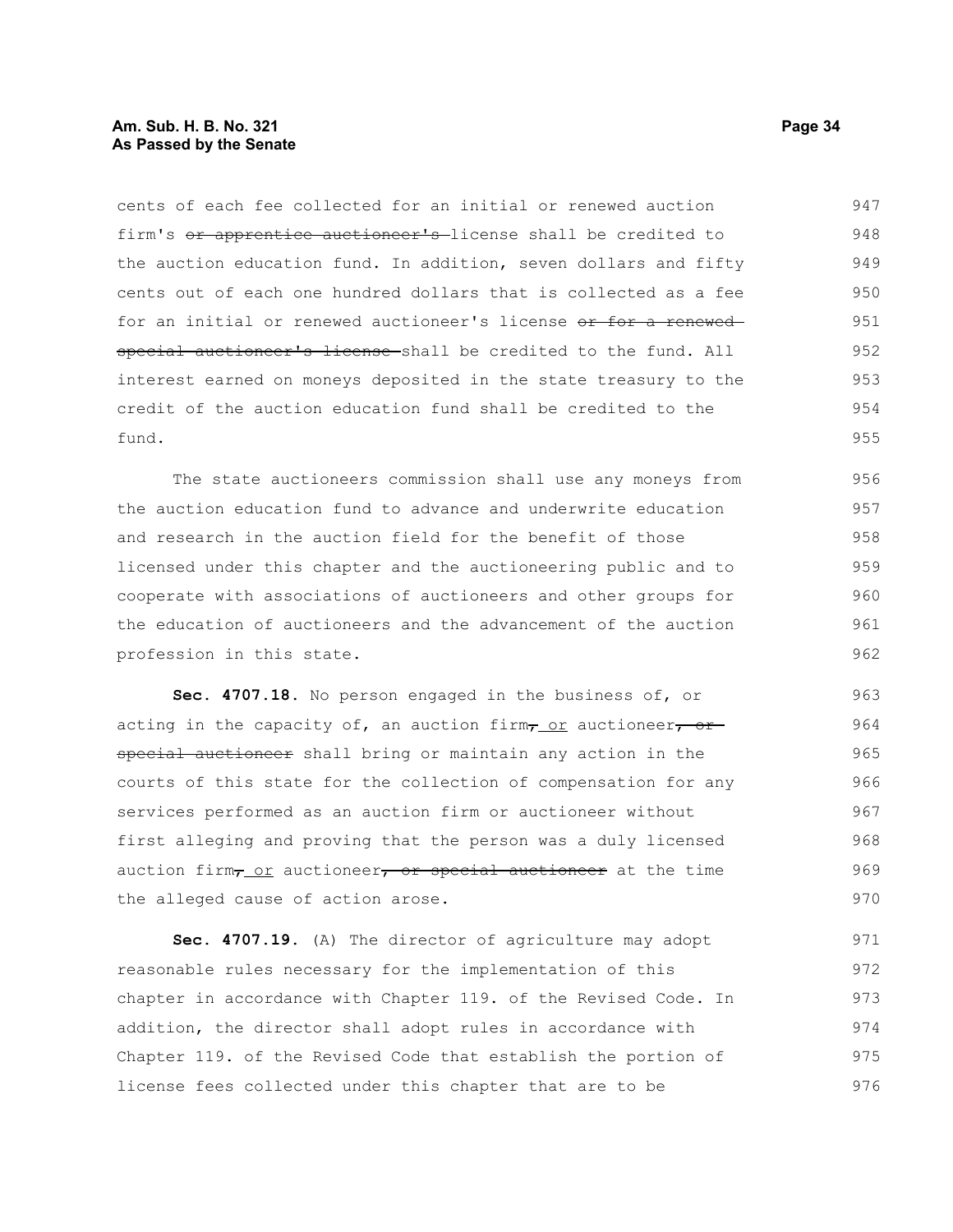cents of each fee collected for an initial or renewed auction firm's ~~or apprentice auctioneer's~~ license shall be credited to the auction education fund. In addition, seven dollars and fifty cents out of each one hundred dollars that is collected as a fee for an initial or renewed auctioneer's license ~~or for a renewed special auctioneer's license~~ shall be credited to the fund. All interest earned on moneys deposited in the state treasury to the credit of the auction education fund shall be credited to the fund.

The state auctioneers commission shall use any moneys from the auction education fund to advance and underwrite education and research in the auction field for the benefit of those licensed under this chapter and the auctioneering public and to cooperate with associations of auctioneers and other groups for the education of auctioneers and the advancement of the auction profession in this state.

**Sec. 4707.18.** No person engaged in the business of, or acting in the capacity of, an auction firm~~,~~ or auctioneer~~, or special auctioneer~~ shall bring or maintain any action in the courts of this state for the collection of compensation for any services performed as an auction firm or auctioneer without first alleging and proving that the person was a duly licensed auction firm~~,~~ or auctioneer~~, or special auctioneer~~ at the time the alleged cause of action arose.

**Sec. 4707.19.** (A) The director of agriculture may adopt reasonable rules necessary for the implementation of this chapter in accordance with Chapter 119. of the Revised Code. In addition, the director shall adopt rules in accordance with Chapter 119. of the Revised Code that establish the portion of license fees collected under this chapter that are to be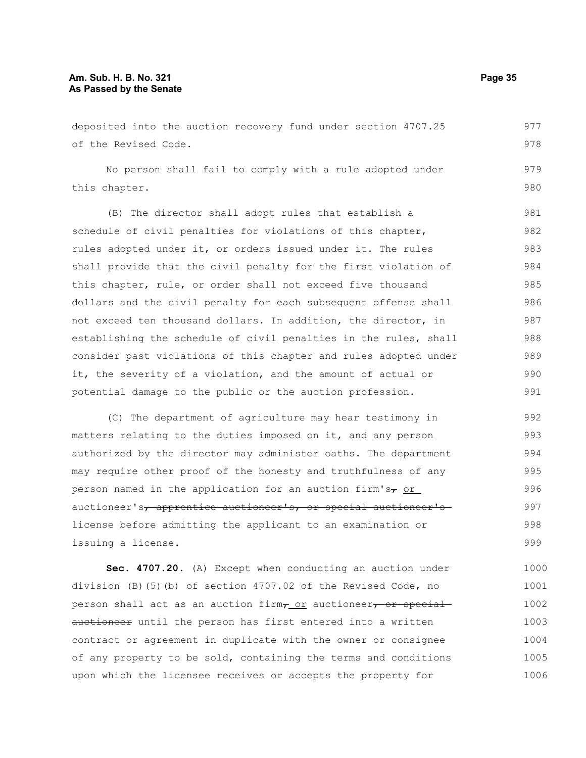deposited into the auction recovery fund under section 4707.25 of the Revised Code.

No person shall fail to comply with a rule adopted under this chapter.

(B) The director shall adopt rules that establish a schedule of civil penalties for violations of this chapter, rules adopted under it, or orders issued under it. The rules shall provide that the civil penalty for the first violation of this chapter, rule, or order shall not exceed five thousand dollars and the civil penalty for each subsequent offense shall not exceed ten thousand dollars. In addition, the director, in establishing the schedule of civil penalties in the rules, shall consider past violations of this chapter and rules adopted under it, the severity of a violation, and the amount of actual or potential damage to the public or the auction profession.

(C) The department of agriculture may hear testimony in matters relating to the duties imposed on it, and any person authorized by the director may administer oaths. The department may require other proof of the honesty and truthfulness of any person named in the application for an auction firm's~~,~~ or auctioneer's~~, apprentice auctioneer's, or special auctioneer's~~ license before admitting the applicant to an examination or issuing a license.

**Sec. 4707.20.** (A) Except when conducting an auction under division (B)(5)(b) of section 4707.02 of the Revised Code, no person shall act as an auction firm~~,~~ or auctioneer~~, or special auctioneer~~ until the person has first entered into a written contract or agreement in duplicate with the owner or consignee of any property to be sold, containing the terms and conditions upon which the licensee receives or accepts the property for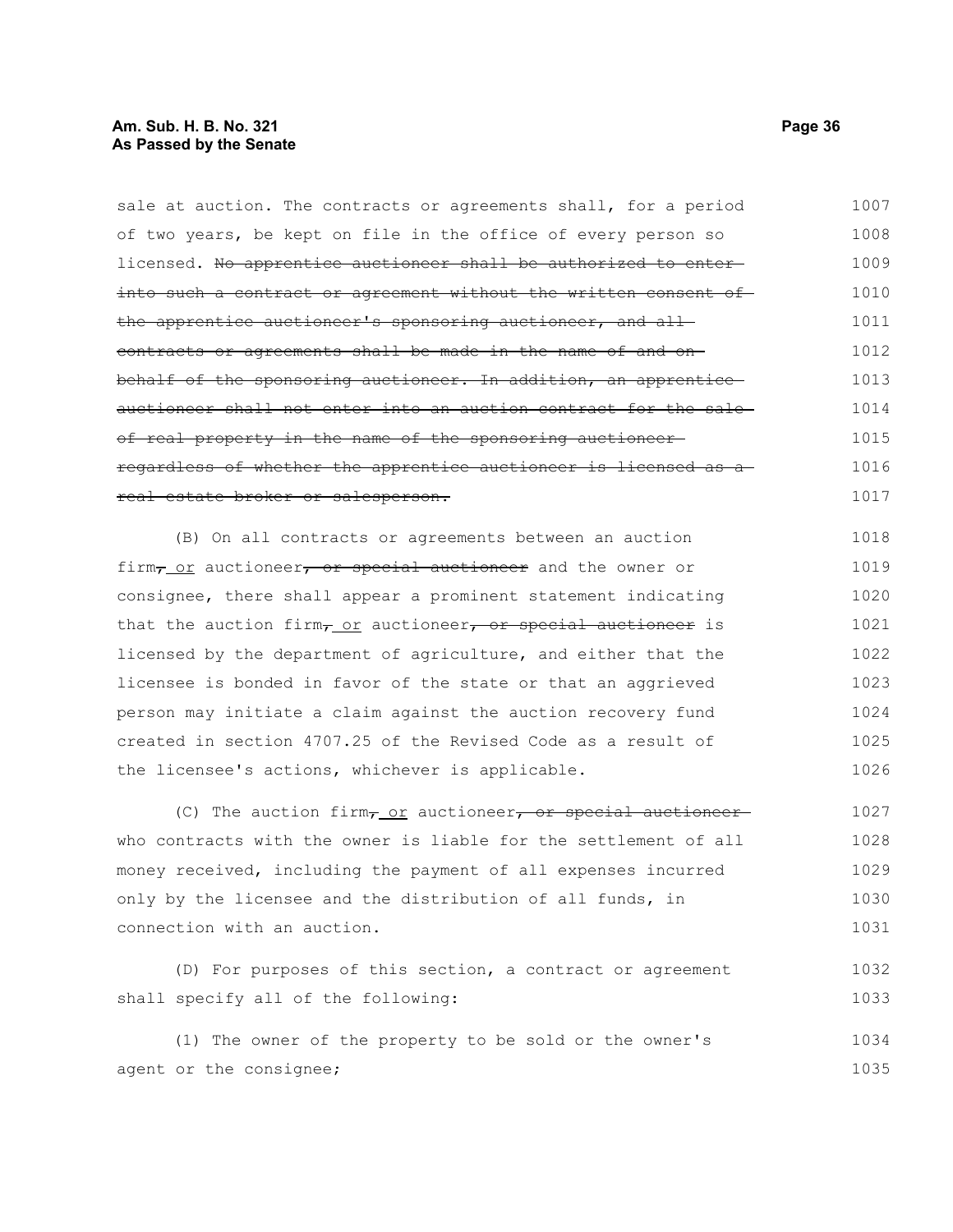sale at auction. The contracts or agreements shall, for a period of two years, be kept on file in the office of every person so licensed. ~~No apprentice auctioneer shall be authorized to enter into such a contract or agreement without the written consent of the apprentice auctioneer's sponsoring auctioneer, and all contracts or agreements shall be made in the name of and on behalf of the sponsoring auctioneer. In addition, an apprentice auctioneer shall not enter into an auction contract for the sale of real property in the name of the sponsoring auctioneer regardless of whether the apprentice auctioneer is licensed as a real estate broker or salesperson.~~

(B) On all contracts or agreements between an auction firm~~,~~ or auctioneer~~, or special auctioneer~~ and the owner or consignee, there shall appear a prominent statement indicating that the auction firm~~,~~ or auctioneer~~, or special auctioneer~~ is licensed by the department of agriculture, and either that the licensee is bonded in favor of the state or that an aggrieved person may initiate a claim against the auction recovery fund created in section 4707.25 of the Revised Code as a result of the licensee's actions, whichever is applicable.

(C) The auction firm~~,~~ or auctioneer~~, or special auctioneer~~ who contracts with the owner is liable for the settlement of all money received, including the payment of all expenses incurred only by the licensee and the distribution of all funds, in connection with an auction.

(D) For purposes of this section, a contract or agreement shall specify all of the following:

(1) The owner of the property to be sold or the owner's agent or the consignee;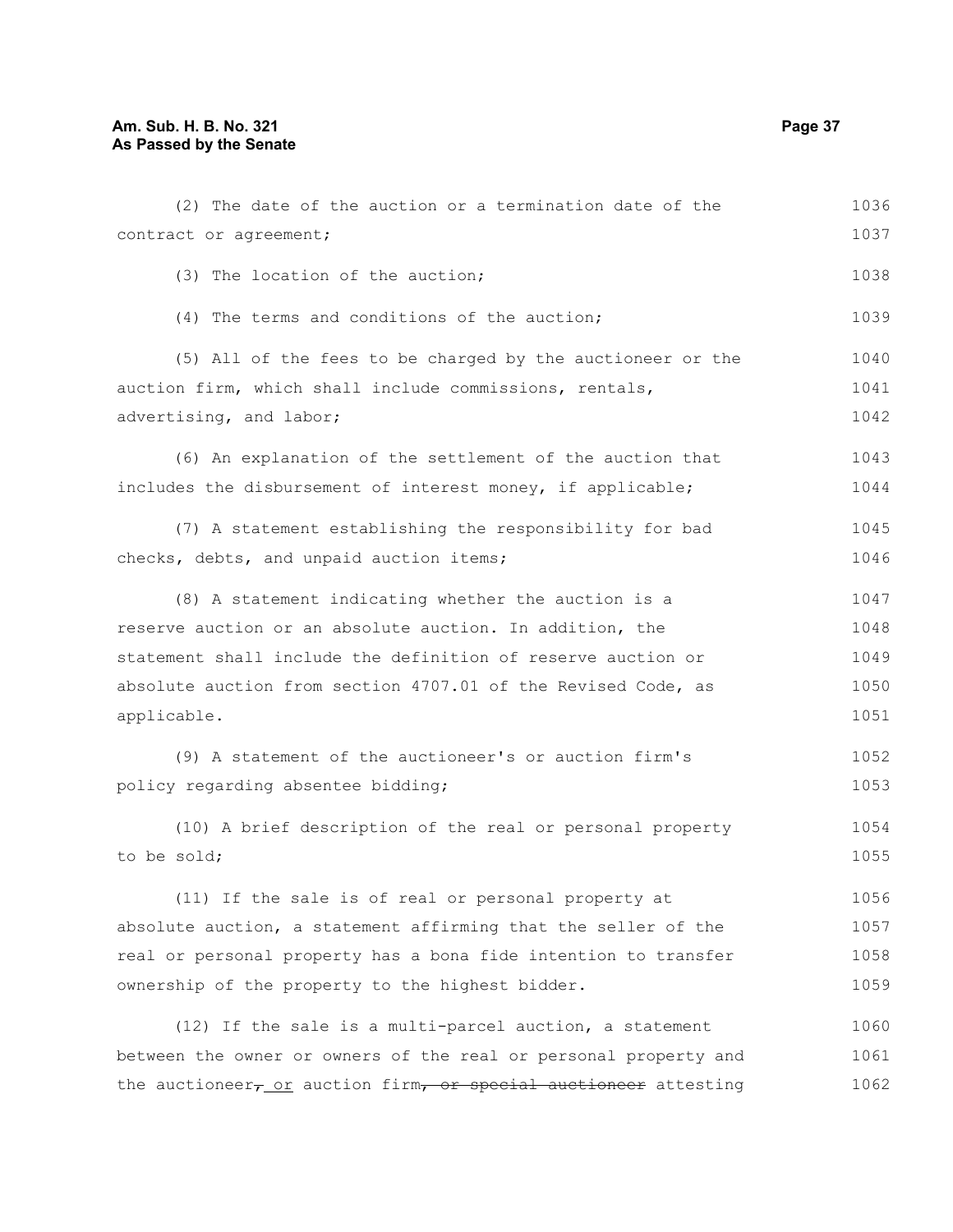(2) The date of the auction or a termination date of the contract or agreement;

(3) The location of the auction;

(4) The terms and conditions of the auction;

(5) All of the fees to be charged by the auctioneer or the auction firm, which shall include commissions, rentals, advertising, and labor;

(6) An explanation of the settlement of the auction that includes the disbursement of interest money, if applicable;

(7) A statement establishing the responsibility for bad checks, debts, and unpaid auction items;

(8) A statement indicating whether the auction is a reserve auction or an absolute auction. In addition, the statement shall include the definition of reserve auction or absolute auction from section 4707.01 of the Revised Code, as applicable.

(9) A statement of the auctioneer's or auction firm's policy regarding absentee bidding;

(10) A brief description of the real or personal property to be sold;

(11) If the sale is of real or personal property at absolute auction, a statement affirming that the seller of the real or personal property has a bona fide intention to transfer ownership of the property to the highest bidder.

(12) If the sale is a multi-parcel auction, a statement between the owner or owners of the real or personal property and the auctioneer~~,~~ or auction firm~~, or special auctioneer~~ attesting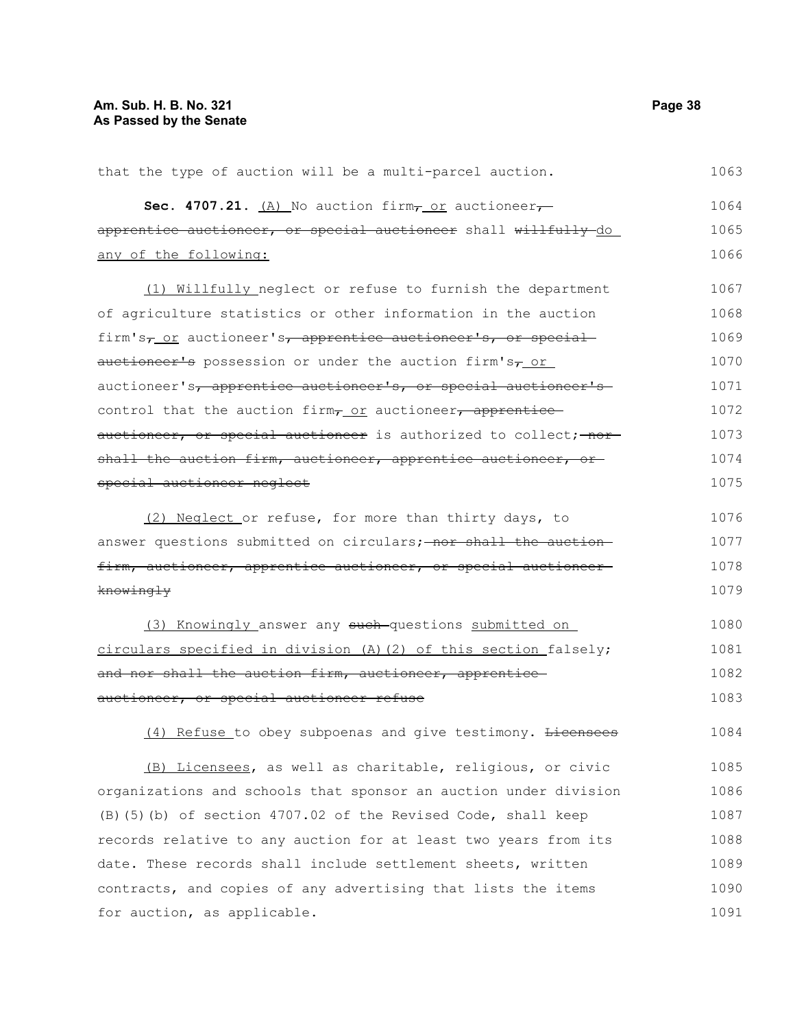that the type of auction will be a multi-parcel auction.

**Sec. 4707.21.** (A) No auction firm, or auctioneer, apprentice auctioneer, or special auctioneer shall willfully do any of the following:

(1) Willfully neglect or refuse to furnish the department of agriculture statistics or other information in the auction firm's, or auctioneer's, apprentice auctioneer's, or special auctioneer's possession or under the auction firm's, or auctioneer's, apprentice auctioneer's, or special auctioneer's control that the auction firm, or auctioneer, apprentice auctioneer, or special auctioneer is authorized to collect; nor shall the auction firm, auctioneer, apprentice auctioneer, or special auctioneer neglect

(2) Neglect or refuse, for more than thirty days, to answer questions submitted on circulars; nor shall the auction firm, auctioneer, apprentice auctioneer, or special auctioneer knowingly

(3) Knowingly answer any such questions submitted on circulars specified in division (A)(2) of this section falsely; and nor shall the auction firm, auctioneer, apprentice auctioneer, or special auctioneer refuse

(4) Refuse to obey subpoenas and give testimony. Licensees

(B) Licensees, as well as charitable, religious, or civic organizations and schools that sponsor an auction under division (B)(5)(b) of section 4707.02 of the Revised Code, shall keep records relative to any auction for at least two years from its date. These records shall include settlement sheets, written contracts, and copies of any advertising that lists the items for auction, as applicable.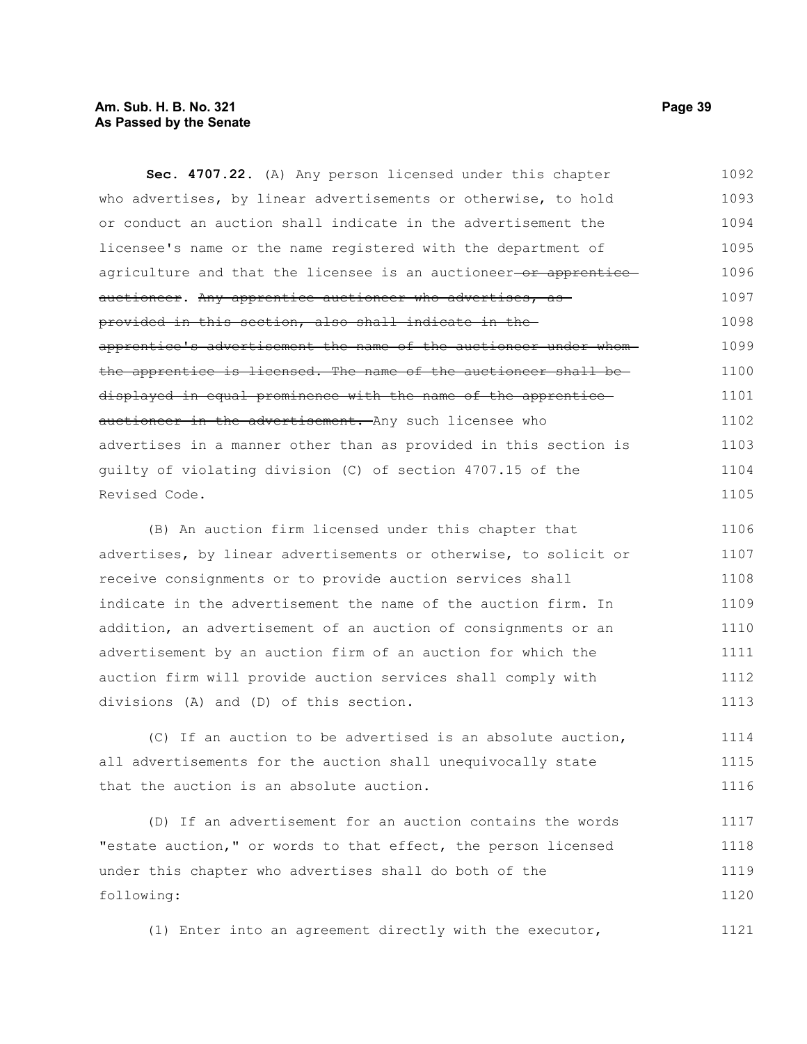**Sec. 4707.22.** (A) Any person licensed under this chapter who advertises, by linear advertisements or otherwise, to hold or conduct an auction shall indicate in the advertisement the licensee's name or the name registered with the department of agriculture and that the licensee is an auctioneer~~ or apprentice auctioneer~~. ~~Any apprentice auctioneer who advertises, as provided in this section, also shall indicate in the apprentice's advertisement the name of the auctioneer under whom the apprentice is licensed. The name of the auctioneer shall be displayed in equal prominence with the name of the apprentice auctioneer in the advertisement.~~ Any such licensee who advertises in a manner other than as provided in this section is guilty of violating division (C) of section 4707.15 of the Revised Code.

(B) An auction firm licensed under this chapter that advertises, by linear advertisements or otherwise, to solicit or receive consignments or to provide auction services shall indicate in the advertisement the name of the auction firm. In addition, an advertisement of an auction of consignments or an advertisement by an auction firm of an auction for which the auction firm will provide auction services shall comply with divisions (A) and (D) of this section.

(C) If an auction to be advertised is an absolute auction, all advertisements for the auction shall unequivocally state that the auction is an absolute auction.

(D) If an advertisement for an auction contains the words "estate auction," or words to that effect, the person licensed under this chapter who advertises shall do both of the following:

(1) Enter into an agreement directly with the executor,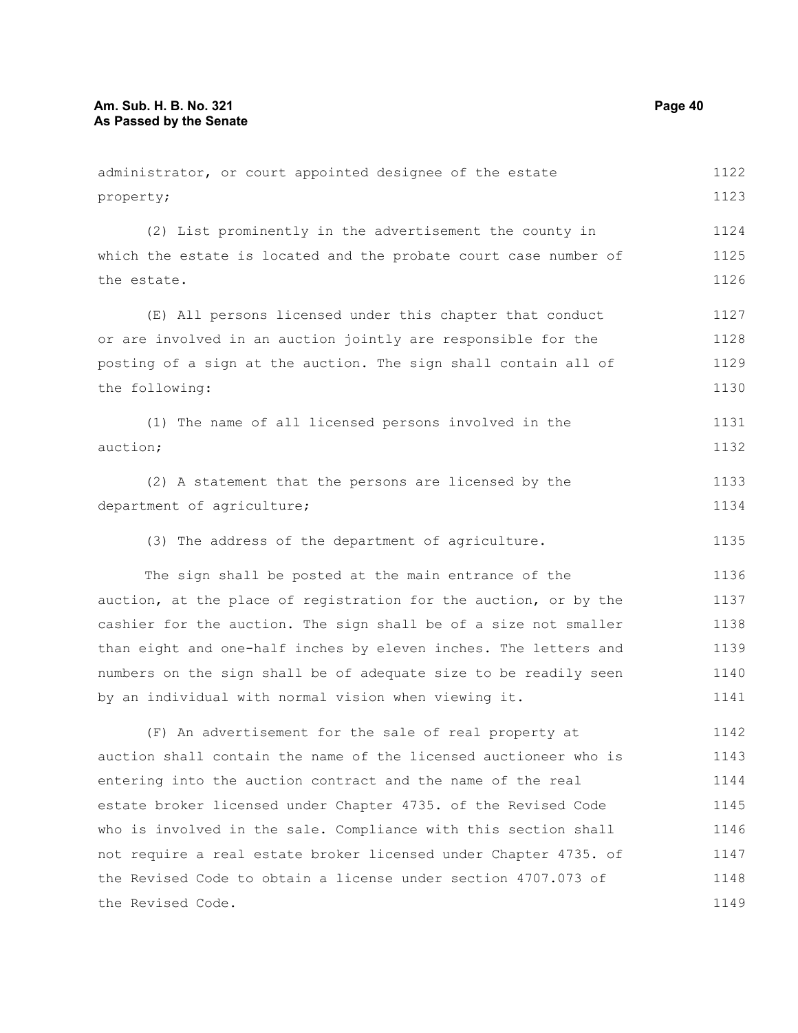administrator, or court appointed designee of the estate property;

(2) List prominently in the advertisement the county in which the estate is located and the probate court case number of the estate.

(E) All persons licensed under this chapter that conduct or are involved in an auction jointly are responsible for the posting of a sign at the auction. The sign shall contain all of the following:

(1) The name of all licensed persons involved in the auction;

(2) A statement that the persons are licensed by the department of agriculture;

(3) The address of the department of agriculture.

The sign shall be posted at the main entrance of the auction, at the place of registration for the auction, or by the cashier for the auction. The sign shall be of a size not smaller than eight and one-half inches by eleven inches. The letters and numbers on the sign shall be of adequate size to be readily seen by an individual with normal vision when viewing it.

(F) An advertisement for the sale of real property at auction shall contain the name of the licensed auctioneer who is entering into the auction contract and the name of the real estate broker licensed under Chapter 4735. of the Revised Code who is involved in the sale. Compliance with this section shall not require a real estate broker licensed under Chapter 4735. of the Revised Code to obtain a license under section 4707.073 of the Revised Code.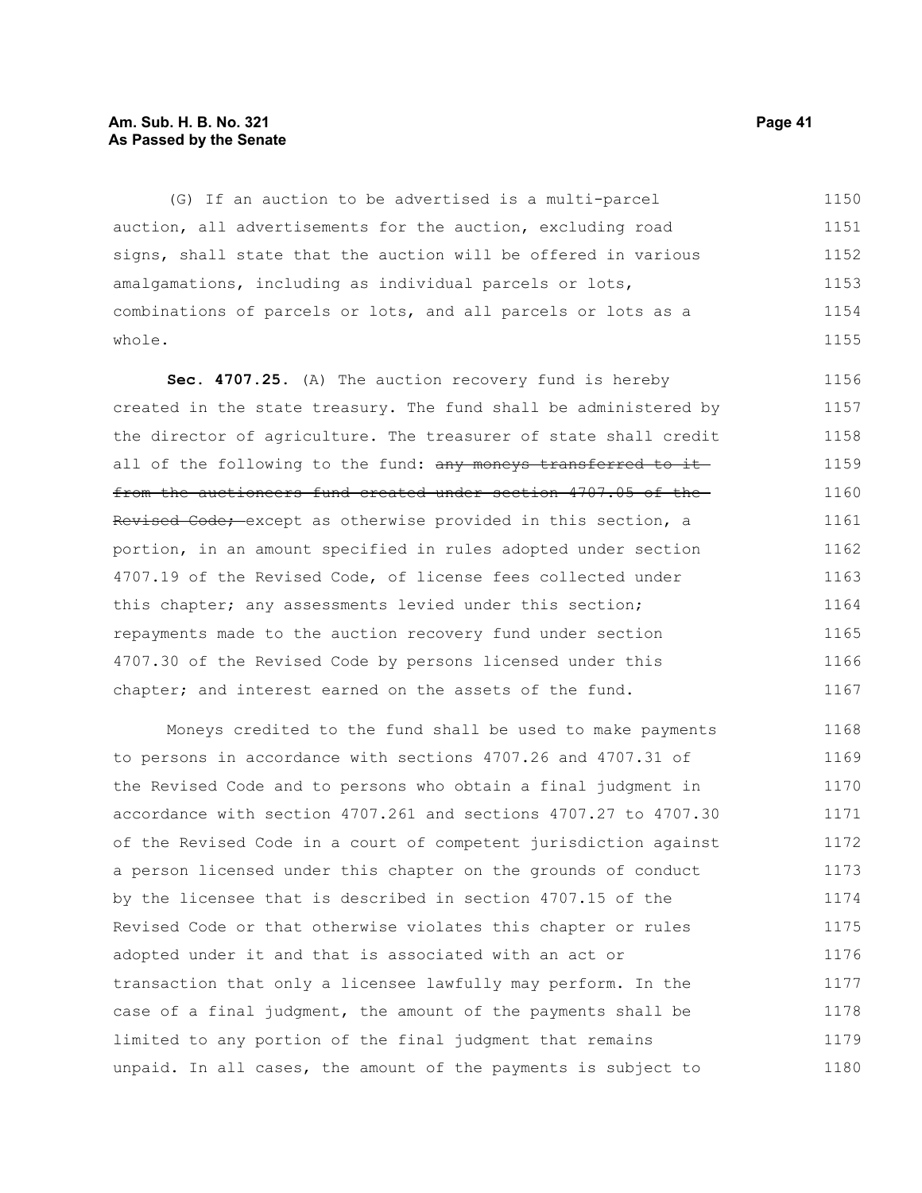(G) If an auction to be advertised is a multi-parcel auction, all advertisements for the auction, excluding road signs, shall state that the auction will be offered in various amalgamations, including as individual parcels or lots, combinations of parcels or lots, and all parcels or lots as a whole.

**Sec. 4707.25.** (A) The auction recovery fund is hereby created in the state treasury. The fund shall be administered by the director of agriculture. The treasurer of state shall credit all of the following to the fund: ~~any moneys transferred to it from the auctioneers fund created under section 4707.05 of the Revised Code;~~ except as otherwise provided in this section, a portion, in an amount specified in rules adopted under section 4707.19 of the Revised Code, of license fees collected under this chapter; any assessments levied under this section; repayments made to the auction recovery fund under section 4707.30 of the Revised Code by persons licensed under this chapter; and interest earned on the assets of the fund.

Moneys credited to the fund shall be used to make payments to persons in accordance with sections 4707.26 and 4707.31 of the Revised Code and to persons who obtain a final judgment in accordance with section 4707.261 and sections 4707.27 to 4707.30 of the Revised Code in a court of competent jurisdiction against a person licensed under this chapter on the grounds of conduct by the licensee that is described in section 4707.15 of the Revised Code or that otherwise violates this chapter or rules adopted under it and that is associated with an act or transaction that only a licensee lawfully may perform. In the case of a final judgment, the amount of the payments shall be limited to any portion of the final judgment that remains unpaid. In all cases, the amount of the payments is subject to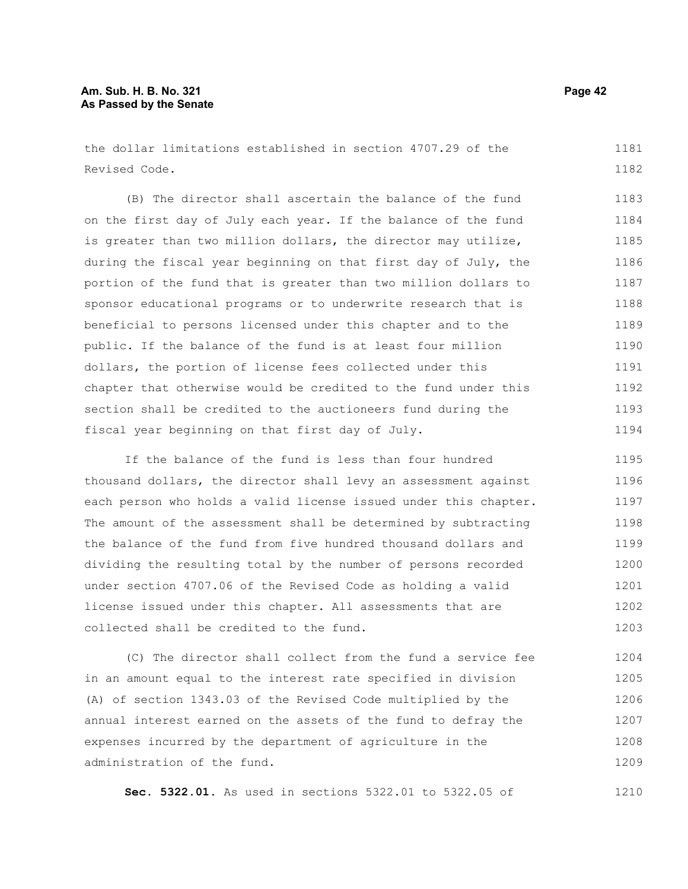the dollar limitations established in section 4707.29 of the Revised Code.

(B) The director shall ascertain the balance of the fund on the first day of July each year. If the balance of the fund is greater than two million dollars, the director may utilize, during the fiscal year beginning on that first day of July, the portion of the fund that is greater than two million dollars to sponsor educational programs or to underwrite research that is beneficial to persons licensed under this chapter and to the public. If the balance of the fund is at least four million dollars, the portion of license fees collected under this chapter that otherwise would be credited to the fund under this section shall be credited to the auctioneers fund during the fiscal year beginning on that first day of July.

If the balance of the fund is less than four hundred thousand dollars, the director shall levy an assessment against each person who holds a valid license issued under this chapter. The amount of the assessment shall be determined by subtracting the balance of the fund from five hundred thousand dollars and dividing the resulting total by the number of persons recorded under section 4707.06 of the Revised Code as holding a valid license issued under this chapter. All assessments that are collected shall be credited to the fund.

(C) The director shall collect from the fund a service fee in an amount equal to the interest rate specified in division (A) of section 1343.03 of the Revised Code multiplied by the annual interest earned on the assets of the fund to defray the expenses incurred by the department of agriculture in the administration of the fund.

**Sec. 5322.01.** As used in sections 5322.01 to 5322.05 of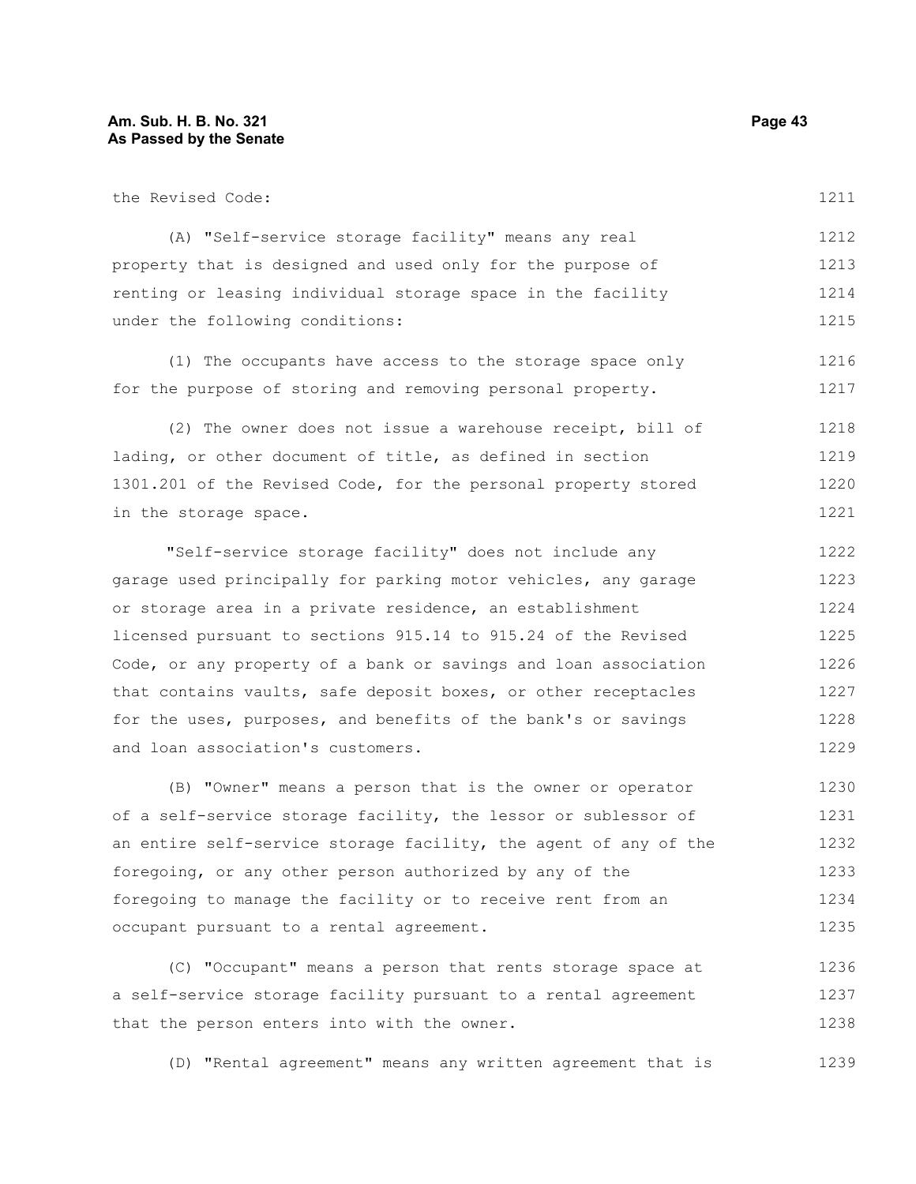the Revised Code:

(A) "Self-service storage facility" means any real property that is designed and used only for the purpose of renting or leasing individual storage space in the facility under the following conditions:

(1) The occupants have access to the storage space only for the purpose of storing and removing personal property.

(2) The owner does not issue a warehouse receipt, bill of lading, or other document of title, as defined in section 1301.201 of the Revised Code, for the personal property stored in the storage space.

"Self-service storage facility" does not include any garage used principally for parking motor vehicles, any garage or storage area in a private residence, an establishment licensed pursuant to sections 915.14 to 915.24 of the Revised Code, or any property of a bank or savings and loan association that contains vaults, safe deposit boxes, or other receptacles for the uses, purposes, and benefits of the bank's or savings and loan association's customers.

(B) "Owner" means a person that is the owner or operator of a self-service storage facility, the lessor or sublessor of an entire self-service storage facility, the agent of any of the foregoing, or any other person authorized by any of the foregoing to manage the facility or to receive rent from an occupant pursuant to a rental agreement.

(C) "Occupant" means a person that rents storage space at a self-service storage facility pursuant to a rental agreement that the person enters into with the owner.

(D) "Rental agreement" means any written agreement that is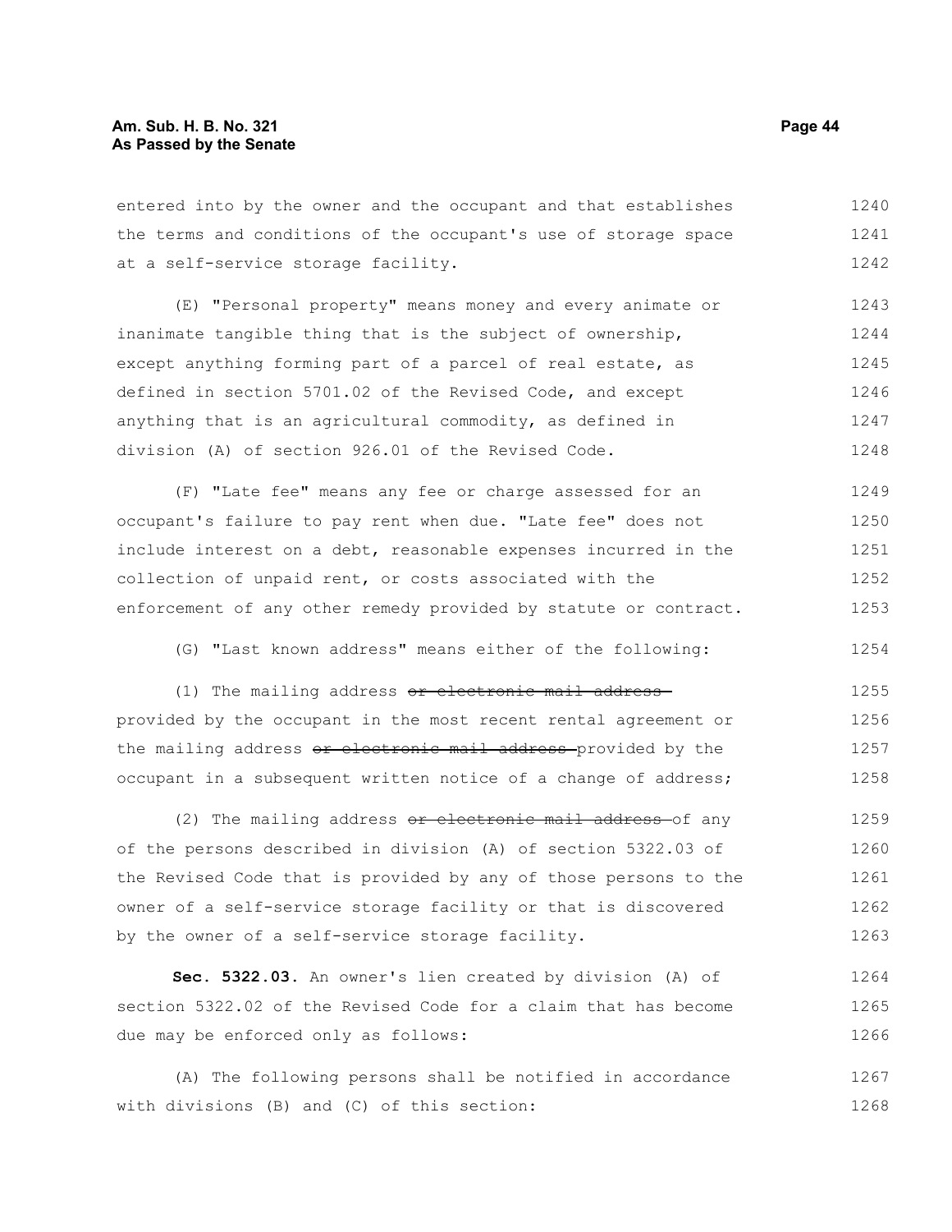entered into by the owner and the occupant and that establishes the terms and conditions of the occupant's use of storage space at a self-service storage facility.

(E) "Personal property" means money and every animate or inanimate tangible thing that is the subject of ownership, except anything forming part of a parcel of real estate, as defined in section 5701.02 of the Revised Code, and except anything that is an agricultural commodity, as defined in division (A) of section 926.01 of the Revised Code.

(F) "Late fee" means any fee or charge assessed for an occupant's failure to pay rent when due. "Late fee" does not include interest on a debt, reasonable expenses incurred in the collection of unpaid rent, or costs associated with the enforcement of any other remedy provided by statute or contract.

(G) "Last known address" means either of the following:

(1) The mailing address ~~or electronic mail address~~ provided by the occupant in the most recent rental agreement or the mailing address ~~or electronic mail address~~ provided by the occupant in a subsequent written notice of a change of address;

(2) The mailing address ~~or electronic mail address~~ of any of the persons described in division (A) of section 5322.03 of the Revised Code that is provided by any of those persons to the owner of a self-service storage facility or that is discovered by the owner of a self-service storage facility.

**Sec. 5322.03.** An owner's lien created by division (A) of section 5322.02 of the Revised Code for a claim that has become due may be enforced only as follows:

(A) The following persons shall be notified in accordance with divisions (B) and (C) of this section: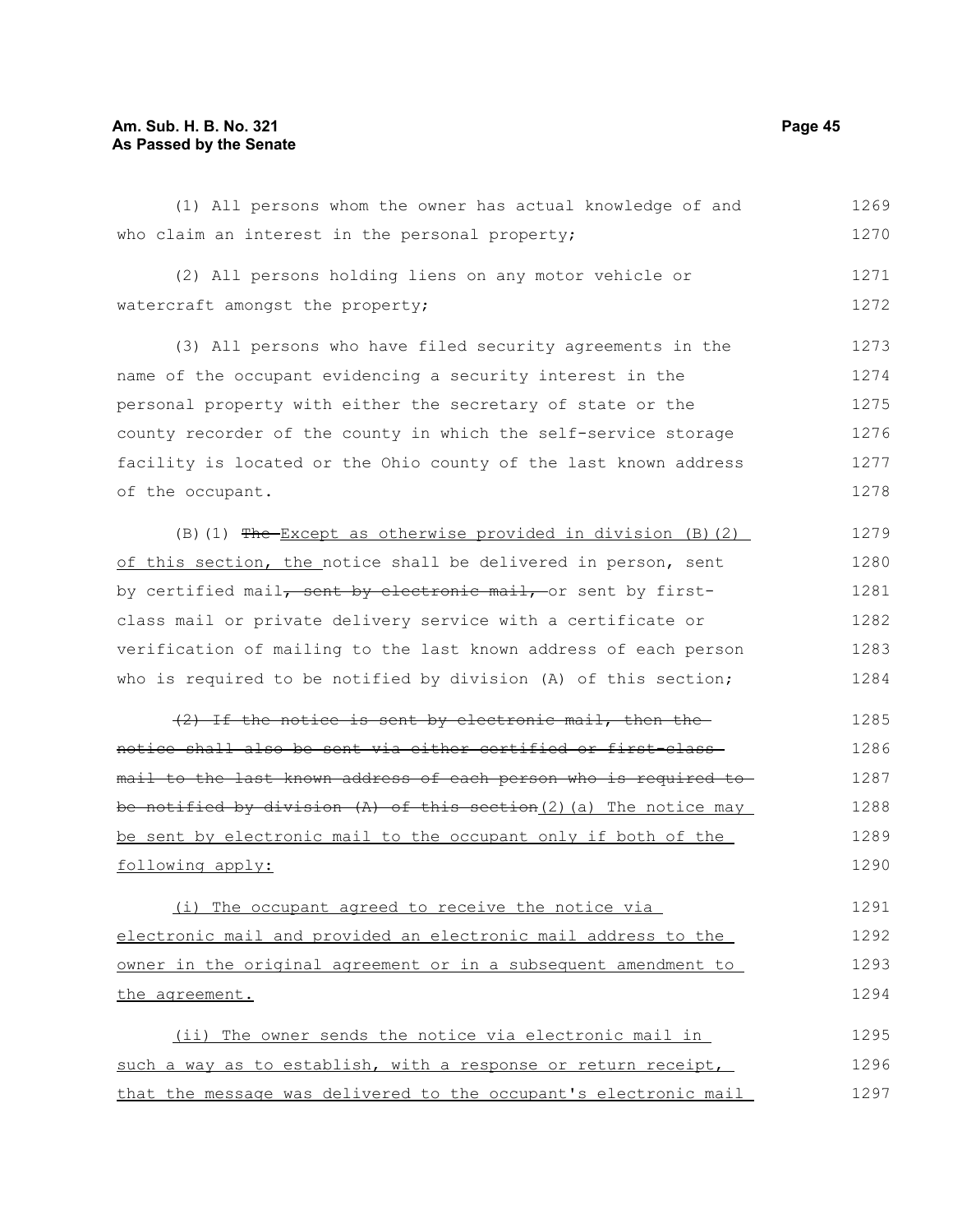(1) All persons whom the owner has actual knowledge of and who claim an interest in the personal property;

(2) All persons holding liens on any motor vehicle or watercraft amongst the property;

(3) All persons who have filed security agreements in the name of the occupant evidencing a security interest in the personal property with either the secretary of state or the county recorder of the county in which the self-service storage facility is located or the Ohio county of the last known address of the occupant.

(B)(1) ~~The~~ Except as otherwise provided in division (B)(2) of this section, the notice shall be delivered in person, sent by certified mail~~, sent by electronic mail,~~ or sent by first-class mail or private delivery service with a certificate or verification of mailing to the last known address of each person who is required to be notified by division (A) of this section;

~~(2) If the notice is sent by electronic mail, then the notice shall also be sent via either certified or first-class mail to the last known address of each person who is required to be notified by division (A) of this section~~(2)(a) The notice may be sent by electronic mail to the occupant only if both of the following apply:

(i) The occupant agreed to receive the notice via electronic mail and provided an electronic mail address to the owner in the original agreement or in a subsequent amendment to the agreement.

(ii) The owner sends the notice via electronic mail in such a way as to establish, with a response or return receipt, that the message was delivered to the occupant's electronic mail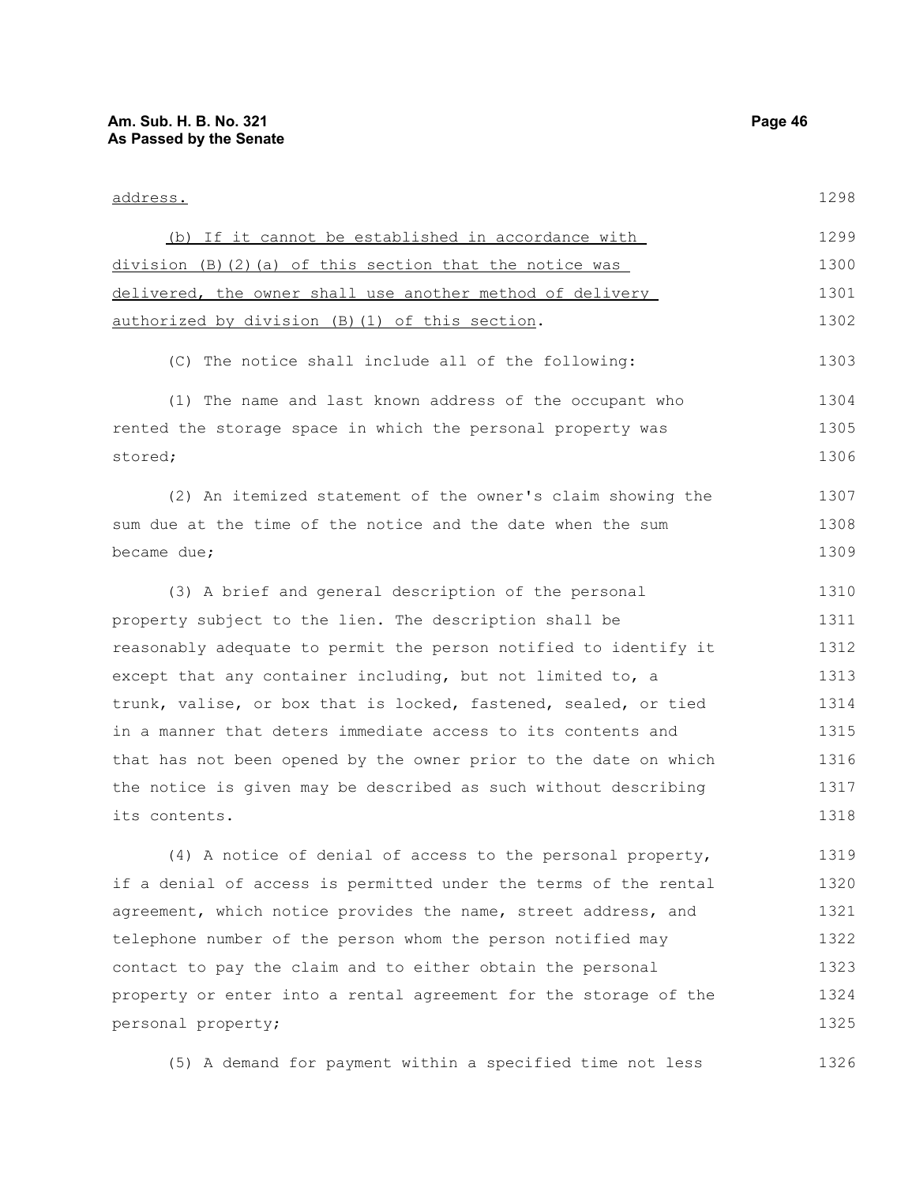address.

(b) If it cannot be established in accordance with division (B)(2)(a) of this section that the notice was delivered, the owner shall use another method of delivery authorized by division (B)(1) of this section.

(C) The notice shall include all of the following:

(1) The name and last known address of the occupant who rented the storage space in which the personal property was stored;

(2) An itemized statement of the owner's claim showing the sum due at the time of the notice and the date when the sum became due;

(3) A brief and general description of the personal property subject to the lien. The description shall be reasonably adequate to permit the person notified to identify it except that any container including, but not limited to, a trunk, valise, or box that is locked, fastened, sealed, or tied in a manner that deters immediate access to its contents and that has not been opened by the owner prior to the date on which the notice is given may be described as such without describing its contents.

(4) A notice of denial of access to the personal property, if a denial of access is permitted under the terms of the rental agreement, which notice provides the name, street address, and telephone number of the person whom the person notified may contact to pay the claim and to either obtain the personal property or enter into a rental agreement for the storage of the personal property;

(5) A demand for payment within a specified time not less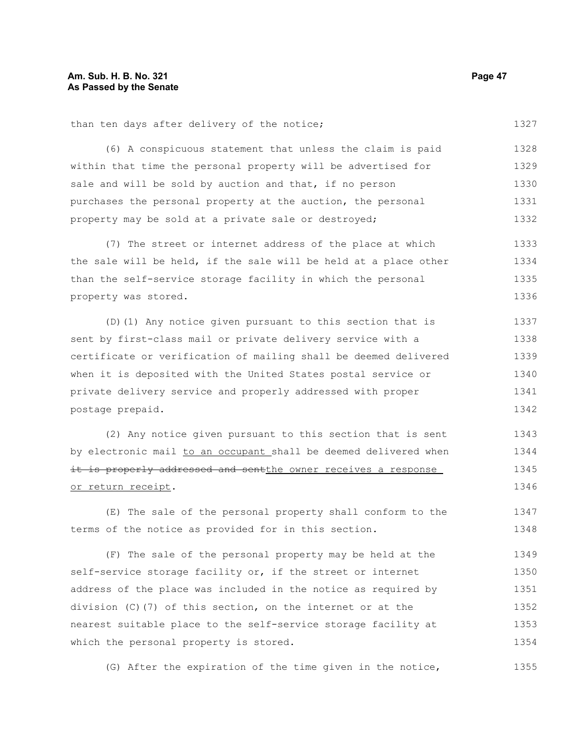than ten days after delivery of the notice;

(6) A conspicuous statement that unless the claim is paid within that time the personal property will be advertised for sale and will be sold by auction and that, if no person purchases the personal property at the auction, the personal property may be sold at a private sale or destroyed;

(7) The street or internet address of the place at which the sale will be held, if the sale will be held at a place other than the self-service storage facility in which the personal property was stored.

(D)(1) Any notice given pursuant to this section that is sent by first-class mail or private delivery service with a certificate or verification of mailing shall be deemed delivered when it is deposited with the United States postal service or private delivery service and properly addressed with proper postage prepaid.

(2) Any notice given pursuant to this section that is sent by electronic mail <u>to an occupant</u> shall be deemed delivered when ~~it is properly addressed and sent~~<u>the owner receives a response or return receipt</u>.

(E) The sale of the personal property shall conform to the terms of the notice as provided for in this section.

(F) The sale of the personal property may be held at the self-service storage facility or, if the street or internet address of the place was included in the notice as required by division (C)(7) of this section, on the internet or at the nearest suitable place to the self-service storage facility at which the personal property is stored.

(G) After the expiration of the time given in the notice,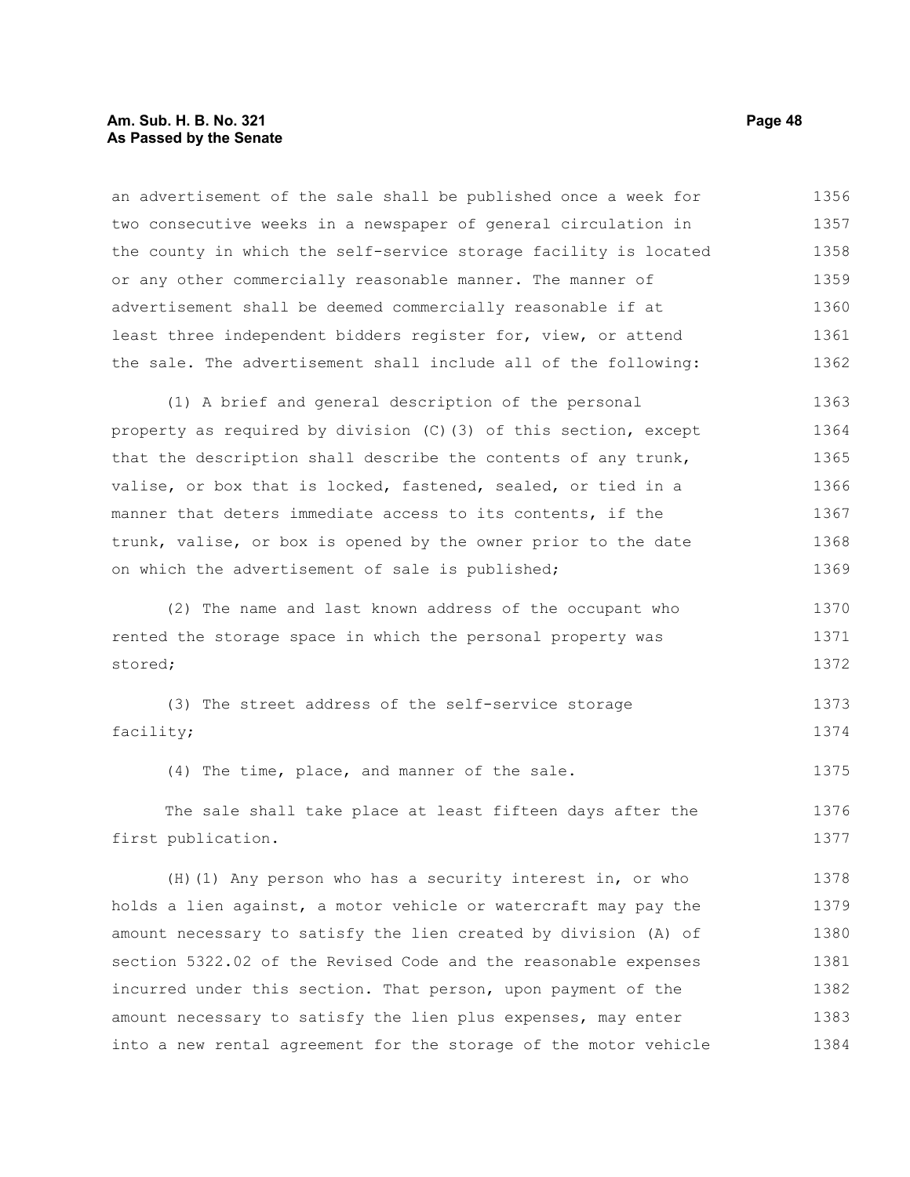an advertisement of the sale shall be published once a week for two consecutive weeks in a newspaper of general circulation in the county in which the self-service storage facility is located or any other commercially reasonable manner. The manner of advertisement shall be deemed commercially reasonable if at least three independent bidders register for, view, or attend the sale. The advertisement shall include all of the following:

(1) A brief and general description of the personal property as required by division (C)(3) of this section, except that the description shall describe the contents of any trunk, valise, or box that is locked, fastened, sealed, or tied in a manner that deters immediate access to its contents, if the trunk, valise, or box is opened by the owner prior to the date on which the advertisement of sale is published;

(2) The name and last known address of the occupant who rented the storage space in which the personal property was stored;

(3) The street address of the self-service storage facility;

(4) The time, place, and manner of the sale.

The sale shall take place at least fifteen days after the first publication.

(H)(1) Any person who has a security interest in, or who holds a lien against, a motor vehicle or watercraft may pay the amount necessary to satisfy the lien created by division (A) of section 5322.02 of the Revised Code and the reasonable expenses incurred under this section. That person, upon payment of the amount necessary to satisfy the lien plus expenses, may enter into a new rental agreement for the storage of the motor vehicle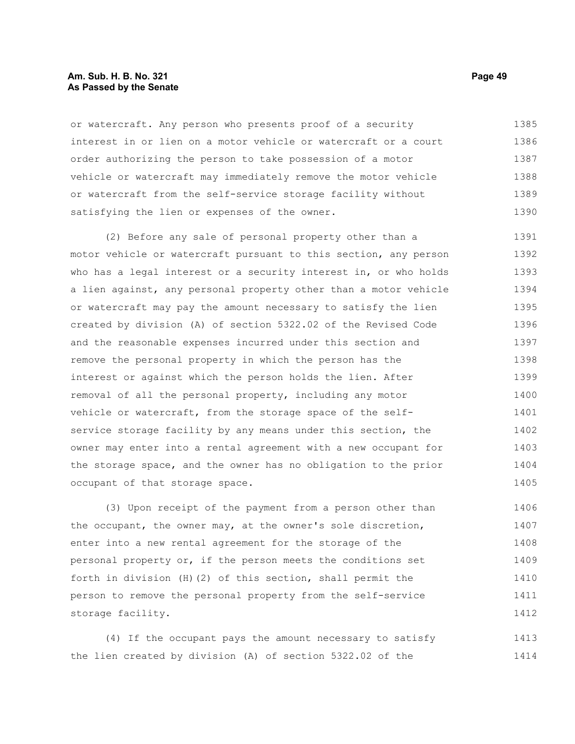or watercraft. Any person who presents proof of a security interest in or lien on a motor vehicle or watercraft or a court order authorizing the person to take possession of a motor vehicle or watercraft may immediately remove the motor vehicle or watercraft from the self-service storage facility without satisfying the lien or expenses of the owner.

(2) Before any sale of personal property other than a motor vehicle or watercraft pursuant to this section, any person who has a legal interest or a security interest in, or who holds a lien against, any personal property other than a motor vehicle or watercraft may pay the amount necessary to satisfy the lien created by division (A) of section 5322.02 of the Revised Code and the reasonable expenses incurred under this section and remove the personal property in which the person has the interest or against which the person holds the lien. After removal of all the personal property, including any motor vehicle or watercraft, from the storage space of the self-service storage facility by any means under this section, the owner may enter into a rental agreement with a new occupant for the storage space, and the owner has no obligation to the prior occupant of that storage space.

(3) Upon receipt of the payment from a person other than the occupant, the owner may, at the owner's sole discretion, enter into a new rental agreement for the storage of the personal property or, if the person meets the conditions set forth in division (H)(2) of this section, shall permit the person to remove the personal property from the self-service storage facility.

(4) If the occupant pays the amount necessary to satisfy the lien created by division (A) of section 5322.02 of the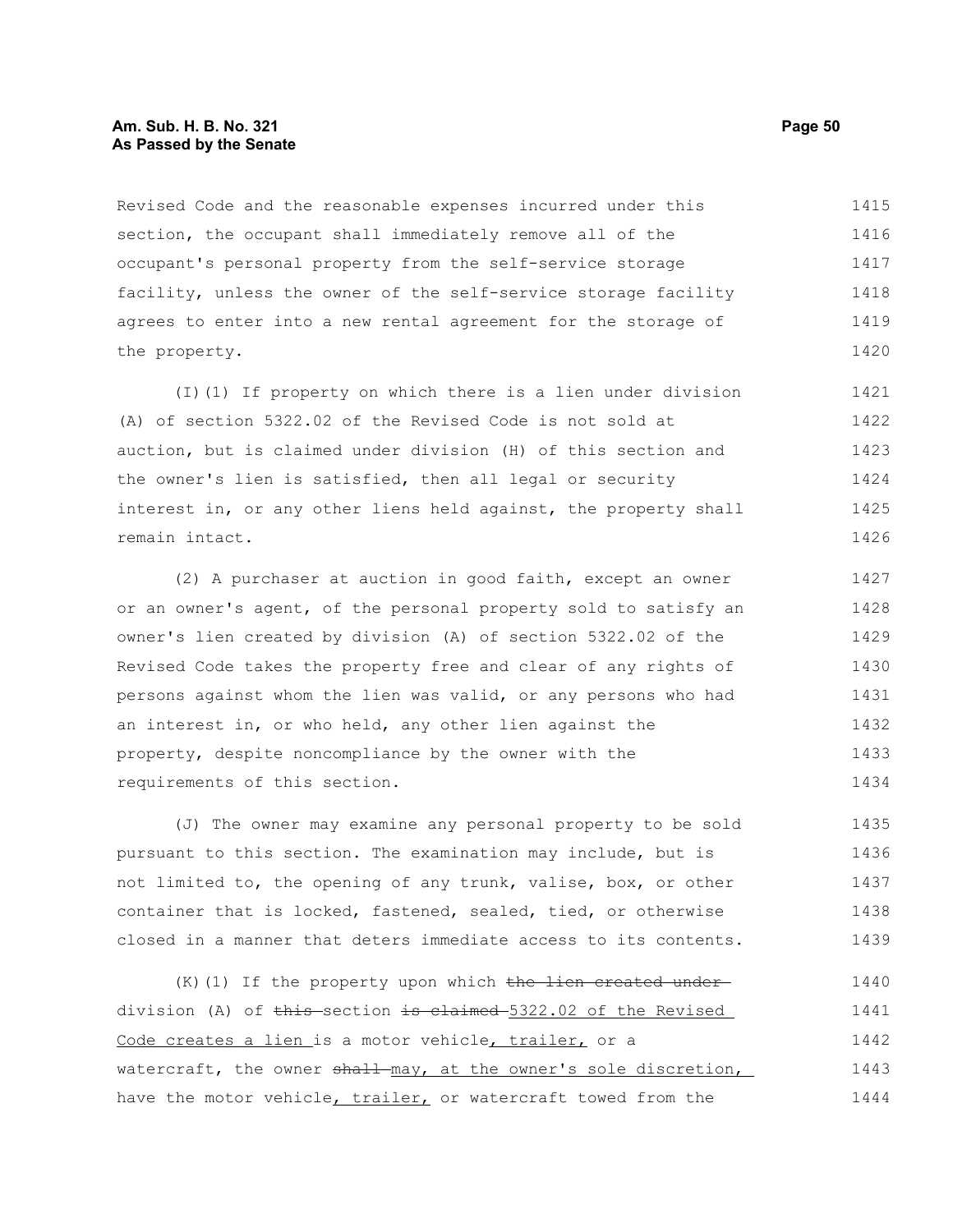Revised Code and the reasonable expenses incurred under this section, the occupant shall immediately remove all of the occupant's personal property from the self-service storage facility, unless the owner of the self-service storage facility agrees to enter into a new rental agreement for the storage of the property.

(I)(1) If property on which there is a lien under division (A) of section 5322.02 of the Revised Code is not sold at auction, but is claimed under division (H) of this section and the owner's lien is satisfied, then all legal or security interest in, or any other liens held against, the property shall remain intact.

(2) A purchaser at auction in good faith, except an owner or an owner's agent, of the personal property sold to satisfy an owner's lien created by division (A) of section 5322.02 of the Revised Code takes the property free and clear of any rights of persons against whom the lien was valid, or any persons who had an interest in, or who held, any other lien against the property, despite noncompliance by the owner with the requirements of this section.

(J) The owner may examine any personal property to be sold pursuant to this section. The examination may include, but is not limited to, the opening of any trunk, valise, box, or other container that is locked, fastened, sealed, tied, or otherwise closed in a manner that deters immediate access to its contents.

(K)(1) If the property upon which ~~the lien created under~~ division (A) of ~~this~~ section ~~is claimed~~ 5322.02 of the Revised Code creates a lien is a motor vehicle, trailer, or a watercraft, the owner ~~shall~~ may, at the owner's sole discretion, have the motor vehicle, trailer, or watercraft towed from the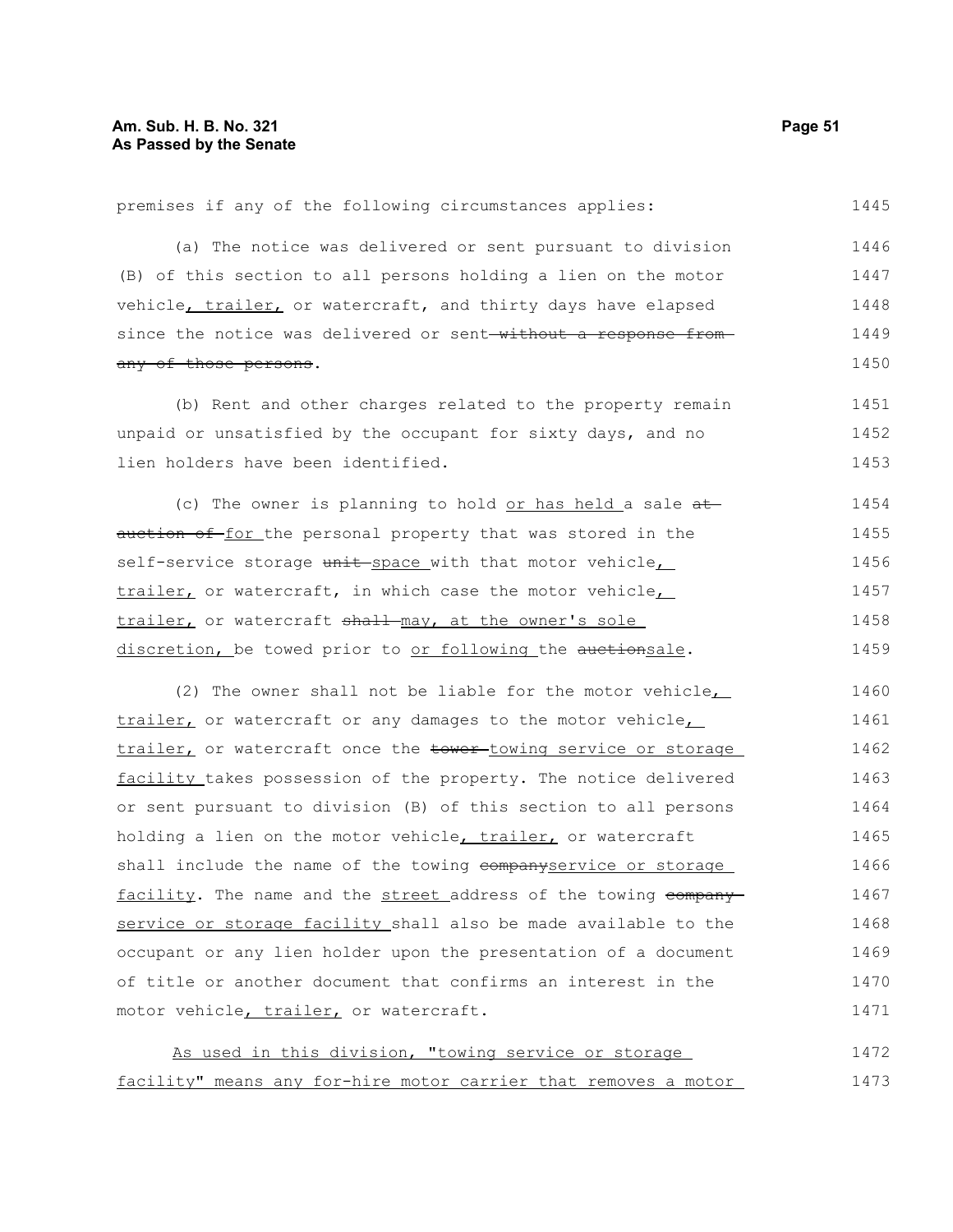premises if any of the following circumstances applies:

(a) The notice was delivered or sent pursuant to division (B) of this section to all persons holding a lien on the motor vehicle, trailer, or watercraft, and thirty days have elapsed since the notice was delivered or sent without a response from any of those persons.

(b) Rent and other charges related to the property remain unpaid or unsatisfied by the occupant for sixty days, and no lien holders have been identified.

(c) The owner is planning to hold or has held a sale at auction of for the personal property that was stored in the self-service storage unit space with that motor vehicle, trailer, or watercraft, in which case the motor vehicle, trailer, or watercraft shall may, at the owner's sole discretion, be towed prior to or following the auctionsale.

(2) The owner shall not be liable for the motor vehicle, trailer, or watercraft or any damages to the motor vehicle, trailer, or watercraft once the tower towing service or storage facility takes possession of the property. The notice delivered or sent pursuant to division (B) of this section to all persons holding a lien on the motor vehicle, trailer, or watercraft shall include the name of the towing companyservice or storage facility. The name and the street address of the towing company service or storage facility shall also be made available to the occupant or any lien holder upon the presentation of a document of title or another document that confirms an interest in the motor vehicle, trailer, or watercraft.

As used in this division, "towing service or storage facility" means any for-hire motor carrier that removes a motor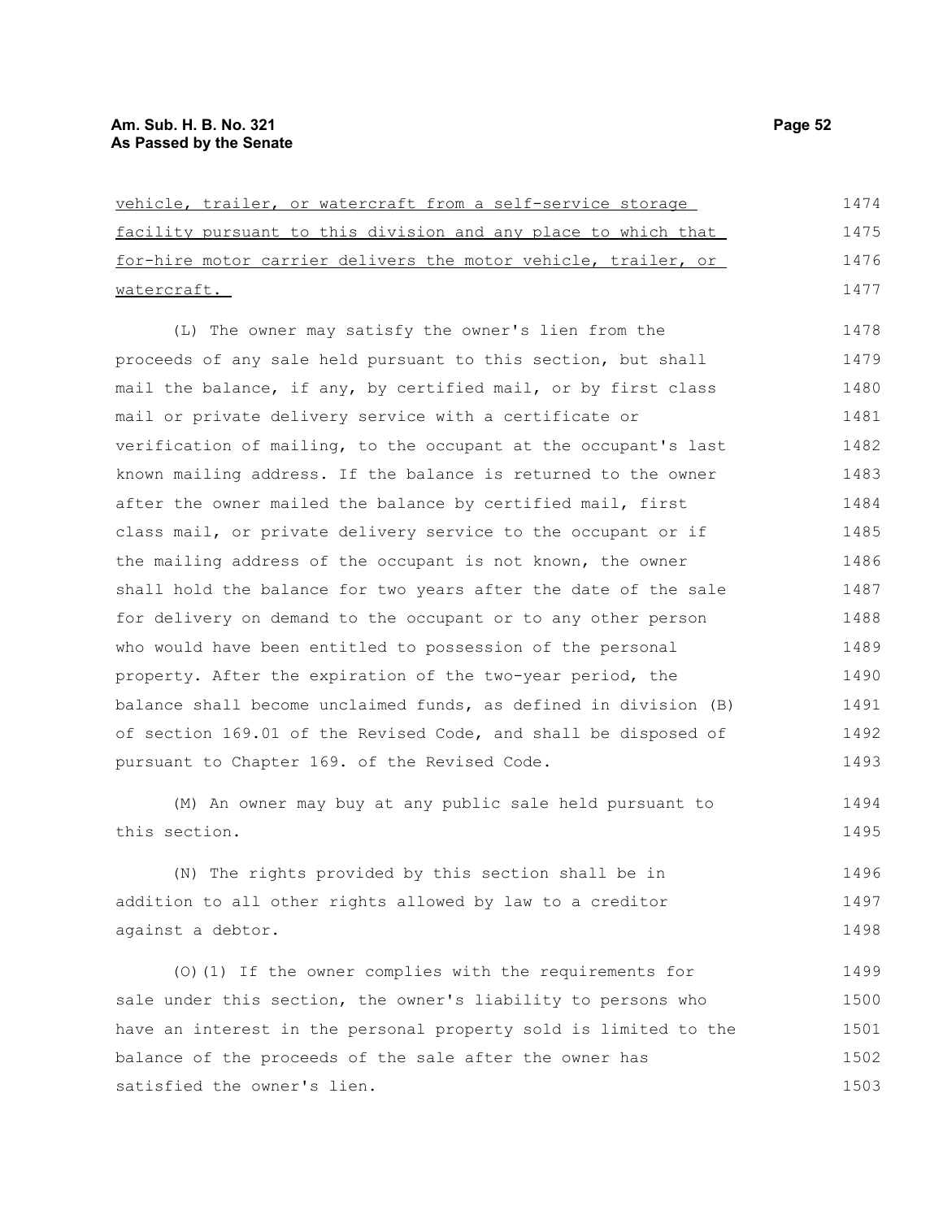vehicle, trailer, or watercraft from a self-service storage facility pursuant to this division and any place to which that for-hire motor carrier delivers the motor vehicle, trailer, or watercraft.

(L) The owner may satisfy the owner's lien from the proceeds of any sale held pursuant to this section, but shall mail the balance, if any, by certified mail, or by first class mail or private delivery service with a certificate or verification of mailing, to the occupant at the occupant's last known mailing address. If the balance is returned to the owner after the owner mailed the balance by certified mail, first class mail, or private delivery service to the occupant or if the mailing address of the occupant is not known, the owner shall hold the balance for two years after the date of the sale for delivery on demand to the occupant or to any other person who would have been entitled to possession of the personal property. After the expiration of the two-year period, the balance shall become unclaimed funds, as defined in division (B) of section 169.01 of the Revised Code, and shall be disposed of pursuant to Chapter 169. of the Revised Code.

(M) An owner may buy at any public sale held pursuant to this section.

(N) The rights provided by this section shall be in addition to all other rights allowed by law to a creditor against a debtor.

(O)(1) If the owner complies with the requirements for sale under this section, the owner's liability to persons who have an interest in the personal property sold is limited to the balance of the proceeds of the sale after the owner has satisfied the owner's lien.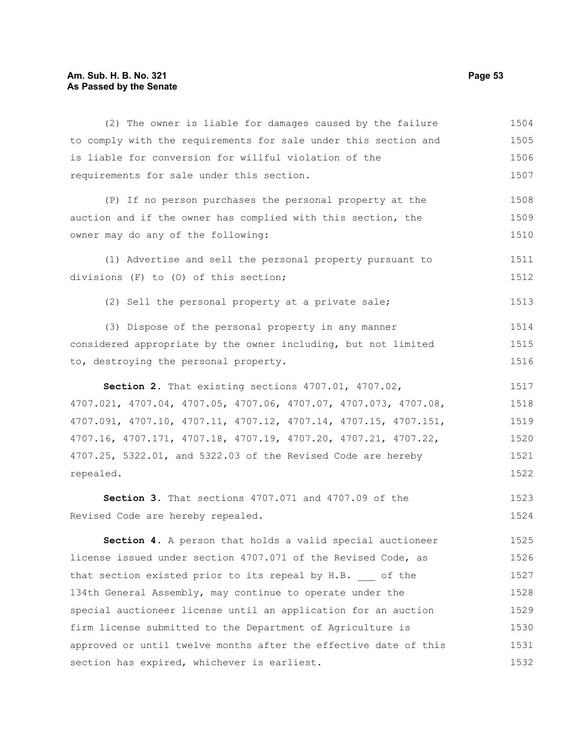(2) The owner is liable for damages caused by the failure to comply with the requirements for sale under this section and is liable for conversion for willful violation of the requirements for sale under this section.

(P) If no person purchases the personal property at the auction and if the owner has complied with this section, the owner may do any of the following:

(1) Advertise and sell the personal property pursuant to divisions (F) to (O) of this section;

(2) Sell the personal property at a private sale;

(3) Dispose of the personal property in any manner considered appropriate by the owner including, but not limited to, destroying the personal property.

**Section 2.** That existing sections 4707.01, 4707.02, 4707.021, 4707.04, 4707.05, 4707.06, 4707.07, 4707.073, 4707.08, 4707.091, 4707.10, 4707.11, 4707.12, 4707.14, 4707.15, 4707.151, 4707.16, 4707.171, 4707.18, 4707.19, 4707.20, 4707.21, 4707.22, 4707.25, 5322.01, and 5322.03 of the Revised Code are hereby repealed.

**Section 3.** That sections 4707.071 and 4707.09 of the Revised Code are hereby repealed.

**Section 4.** A person that holds a valid special auctioneer license issued under section 4707.071 of the Revised Code, as that section existed prior to its repeal by H.B. ___ of the 134th General Assembly, may continue to operate under the special auctioneer license until an application for an auction firm license submitted to the Department of Agriculture is approved or until twelve months after the effective date of this section has expired, whichever is earliest.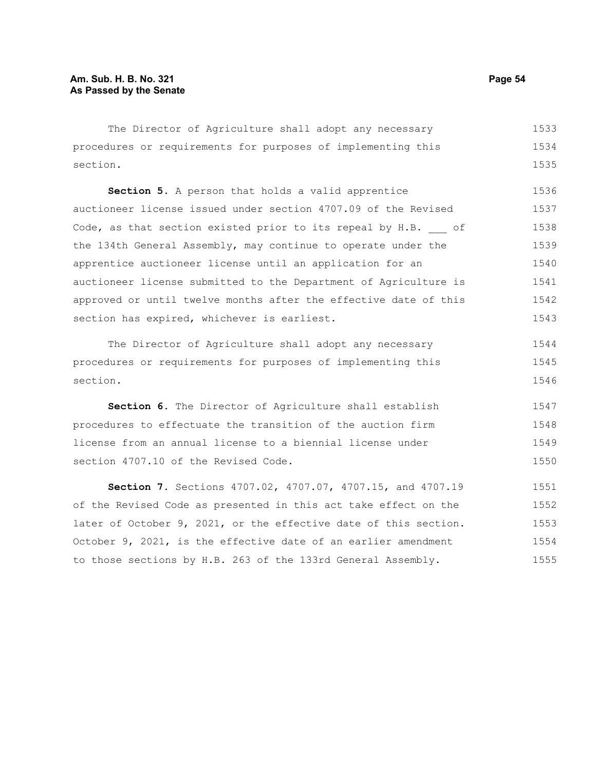The Director of Agriculture shall adopt any necessary procedures or requirements for purposes of implementing this section.

**Section 5.** A person that holds a valid apprentice auctioneer license issued under section 4707.09 of the Revised Code, as that section existed prior to its repeal by H.B. ___ of the 134th General Assembly, may continue to operate under the apprentice auctioneer license until an application for an auctioneer license submitted to the Department of Agriculture is approved or until twelve months after the effective date of this section has expired, whichever is earliest.

The Director of Agriculture shall adopt any necessary procedures or requirements for purposes of implementing this section.

**Section 6.** The Director of Agriculture shall establish procedures to effectuate the transition of the auction firm license from an annual license to a biennial license under section 4707.10 of the Revised Code.

**Section 7.** Sections 4707.02, 4707.07, 4707.15, and 4707.19 of the Revised Code as presented in this act take effect on the later of October 9, 2021, or the effective date of this section. October 9, 2021, is the effective date of an earlier amendment to those sections by H.B. 263 of the 133rd General Assembly.